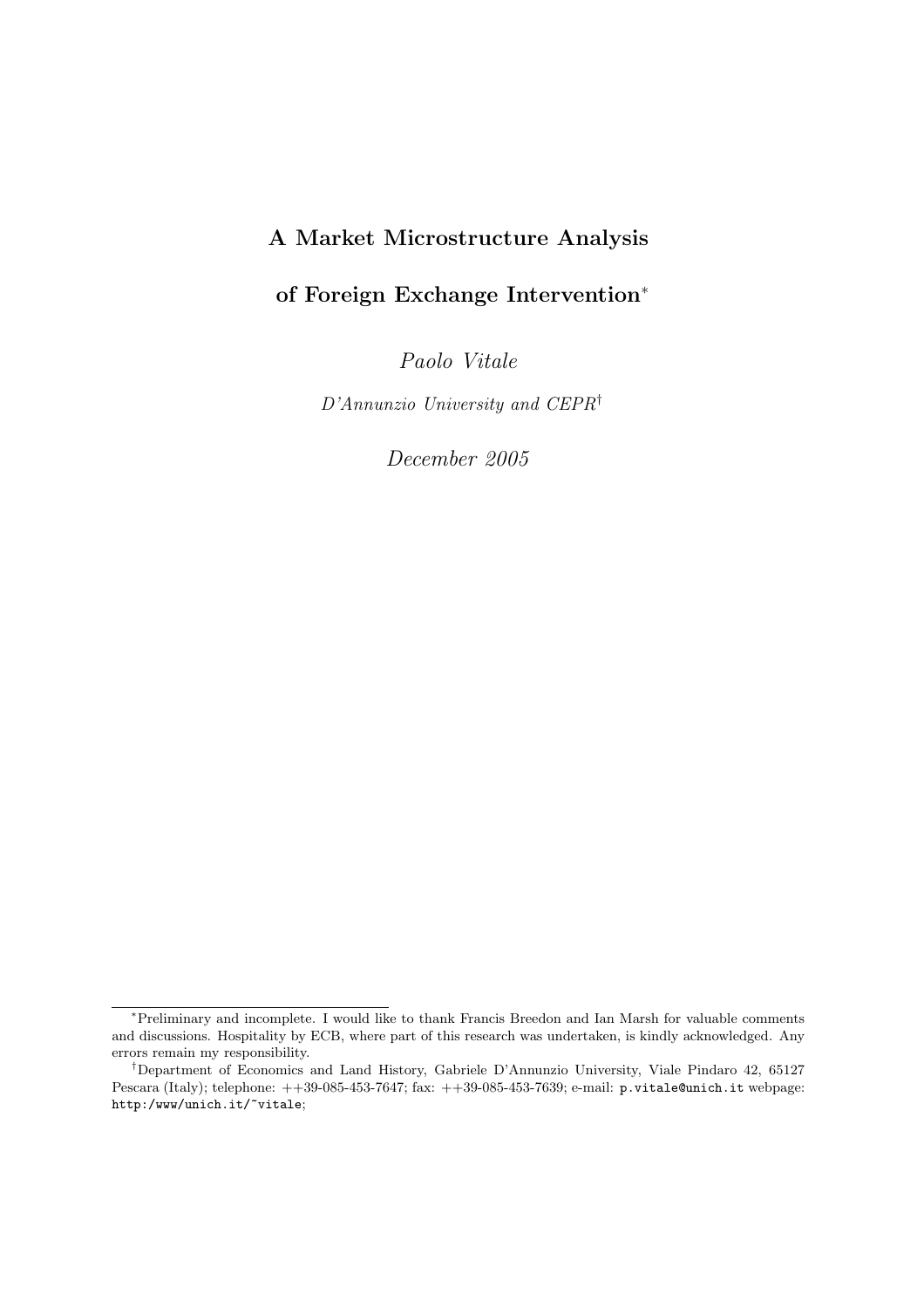# A Market Microstructure Analysis of Foreign Exchange Intervention*

*Paolo Vitale*

*D'Annunzio University and CEPR*†

*December 2005*

---

*Preliminary and incomplete. I would like to thank Francis Breedon and Ian Marsh for valuable comments and discussions. Hospitality by ECB, where part of this research was undertaken, is kindly acknowledged. Any errors remain my responsibility.

†Department of Economics and Land History, Gabriele D'Annunzio University, Viale Pindaro 42, 65127 Pescara (Italy); telephone: ++39-085-453-7647; fax: ++39-085-453-7639; e-mail: `p.vitale@unich.it` webpage: `http:/www/unich.it/~vitale`;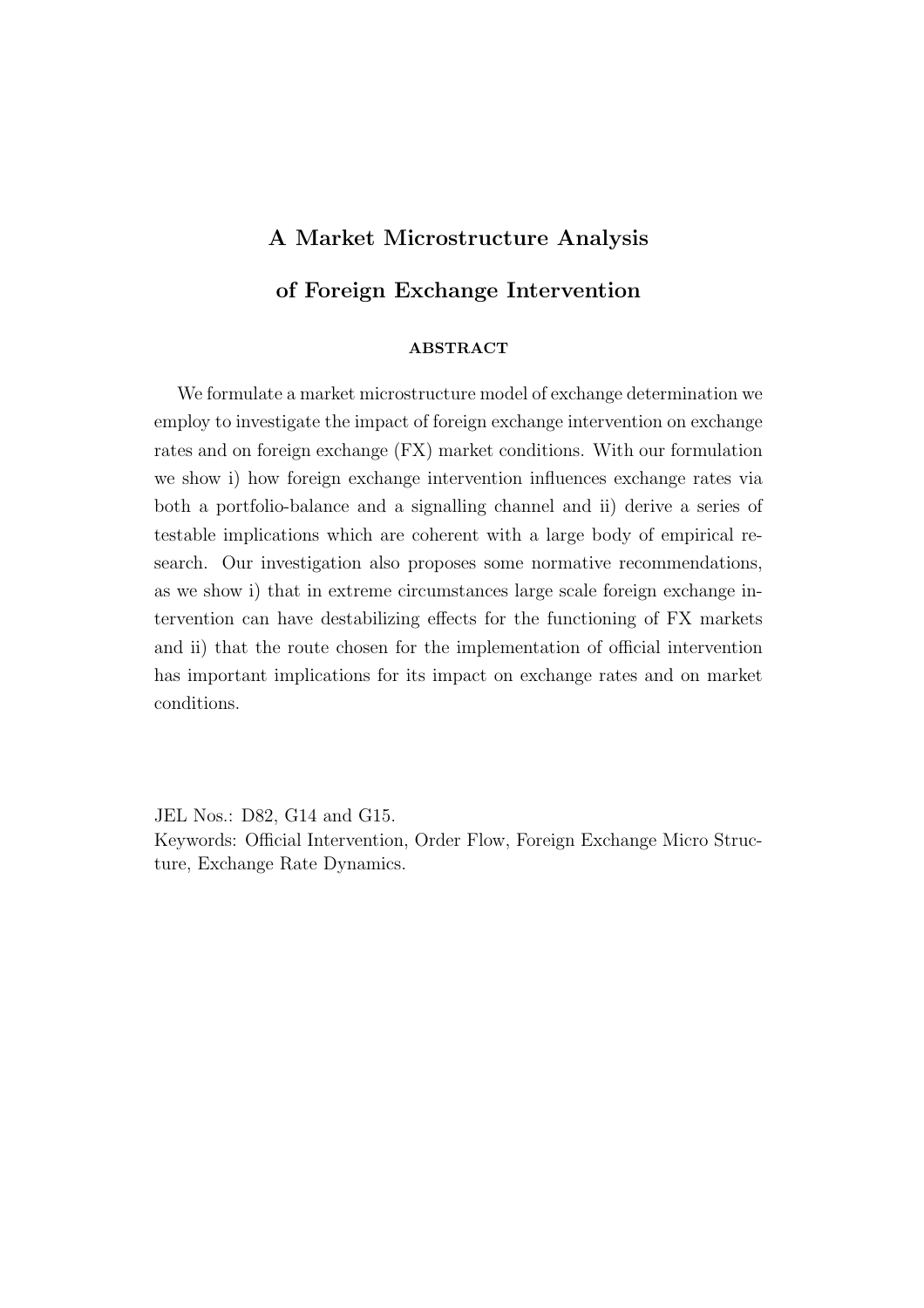# A Market Microstructure Analysis of Foreign Exchange Intervention

## ABSTRACT

We formulate a market microstructure model of exchange determination we employ to investigate the impact of foreign exchange intervention on exchange rates and on foreign exchange (FX) market conditions. With our formulation we show i) how foreign exchange intervention influences exchange rates via both a portfolio-balance and a signalling channel and ii) derive a series of testable implications which are coherent with a large body of empirical research. Our investigation also proposes some normative recommendations, as we show i) that in extreme circumstances large scale foreign exchange intervention can have destabilizing effects for the functioning of FX markets and ii) that the route chosen for the implementation of official intervention has important implications for its impact on exchange rates and on market conditions.

JEL Nos.: D82, G14 and G15.
Keywords: Official Intervention, Order Flow, Foreign Exchange Micro Structure, Exchange Rate Dynamics.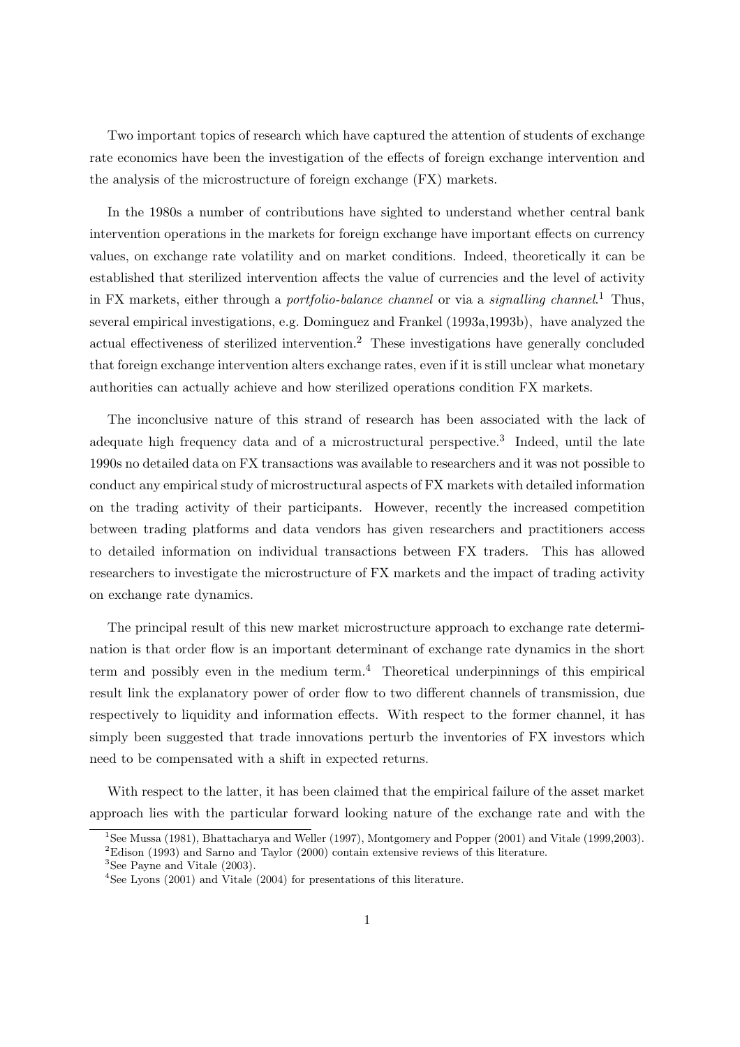Two important topics of research which have captured the attention of students of exchange rate economics have been the investigation of the effects of foreign exchange intervention and the analysis of the microstructure of foreign exchange (FX) markets.

In the 1980s a number of contributions have sighted to understand whether central bank intervention operations in the markets for foreign exchange have important effects on currency values, on exchange rate volatility and on market conditions. Indeed, theoretically it can be established that sterilized intervention affects the value of currencies and the level of activity in FX markets, either through a *portfolio-balance channel* or via a *signalling channel*.[1] Thus, several empirical investigations, e.g. Dominguez and Frankel (1993a,1993b), have analyzed the actual effectiveness of sterilized intervention.[2] These investigations have generally concluded that foreign exchange intervention alters exchange rates, even if it is still unclear what monetary authorities can actually achieve and how sterilized operations condition FX markets.

The inconclusive nature of this strand of research has been associated with the lack of adequate high frequency data and of a microstructural perspective.[3] Indeed, until the late 1990s no detailed data on FX transactions was available to researchers and it was not possible to conduct any empirical study of microstructural aspects of FX markets with detailed information on the trading activity of their participants. However, recently the increased competition between trading platforms and data vendors has given researchers and practitioners access to detailed information on individual transactions between FX traders. This has allowed researchers to investigate the microstructure of FX markets and the impact of trading activity on exchange rate dynamics.

The principal result of this new market microstructure approach to exchange rate determination is that order flow is an important determinant of exchange rate dynamics in the short term and possibly even in the medium term.[4] Theoretical underpinnings of this empirical result link the explanatory power of order flow to two different channels of transmission, due respectively to liquidity and information effects. With respect to the former channel, it has simply been suggested that trade innovations perturb the inventories of FX investors which need to be compensated with a shift in expected returns.

With respect to the latter, it has been claimed that the empirical failure of the asset market approach lies with the particular forward looking nature of the exchange rate and with the

[1] See Mussa (1981), Bhattacharya and Weller (1997), Montgomery and Popper (2001) and Vitale (1999,2003).

[2] Edison (1993) and Sarno and Taylor (2000) contain extensive reviews of this literature.

[3] See Payne and Vitale (2003).

[4] See Lyons (2001) and Vitale (2004) for presentations of this literature.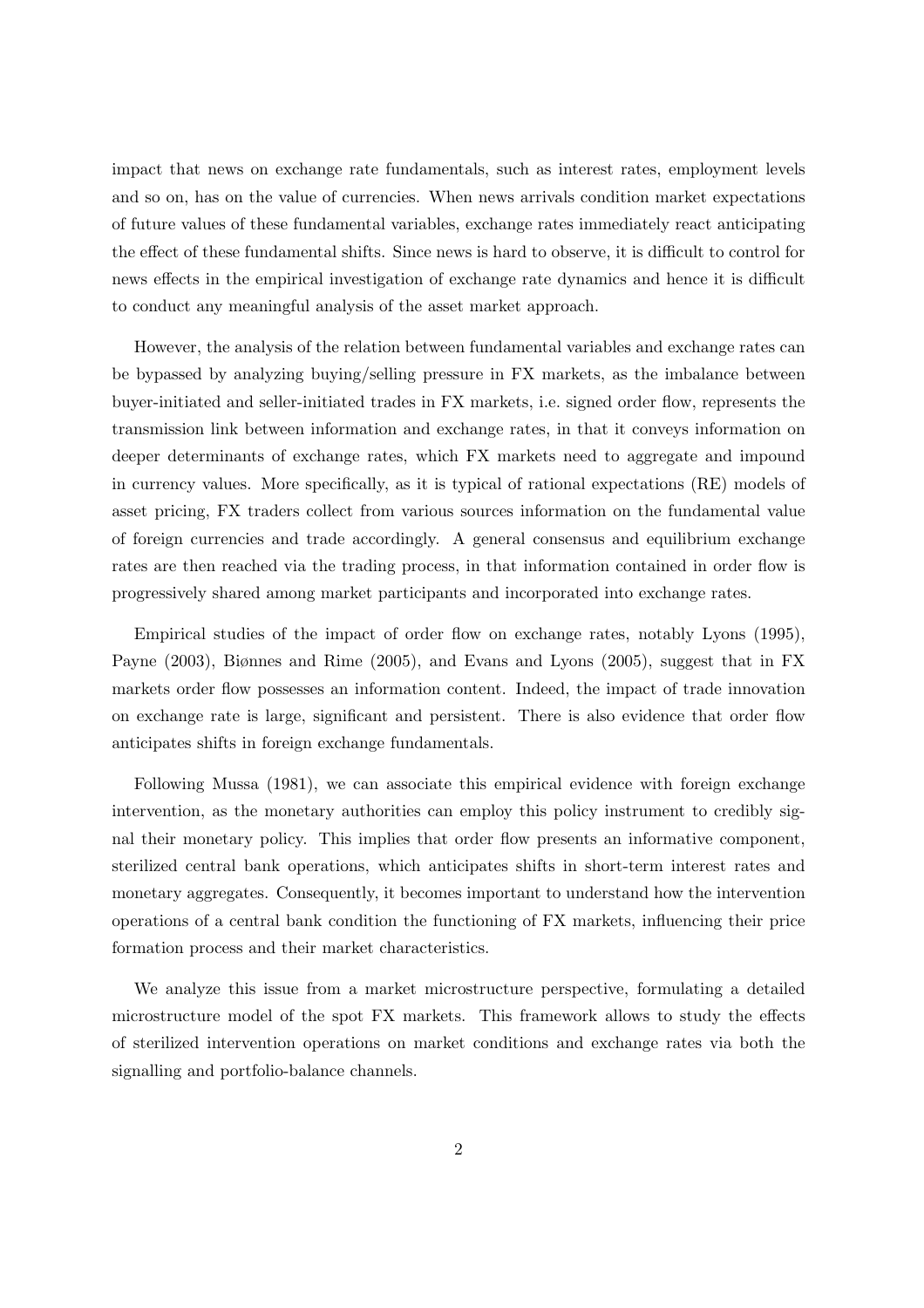impact that news on exchange rate fundamentals, such as interest rates, employment levels and so on, has on the value of currencies. When news arrivals condition market expectations of future values of these fundamental variables, exchange rates immediately react anticipating the effect of these fundamental shifts. Since news is hard to observe, it is difficult to control for news effects in the empirical investigation of exchange rate dynamics and hence it is difficult to conduct any meaningful analysis of the asset market approach.

However, the analysis of the relation between fundamental variables and exchange rates can be bypassed by analyzing buying/selling pressure in FX markets, as the imbalance between buyer-initiated and seller-initiated trades in FX markets, i.e. signed order flow, represents the transmission link between information and exchange rates, in that it conveys information on deeper determinants of exchange rates, which FX markets need to aggregate and impound in currency values. More specifically, as it is typical of rational expectations (RE) models of asset pricing, FX traders collect from various sources information on the fundamental value of foreign currencies and trade accordingly. A general consensus and equilibrium exchange rates are then reached via the trading process, in that information contained in order flow is progressively shared among market participants and incorporated into exchange rates.

Empirical studies of the impact of order flow on exchange rates, notably Lyons (1995), Payne (2003), Biønnes and Rime (2005), and Evans and Lyons (2005), suggest that in FX markets order flow possesses an information content. Indeed, the impact of trade innovation on exchange rate is large, significant and persistent. There is also evidence that order flow anticipates shifts in foreign exchange fundamentals.

Following Mussa (1981), we can associate this empirical evidence with foreign exchange intervention, as the monetary authorities can employ this policy instrument to credibly signal their monetary policy. This implies that order flow presents an informative component, sterilized central bank operations, which anticipates shifts in short-term interest rates and monetary aggregates. Consequently, it becomes important to understand how the intervention operations of a central bank condition the functioning of FX markets, influencing their price formation process and their market characteristics.

We analyze this issue from a market microstructure perspective, formulating a detailed microstructure model of the spot FX markets. This framework allows to study the effects of sterilized intervention operations on market conditions and exchange rates via both the signalling and portfolio-balance channels.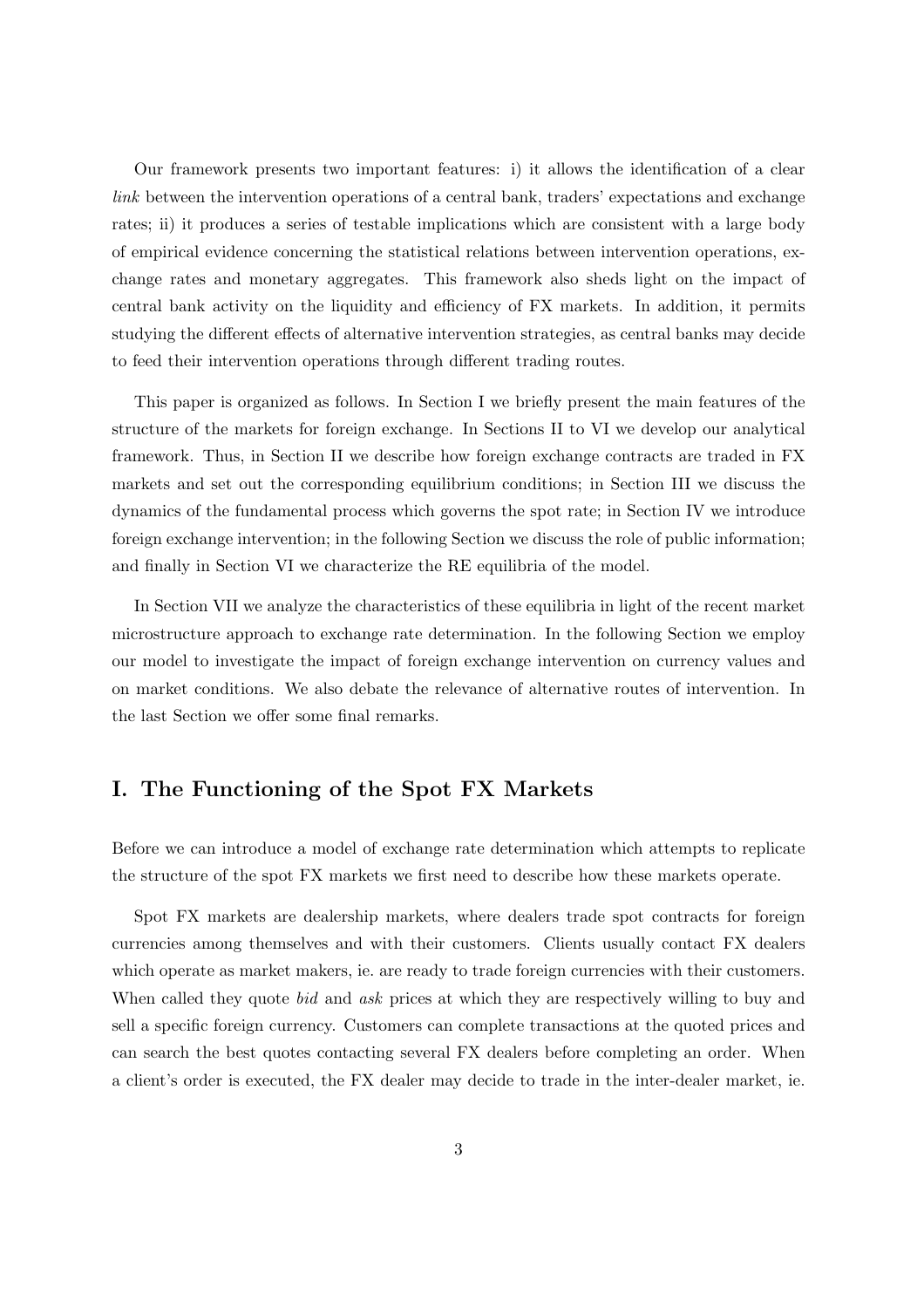Our framework presents two important features: i) it allows the identification of a clear *link* between the intervention operations of a central bank, traders' expectations and exchange rates; ii) it produces a series of testable implications which are consistent with a large body of empirical evidence concerning the statistical relations between intervention operations, exchange rates and monetary aggregates. This framework also sheds light on the impact of central bank activity on the liquidity and efficiency of FX markets. In addition, it permits studying the different effects of alternative intervention strategies, as central banks may decide to feed their intervention operations through different trading routes.

This paper is organized as follows. In Section I we briefly present the main features of the structure of the markets for foreign exchange. In Sections II to VI we develop our analytical framework. Thus, in Section II we describe how foreign exchange contracts are traded in FX markets and set out the corresponding equilibrium conditions; in Section III we discuss the dynamics of the fundamental process which governs the spot rate; in Section IV we introduce foreign exchange intervention; in the following Section we discuss the role of public information; and finally in Section VI we characterize the RE equilibria of the model.

In Section VII we analyze the characteristics of these equilibria in light of the recent market microstructure approach to exchange rate determination. In the following Section we employ our model to investigate the impact of foreign exchange intervention on currency values and on market conditions. We also debate the relevance of alternative routes of intervention. In the last Section we offer some final remarks.

## I. The Functioning of the Spot FX Markets

Before we can introduce a model of exchange rate determination which attempts to replicate the structure of the spot FX markets we first need to describe how these markets operate.

Spot FX markets are dealership markets, where dealers trade spot contracts for foreign currencies among themselves and with their customers. Clients usually contact FX dealers which operate as market makers, ie. are ready to trade foreign currencies with their customers. When called they quote *bid* and *ask* prices at which they are respectively willing to buy and sell a specific foreign currency. Customers can complete transactions at the quoted prices and can search the best quotes contacting several FX dealers before completing an order. When a client's order is executed, the FX dealer may decide to trade in the inter-dealer market, ie.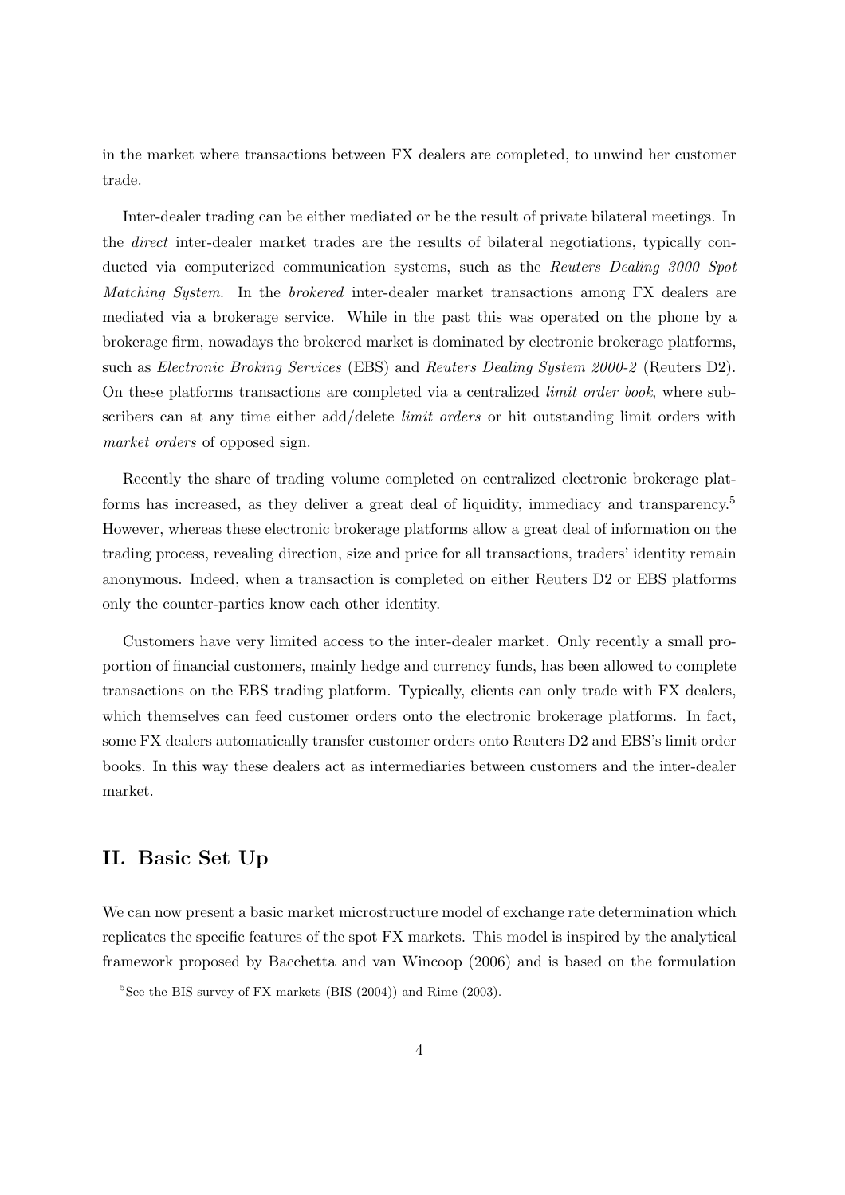in the market where transactions between FX dealers are completed, to unwind her customer trade.

Inter-dealer trading can be either mediated or be the result of private bilateral meetings. In the *direct* inter-dealer market trades are the results of bilateral negotiations, typically conducted via computerized communication systems, such as the *Reuters Dealing 3000 Spot Matching System*. In the *brokered* inter-dealer market transactions among FX dealers are mediated via a brokerage service. While in the past this was operated on the phone by a brokerage firm, nowadays the brokered market is dominated by electronic brokerage platforms, such as *Electronic Broking Services* (EBS) and *Reuters Dealing System 2000-2* (Reuters D2). On these platforms transactions are completed via a centralized *limit order book*, where subscribers can at any time either add/delete *limit orders* or hit outstanding limit orders with *market orders* of opposed sign.

Recently the share of trading volume completed on centralized electronic brokerage platforms has increased, as they deliver a great deal of liquidity, immediacy and transparency.[5] However, whereas these electronic brokerage platforms allow a great deal of information on the trading process, revealing direction, size and price for all transactions, traders' identity remain anonymous. Indeed, when a transaction is completed on either Reuters D2 or EBS platforms only the counter-parties know each other identity.

Customers have very limited access to the inter-dealer market. Only recently a small proportion of financial customers, mainly hedge and currency funds, has been allowed to complete transactions on the EBS trading platform. Typically, clients can only trade with FX dealers, which themselves can feed customer orders onto the electronic brokerage platforms. In fact, some FX dealers automatically transfer customer orders onto Reuters D2 and EBS's limit order books. In this way these dealers act as intermediaries between customers and the inter-dealer market.

## II. Basic Set Up

We can now present a basic market microstructure model of exchange rate determination which replicates the specific features of the spot FX markets. This model is inspired by the analytical framework proposed by Bacchetta and van Wincoop (2006) and is based on the formulation

[5] See the BIS survey of FX markets (BIS (2004)) and Rime (2003).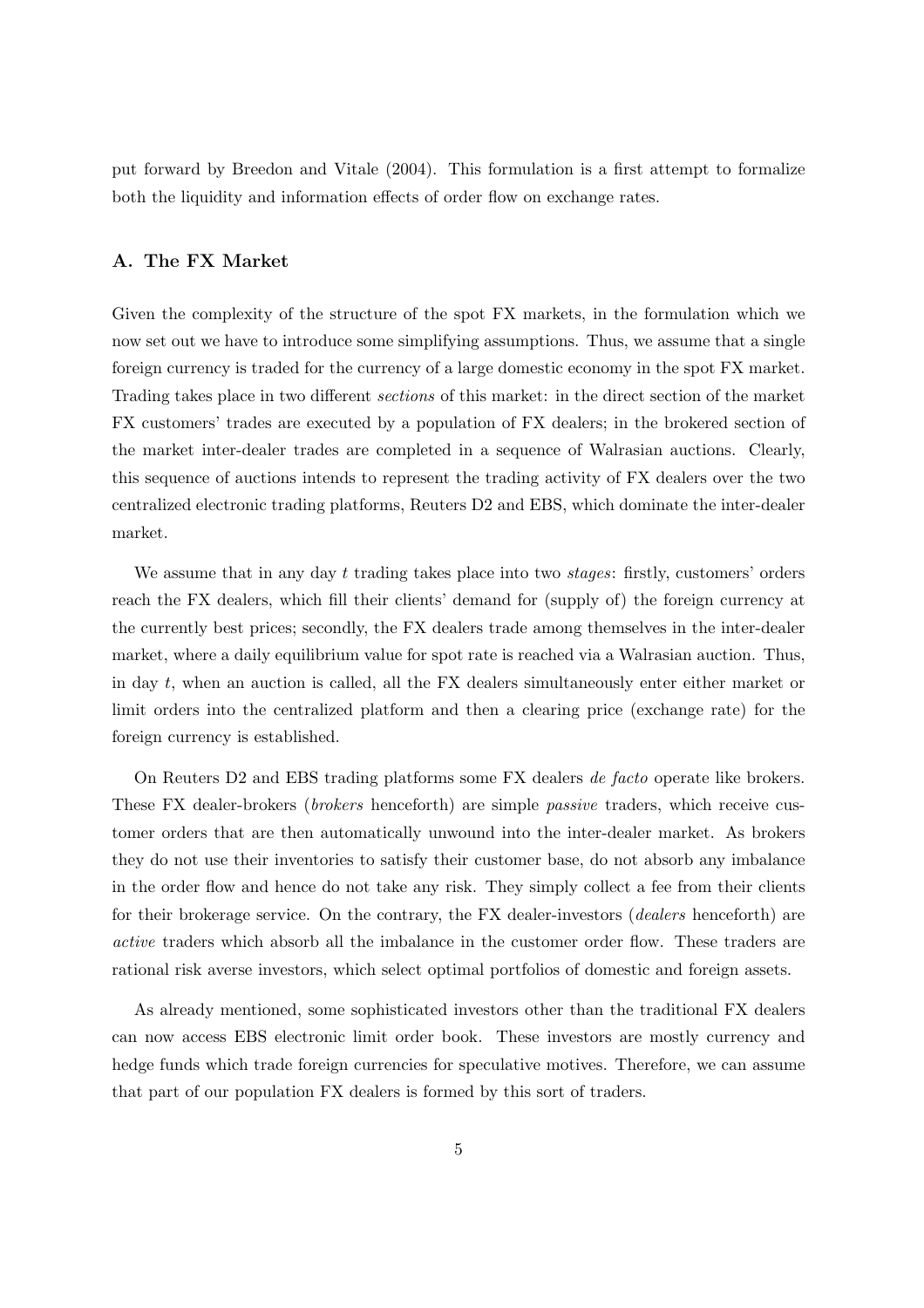put forward by Breedon and Vitale (2004). This formulation is a first attempt to formalize both the liquidity and information effects of order flow on exchange rates.

### A. The FX Market

Given the complexity of the structure of the spot FX markets, in the formulation which we now set out we have to introduce some simplifying assumptions. Thus, we assume that a single foreign currency is traded for the currency of a large domestic economy in the spot FX market. Trading takes place in two different *sections* of this market: in the direct section of the market FX customers' trades are executed by a population of FX dealers; in the brokered section of the market inter-dealer trades are completed in a sequence of Walrasian auctions. Clearly, this sequence of auctions intends to represent the trading activity of FX dealers over the two centralized electronic trading platforms, Reuters D2 and EBS, which dominate the inter-dealer market.

We assume that in any day $t$ trading takes place into two *stages*: firstly, customers' orders reach the FX dealers, which fill their clients' demand for (supply of) the foreign currency at the currently best prices; secondly, the FX dealers trade among themselves in the inter-dealer market, where a daily equilibrium value for spot rate is reached via a Walrasian auction. Thus, in day $t$, when an auction is called, all the FX dealers simultaneously enter either market or limit orders into the centralized platform and then a clearing price (exchange rate) for the foreign currency is established.

On Reuters D2 and EBS trading platforms some FX dealers *de facto* operate like brokers. These FX dealer-brokers (*brokers* henceforth) are simple *passive* traders, which receive customer orders that are then automatically unwound into the inter-dealer market. As brokers they do not use their inventories to satisfy their customer base, do not absorb any imbalance in the order flow and hence do not take any risk. They simply collect a fee from their clients for their brokerage service. On the contrary, the FX dealer-investors (*dealers* henceforth) are *active* traders which absorb all the imbalance in the customer order flow. These traders are rational risk averse investors, which select optimal portfolios of domestic and foreign assets.

As already mentioned, some sophisticated investors other than the traditional FX dealers can now access EBS electronic limit order book. These investors are mostly currency and hedge funds which trade foreign currencies for speculative motives. Therefore, we can assume that part of our population FX dealers is formed by this sort of traders.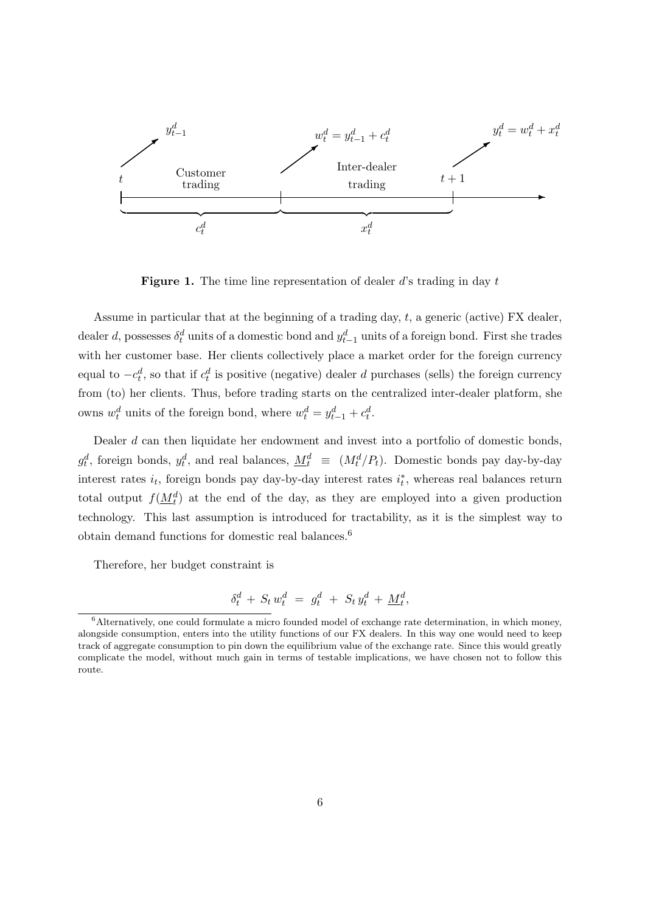$y^d_{t-1}$ $\quad$ $w^d_t = y^d_{t-1} + c^d_t$ $\quad$ $y^d_t = w^d_t + x^d_t$

$t$ — Customer trading ($c^d_t$) — Inter-dealer trading ($x^d_t$) — $t+1$

**Figure 1.** The time line representation of dealer $d$'s trading in day $t$

Assume in particular that at the beginning of a trading day, $t$, a generic (active) FX dealer, dealer $d$, possesses $\delta^d_t$ units of a domestic bond and $y^d_{t-1}$ units of a foreign bond. First she trades with her customer base. Her clients collectively place a market order for the foreign currency equal to $-c^d_t$, so that if $c^d_t$ is positive (negative) dealer $d$ purchases (sells) the foreign currency from (to) her clients. Thus, before trading starts on the centralized inter-dealer platform, she owns $w^d_t$ units of the foreign bond, where $w^d_t = y^d_{t-1} + c^d_t$.

Dealer $d$ can then liquidate her endowment and invest into a portfolio of domestic bonds, $g^d_t$, foreign bonds, $y^d_t$, and real balances, $\underline{M}^d_t \equiv (M^d_t/P_t)$. Domestic bonds pay day-by-day interest rates $i_t$, foreign bonds pay day-by-day interest rates $i^*_t$, whereas real balances return total output $f(\underline{M}^d_t)$ at the end of the day, as they are employed into a given production technology. This last assumption is introduced for tractability, as it is the simplest way to obtain demand functions for domestic real balances.[6]

Therefore, her budget constraint is

$$\delta^d_t + S_t\, w^d_t = g^d_t + S_t\, y^d_t + \underline{M}^d_t,$$

[6] Alternatively, one could formulate a micro founded model of exchange rate determination, in which money, alongside consumption, enters into the utility functions of our FX dealers. In this way one would need to keep track of aggregate consumption to pin down the equilibrium value of the exchange rate. Since this would greatly complicate the model, without much gain in terms of testable implications, we have chosen not to follow this route.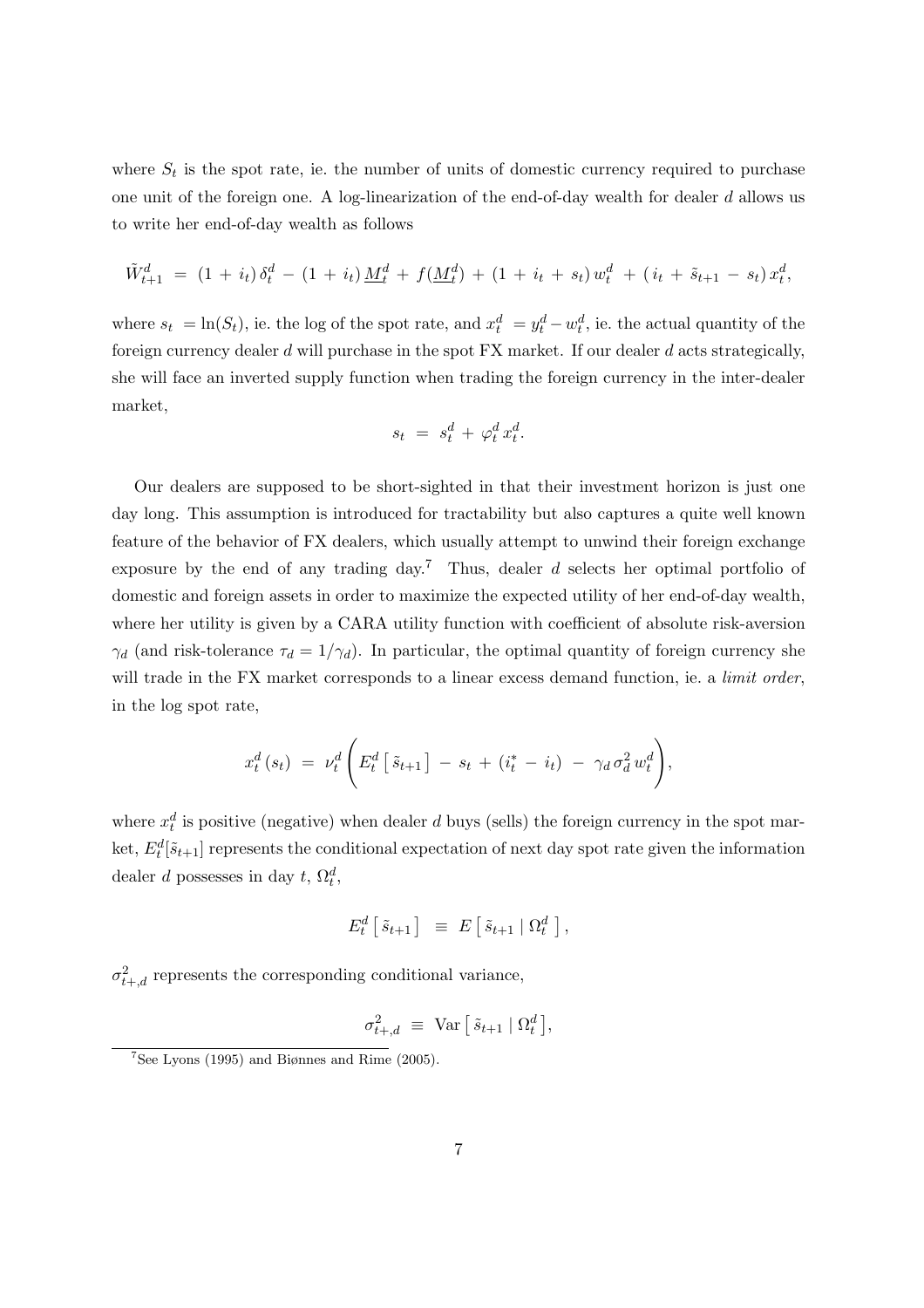where $S_t$ is the spot rate, ie. the number of units of domestic currency required to purchase one unit of the foreign one. A log-linearization of the end-of-day wealth for dealer $d$ allows us to write her end-of-day wealth as follows

$$\tilde{W}_{t+1}^d \;=\; (1\,+\,i_t)\,\delta_t^d \,-\, (1\,+\,i_t)\,\underline{M}_t^d \,+\, f(\underline{M}_t^d) \,+\, (1\,+\,i_t\,+\,s_t)\,w_t^d \,+\, (\,i_t\,+\,\tilde{s}_{t+1}\,-\,s_t)\,x_t^d,$$

where $s_t = \ln(S_t)$, ie. the log of the spot rate, and $x_t^d = y_t^d - w_t^d$, ie. the actual quantity of the foreign currency dealer $d$ will purchase in the spot FX market. If our dealer $d$ acts strategically, she will face an inverted supply function when trading the foreign currency in the inter-dealer market,

$$s_t \;=\; s_t^d \,+\, \varphi_t^d\,x_t^d.$$

Our dealers are supposed to be short-sighted in that their investment horizon is just one day long. This assumption is introduced for tractability but also captures a quite well known feature of the behavior of FX dealers, which usually attempt to unwind their foreign exchange exposure by the end of any trading day.[7] Thus, dealer $d$ selects her optimal portfolio of domestic and foreign assets in order to maximize the expected utility of her end-of-day wealth, where her utility is given by a CARA utility function with coefficient of absolute risk-aversion $\gamma_d$ (and risk-tolerance $\tau_d = 1/\gamma_d$). In particular, the optimal quantity of foreign currency she will trade in the FX market corresponds to a linear excess demand function, ie. a *limit order*, in the log spot rate,

$$x_t^d\,(s_t) \;=\; \nu_t^d \left( E_t^d\left[\,\tilde{s}_{t+1}\right] \,-\, s_t \,+\, (i_t^* \,-\, i_t) \;-\; \gamma_d\,\sigma_d^2\,w_t^d \right),$$

where $x_t^d$ is positive (negative) when dealer $d$ buys (sells) the foreign currency in the spot market, $E_t^d[\tilde{s}_{t+1}]$ represents the conditional expectation of next day spot rate given the information dealer $d$ possesses in day $t$, $\Omega_t^d$,

$$E_t^d\left[\,\tilde{s}_{t+1}\right] \;\equiv\; E\left[\,\tilde{s}_{t+1} \mid \Omega_t^d\,\right],$$

$\sigma_{t+,d}^2$ represents the corresponding conditional variance,

$$\sigma_{t+,d}^2 \;\equiv\; \mathrm{Var}\left[\,\tilde{s}_{t+1} \mid \Omega_t^d\,\right],$$

[7] See Lyons (1995) and Biønnes and Rime (2005).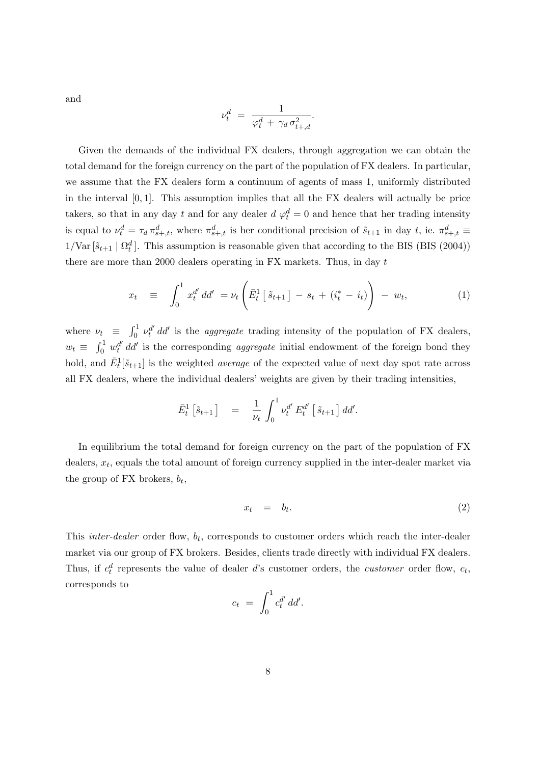and

$$\nu_t^d \;=\; \frac{1}{\varphi_t^d \,+\, \gamma_d \, \sigma_{t+,d}^2}.$$

Given the demands of the individual FX dealers, through aggregation we can obtain the total demand for the foreign currency on the part of the population of FX dealers. In particular, we assume that the FX dealers form a continuum of agents of mass 1, uniformly distributed in the interval $[0, 1]$. This assumption implies that all the FX dealers will actually be price takers, so that in any day $t$ and for any dealer $d$ $\varphi_t^d = 0$ and hence that her trading intensity is equal to $\nu_t^d = \tau_d \, \pi_{s+,t}^d$, where $\pi_{s+,t}^d$ is her conditional precision of $\tilde{s}_{t+1}$ in day $t$, ie. $\pi_{s+,t}^d \equiv 1/\text{Var}\,[\tilde{s}_{t+1} \mid \Omega_t^d\,]$. This assumption is reasonable given that according to the BIS (BIS (2004)) there are more than 2000 dealers operating in FX markets. Thus, in day $t$

$$x_t \quad \equiv \quad \int_0^1 x_t^{d'} \, dd' \;= \nu_t \left( \bar{E}_t^1 \left[ \, \tilde{s}_{t+1} \, \right] \, - \, s_t \, + \, (i_t^* \, - \, i_t) \right) \; - \; w_t, \tag{1}$$

where $\nu_t \;\equiv\; \int_0^1 \nu_t^{d'} \, dd'$ is the *aggregate* trading intensity of the population of FX dealers, $w_t \equiv \; \int_0^1 w_t^{d'} \, dd'$ is the corresponding *aggregate* initial endowment of the foreign bond they hold, and $\bar{E}_t^1[\tilde{s}_{t+1}]$ is the weighted *average* of the expected value of next day spot rate across all FX dealers, where the individual dealers' weights are given by their trading intensities,

$$\bar{E}_t^1 \left[ \tilde{s}_{t+1} \right] \quad = \quad \frac{1}{\nu_t} \int_0^1 \nu_t^{d'} \, E_t^{d'} \left[ \, \tilde{s}_{t+1} \right] dd'.$$

In equilibrium the total demand for foreign currency on the part of the population of FX dealers, $x_t$, equals the total amount of foreign currency supplied in the inter-dealer market via the group of FX brokers, $b_t$,

$$x_t \quad = \quad b_t. \tag{2}$$

This *inter-dealer* order flow, $b_t$, corresponds to customer orders which reach the inter-dealer market via our group of FX brokers. Besides, clients trade directly with individual FX dealers. Thus, if $c_t^d$ represents the value of dealer $d$'s customer orders, the *customer* order flow, $c_t$, corresponds to

$$c_t \;=\; \int_0^1 c_t^{d'} \, dd'.$$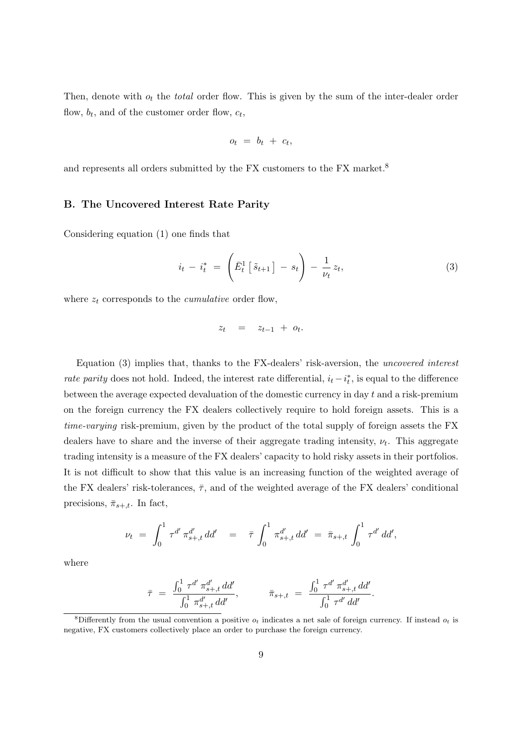Then, denote with $o_t$ the *total* order flow. This is given by the sum of the inter-dealer order flow, $b_t$, and of the customer order flow, $c_t$,

$$o_t \;=\; b_t \;+\; c_t,$$

and represents all orders submitted by the FX customers to the FX market.[8]

### B. The Uncovered Interest Rate Parity

Considering equation (1) one finds that

$$i_t \,-\, i_t^* \;=\; \left( \bar{E}_t^1 \left[\, \tilde{s}_{t+1} \right] \,-\, s_t \right) \,-\, \frac{1}{\nu_t}\, z_t, \tag{3}$$

where $z_t$ corresponds to the *cumulative* order flow,

$$z_t \quad = \quad z_{t-1} \;+\; o_t.$$

Equation (3) implies that, thanks to the FX-dealers' risk-aversion, the *uncovered interest rate parity* does not hold. Indeed, the interest rate differential, $i_t - i_t^*$, is equal to the difference between the average expected devaluation of the domestic currency in day $t$ and a risk-premium on the foreign currency the FX dealers collectively require to hold foreign assets. This is a *time-varying* risk-premium, given by the product of the total supply of foreign assets the FX dealers have to share and the inverse of their aggregate trading intensity, $\nu_t$. This aggregate trading intensity is a measure of the FX dealers' capacity to hold risky assets in their portfolios. It is not difficult to show that this value is an increasing function of the weighted average of the FX dealers' risk-tolerances, $\bar{\tau}$, and of the weighted average of the FX dealers' conditional precisions, $\bar{\pi}_{s+,t}$. In fact,

$$\nu_t \;=\; \int_0^1 \tau^{d'}\, \pi_{s+,t}^{d'}\, dd' \quad = \quad \bar{\tau} \int_0^1 \pi_{s+,t}^{d'}\, dd' \;=\; \bar{\pi}_{s+,t} \int_0^1 \tau^{d'}\, dd',$$

where

$$\bar{\tau} \;=\; \frac{\int_0^1 \tau^{d'}\, \pi_{s+,t}^{d'}\, dd'}{\int_0^1 \pi_{s+,t}^{d'}\, dd'}, \qquad\qquad \bar{\pi}_{s+,t} \;=\; \frac{\int_0^1 \tau^{d'}\, \pi_{s+,t}^{d'}\, dd'}{\int_0^1 \tau^{d'}\, dd'}.$$

---

[8] Differently from the usual convention a positive $o_t$ indicates a net sale of foreign currency. If instead $o_t$ is negative, FX customers collectively place an order to purchase the foreign currency.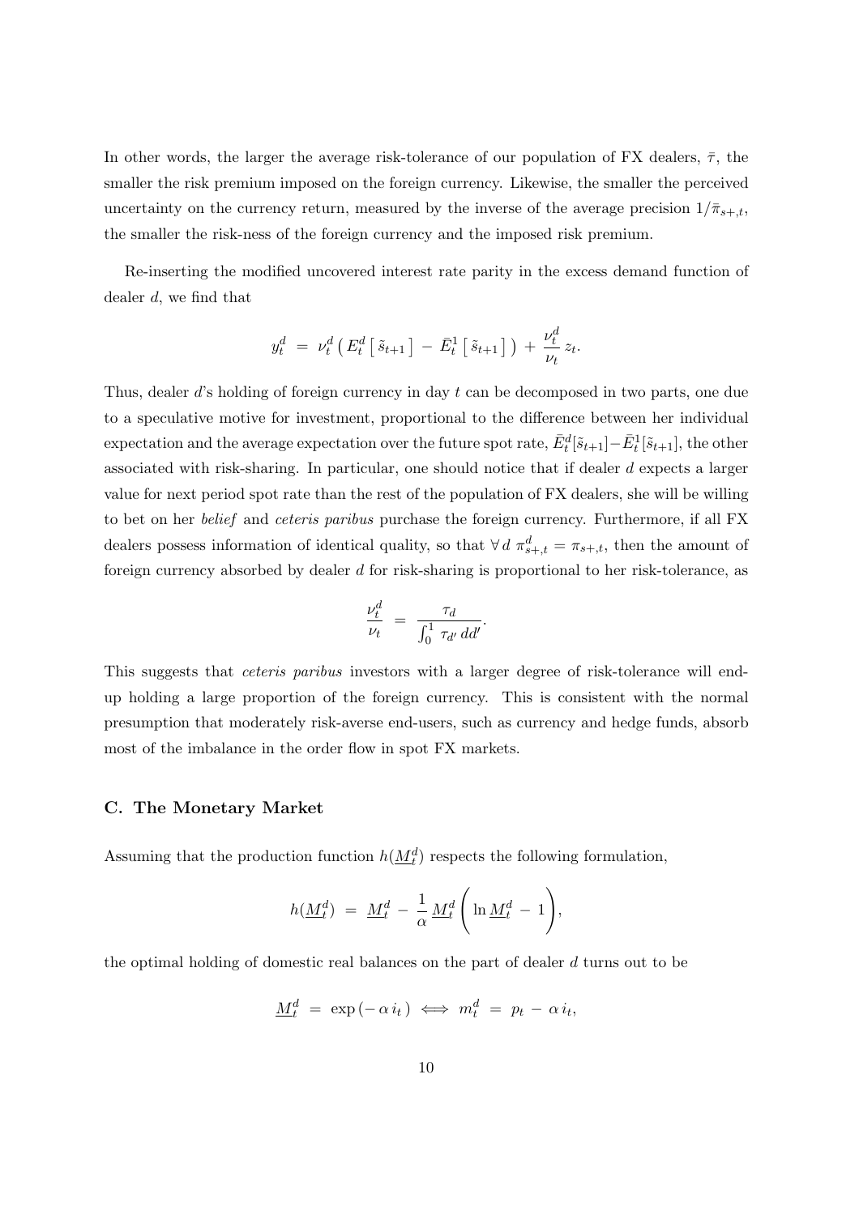In other words, the larger the average risk-tolerance of our population of FX dealers, $\bar{\tau}$, the smaller the risk premium imposed on the foreign currency. Likewise, the smaller the perceived uncertainty on the currency return, measured by the inverse of the average precision $1/\bar{\pi}_{s+,t}$, the smaller the risk-ness of the foreign currency and the imposed risk premium.

Re-inserting the modified uncovered interest rate parity in the excess demand function of dealer $d$, we find that

$$y_t^d \;=\; \nu_t^d \left( E_t^d \left[ \, \tilde{s}_{t+1} \right] \,-\, \bar{E}_t^1 \left[ \, \tilde{s}_{t+1} \right] \right) \,+\, \frac{\nu_t^d}{\nu_t} \, z_t.$$

Thus, dealer $d$'s holding of foreign currency in day $t$ can be decomposed in two parts, one due to a speculative motive for investment, proportional to the difference between her individual expectation and the average expectation over the future spot rate, $\bar{E}_t^d[\tilde{s}_{t+1}] - \bar{E}_t^1[\tilde{s}_{t+1}]$, the other associated with risk-sharing. In particular, one should notice that if dealer $d$ expects a larger value for next period spot rate than the rest of the population of FX dealers, she will be willing to bet on her *belief* and *ceteris paribus* purchase the foreign currency. Furthermore, if all FX dealers possess information of identical quality, so that $\forall \, d \;\, \pi_{s+,t}^d = \pi_{s+,t}$, then the amount of foreign currency absorbed by dealer $d$ for risk-sharing is proportional to her risk-tolerance, as

$$\frac{\nu_t^d}{\nu_t} \;=\; \frac{\tau_d}{\int_0^1 \, \tau_{d'} \, dd'}.$$

This suggests that *ceteris paribus* investors with a larger degree of risk-tolerance will end-up holding a large proportion of the foreign currency. This is consistent with the normal presumption that moderately risk-averse end-users, such as currency and hedge funds, absorb most of the imbalance in the order flow in spot FX markets.

### C. The Monetary Market

Assuming that the production function $h(\underline{M}_t^d)$ respects the following formulation,

$$h(\underline{M}_t^d) \;=\; \underline{M}_t^d \,-\, \frac{1}{\alpha} \, \underline{M}_t^d \left( \ln \underline{M}_t^d \,-\, 1 \right),$$

the optimal holding of domestic real balances on the part of dealer $d$ turns out to be

$$\underline{M}_t^d \;=\; \exp\left(-\, \alpha \, i_t \,\right) \;\Longleftrightarrow\; m_t^d \;=\; p_t \,-\, \alpha \, i_t,$$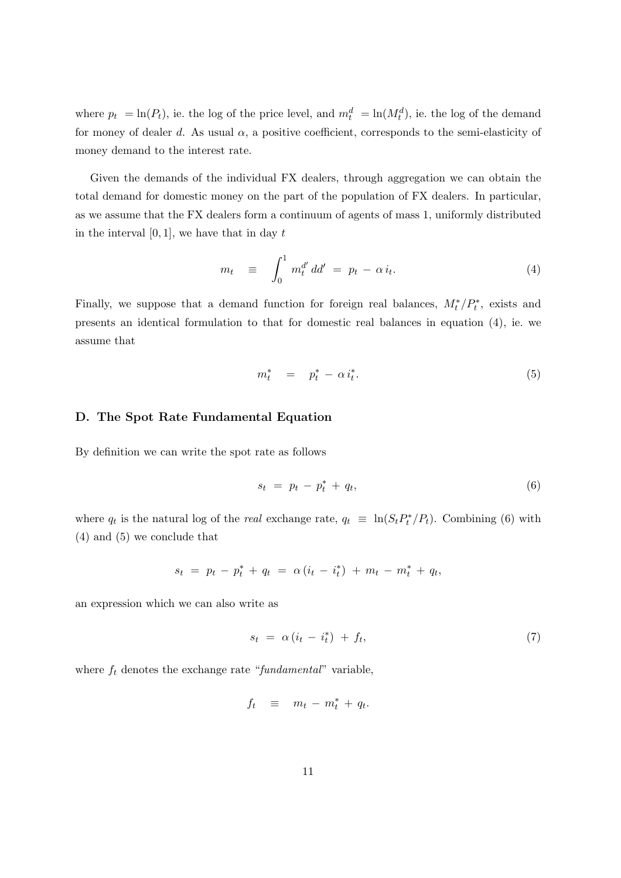where $p_t = \ln(P_t)$, ie. the log of the price level, and $m_t^d = \ln(M_t^d)$, ie. the log of the demand for money of dealer $d$. As usual $\alpha$, a positive coefficient, corresponds to the semi-elasticity of money demand to the interest rate.

Given the demands of the individual FX dealers, through aggregation we can obtain the total demand for domestic money on the part of the population of FX dealers. In particular, as we assume that the FX dealers form a continuum of agents of mass 1, uniformly distributed in the interval $[0, 1]$, we have that in day $t$

$$m_t \equiv \int_0^1 m_t^{d'} \, dd' = p_t - \alpha \, i_t. \tag{4}$$

Finally, we suppose that a demand function for foreign real balances, $M_t^*/P_t^*$, exists and presents an identical formulation to that for domestic real balances in equation (4), ie. we assume that

$$m_t^* = p_t^* - \alpha \, i_t^*. \tag{5}$$

### D. The Spot Rate Fundamental Equation

By definition we can write the spot rate as follows

$$s_t = p_t - p_t^* + q_t, \tag{6}$$

where $q_t$ is the natural log of the *real* exchange rate, $q_t \equiv \ln(S_t P_t^*/P_t)$. Combining (6) with (4) and (5) we conclude that

$$s_t = p_t - p_t^* + q_t = \alpha \, (i_t - i_t^*) + m_t - m_t^* + q_t,$$

an expression which we can also write as

$$s_t = \alpha \, (i_t - i_t^*) + f_t, \tag{7}$$

where $f_t$ denotes the exchange rate "*fundamental*" variable,

$$f_t \equiv m_t - m_t^* + q_t.$$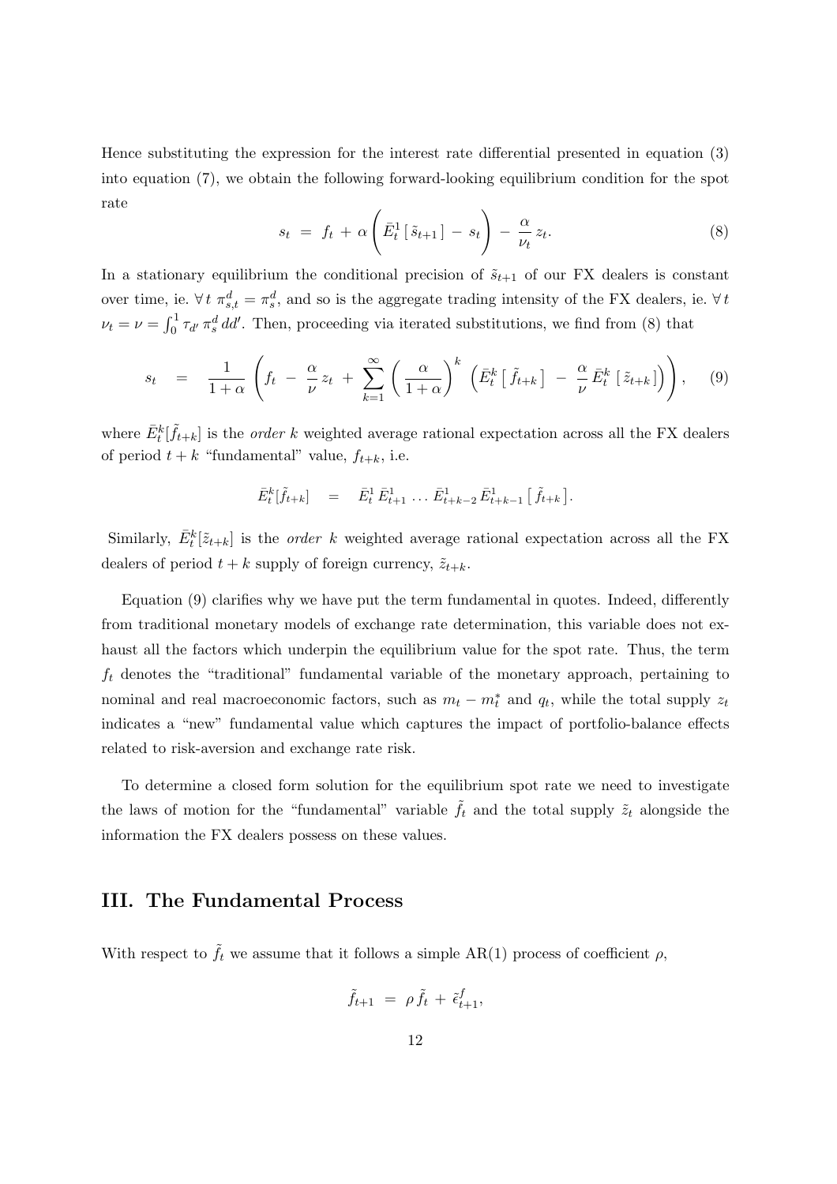Hence substituting the expression for the interest rate differential presented in equation (3) into equation (7), we obtain the following forward-looking equilibrium condition for the spot rate

$$
s_t \;=\; f_t \,+\, \alpha \left( \bar{E}^1_t \,[\, \tilde{s}_{t+1} \,] \,-\, s_t \right) \,-\, \frac{\alpha}{\nu_t}\, z_t. \tag{8}
$$

In a stationary equilibrium the conditional precision of $\tilde{s}_{t+1}$ of our FX dealers is constant over time, ie. $\forall\, t\ \pi^d_{s,t} = \pi^d_s$, and so is the aggregate trading intensity of the FX dealers, ie. $\forall\, t$ $\nu_t = \nu = \int_0^1 \tau_{d'}\, \pi^d_s \, dd'$. Then, proceeding via iterated substitutions, we find from (8) that

$$
s_t \quad = \quad \frac{1}{1+\alpha} \left( f_t \;-\; \frac{\alpha}{\nu}\, z_t \;+\; \sum_{k=1}^{\infty} \left( \frac{\alpha}{1+\alpha} \right)^k \left( \bar{E}^k_t \,[\, \tilde{f}_{t+k} \,] \;-\; \frac{\alpha}{\nu}\, \bar{E}^k_t \,[\, \tilde{z}_{t+k} \,] \right) \right), \tag{9}
$$

where $\bar{E}^k_t[\tilde{f}_{t+k}]$ is the *order* $k$ weighted average rational expectation across all the FX dealers of period $t+k$ "fundamental" value, $f_{t+k}$, i.e.

$$
\bar{E}^k_t[\tilde{f}_{t+k}] \quad = \quad \bar{E}^1_t\, \bar{E}^1_{t+1} \,\ldots\, \bar{E}^1_{t+k-2}\, \bar{E}^1_{t+k-1} \left[\, \tilde{f}_{t+k} \,\right].
$$

Similarly, $\bar{E}^k_t[\tilde{z}_{t+k}]$ is the *order* $k$ weighted average rational expectation across all the FX dealers of period $t+k$ supply of foreign currency, $\tilde{z}_{t+k}$.

Equation (9) clarifies why we have put the term fundamental in quotes. Indeed, differently from traditional monetary models of exchange rate determination, this variable does not exhaust all the factors which underpin the equilibrium value for the spot rate. Thus, the term $f_t$ denotes the "traditional" fundamental variable of the monetary approach, pertaining to nominal and real macroeconomic factors, such as $m_t - m^*_t$ and $q_t$, while the total supply $z_t$ indicates a "new" fundamental value which captures the impact of portfolio-balance effects related to risk-aversion and exchange rate risk.

To determine a closed form solution for the equilibrium spot rate we need to investigate the laws of motion for the "fundamental" variable $\tilde{f}_t$ and the total supply $\tilde{z}_t$ alongside the information the FX dealers possess on these values.

## III. The Fundamental Process

With respect to $\tilde{f}_t$ we assume that it follows a simple AR(1) process of coefficient $\rho$,

$$
\tilde{f}_{t+1} \;=\; \rho\, \tilde{f}_t \,+\, \tilde{\epsilon}^f_{t+1},
$$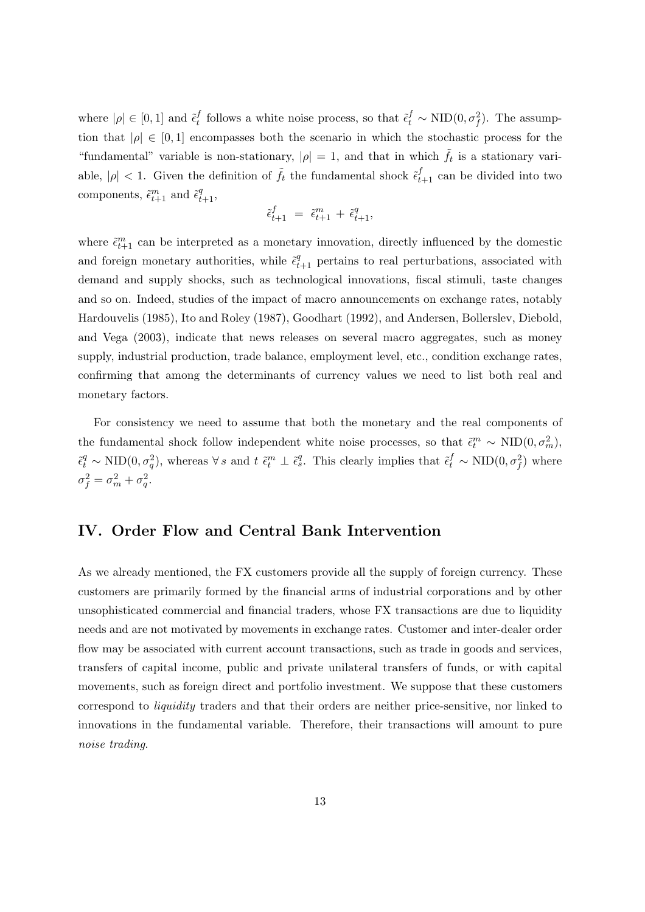where $|\rho| \in [0, 1]$ and $\tilde{\epsilon}_t^f$ follows a white noise process, so that $\tilde{\epsilon}_t^f \sim \text{NID}(0, \sigma_f^2)$. The assumption that $|\rho| \in [0, 1]$ encompasses both the scenario in which the stochastic process for the "fundamental" variable is non-stationary, $|\rho| = 1$, and that in which $\tilde{f}_t$ is a stationary variable, $|\rho| < 1$. Given the definition of $\tilde{f}_t$ the fundamental shock $\tilde{\epsilon}_{t+1}^f$ can be divided into two components, $\tilde{\epsilon}_{t+1}^m$ and $\tilde{\epsilon}_{t+1}^q$,

$$\tilde{\epsilon}_{t+1}^f = \tilde{\epsilon}_{t+1}^m + \tilde{\epsilon}_{t+1}^q,$$

where $\tilde{\epsilon}_{t+1}^m$ can be interpreted as a monetary innovation, directly influenced by the domestic and foreign monetary authorities, while $\tilde{\epsilon}_{t+1}^q$ pertains to real perturbations, associated with demand and supply shocks, such as technological innovations, fiscal stimuli, taste changes and so on. Indeed, studies of the impact of macro announcements on exchange rates, notably Hardouvelis (1985), Ito and Roley (1987), Goodhart (1992), and Andersen, Bollerslev, Diebold, and Vega (2003), indicate that news releases on several macro aggregates, such as money supply, industrial production, trade balance, employment level, etc., condition exchange rates, confirming that among the determinants of currency values we need to list both real and monetary factors.

For consistency we need to assume that both the monetary and the real components of the fundamental shock follow independent white noise processes, so that $\tilde{\epsilon}_t^m \sim \text{NID}(0, \sigma_m^2)$, $\tilde{\epsilon}_t^q \sim \text{NID}(0, \sigma_q^2)$, whereas $\forall\, s$ and $t$ $\tilde{\epsilon}_t^m \perp \tilde{\epsilon}_s^q$. This clearly implies that $\tilde{\epsilon}_t^f \sim \text{NID}(0, \sigma_f^2)$ where $\sigma_f^2 = \sigma_m^2 + \sigma_q^2$.

## IV. Order Flow and Central Bank Intervention

As we already mentioned, the FX customers provide all the supply of foreign currency. These customers are primarily formed by the financial arms of industrial corporations and by other unsophisticated commercial and financial traders, whose FX transactions are due to liquidity needs and are not motivated by movements in exchange rates. Customer and inter-dealer order flow may be associated with current account transactions, such as trade in goods and services, transfers of capital income, public and private unilateral transfers of funds, or with capital movements, such as foreign direct and portfolio investment. We suppose that these customers correspond to *liquidity* traders and that their orders are neither price-sensitive, nor linked to innovations in the fundamental variable. Therefore, their transactions will amount to pure *noise trading*.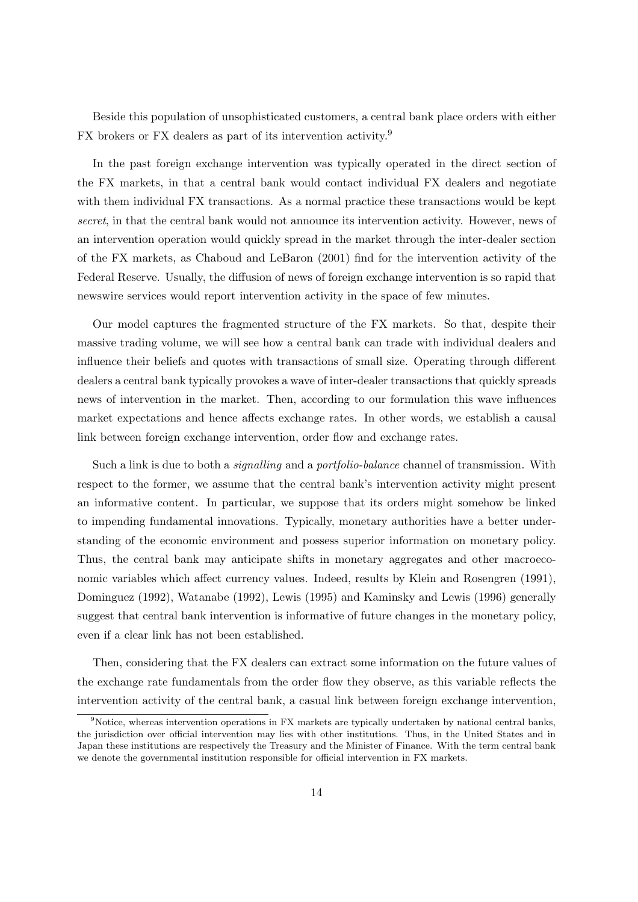Beside this population of unsophisticated customers, a central bank place orders with either FX brokers or FX dealers as part of its intervention activity.[9]

In the past foreign exchange intervention was typically operated in the direct section of the FX markets, in that a central bank would contact individual FX dealers and negotiate with them individual FX transactions. As a normal practice these transactions would be kept *secret*, in that the central bank would not announce its intervention activity. However, news of an intervention operation would quickly spread in the market through the inter-dealer section of the FX markets, as Chaboud and LeBaron (2001) find for the intervention activity of the Federal Reserve. Usually, the diffusion of news of foreign exchange intervention is so rapid that newswire services would report intervention activity in the space of few minutes.

Our model captures the fragmented structure of the FX markets. So that, despite their massive trading volume, we will see how a central bank can trade with individual dealers and influence their beliefs and quotes with transactions of small size. Operating through different dealers a central bank typically provokes a wave of inter-dealer transactions that quickly spreads news of intervention in the market. Then, according to our formulation this wave influences market expectations and hence affects exchange rates. In other words, we establish a causal link between foreign exchange intervention, order flow and exchange rates.

Such a link is due to both a *signalling* and a *portfolio-balance* channel of transmission. With respect to the former, we assume that the central bank's intervention activity might present an informative content. In particular, we suppose that its orders might somehow be linked to impending fundamental innovations. Typically, monetary authorities have a better understanding of the economic environment and possess superior information on monetary policy. Thus, the central bank may anticipate shifts in monetary aggregates and other macroeconomic variables which affect currency values. Indeed, results by Klein and Rosengren (1991), Dominguez (1992), Watanabe (1992), Lewis (1995) and Kaminsky and Lewis (1996) generally suggest that central bank intervention is informative of future changes in the monetary policy, even if a clear link has not been established.

Then, considering that the FX dealers can extract some information on the future values of the exchange rate fundamentals from the order flow they observe, as this variable reflects the intervention activity of the central bank, a casual link between foreign exchange intervention,

[9] Notice, whereas intervention operations in FX markets are typically undertaken by national central banks, the jurisdiction over official intervention may lies with other institutions. Thus, in the United States and in Japan these institutions are respectively the Treasury and the Minister of Finance. With the term central bank we denote the governmental institution responsible for official intervention in FX markets.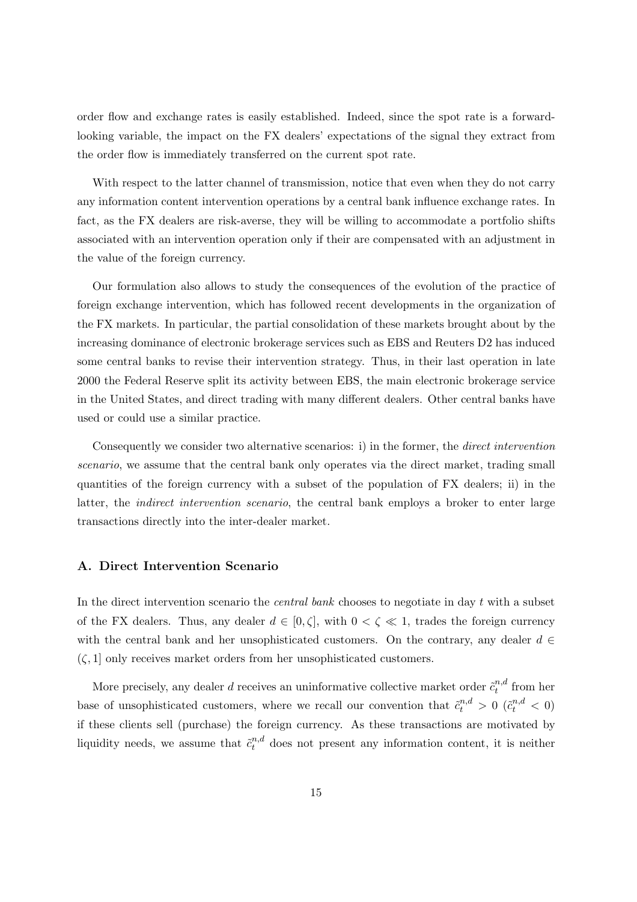order flow and exchange rates is easily established. Indeed, since the spot rate is a forward-looking variable, the impact on the FX dealers' expectations of the signal they extract from the order flow is immediately transferred on the current spot rate.

With respect to the latter channel of transmission, notice that even when they do not carry any information content intervention operations by a central bank influence exchange rates. In fact, as the FX dealers are risk-averse, they will be willing to accommodate a portfolio shifts associated with an intervention operation only if their are compensated with an adjustment in the value of the foreign currency.

Our formulation also allows to study the consequences of the evolution of the practice of foreign exchange intervention, which has followed recent developments in the organization of the FX markets. In particular, the partial consolidation of these markets brought about by the increasing dominance of electronic brokerage services such as EBS and Reuters D2 has induced some central banks to revise their intervention strategy. Thus, in their last operation in late 2000 the Federal Reserve split its activity between EBS, the main electronic brokerage service in the United States, and direct trading with many different dealers. Other central banks have used or could use a similar practice.

Consequently we consider two alternative scenarios: i) in the former, the *direct intervention scenario*, we assume that the central bank only operates via the direct market, trading small quantities of the foreign currency with a subset of the population of FX dealers; ii) in the latter, the *indirect intervention scenario*, the central bank employs a broker to enter large transactions directly into the inter-dealer market.

### A. Direct Intervention Scenario

In the direct intervention scenario the *central bank* chooses to negotiate in day $t$ with a subset of the FX dealers. Thus, any dealer $d \in [0, \zeta]$, with $0 < \zeta \ll 1$, trades the foreign currency with the central bank and her unsophisticated customers. On the contrary, any dealer $d \in (\zeta, 1]$ only receives market orders from her unsophisticated customers.

More precisely, any dealer $d$ receives an uninformative collective market order $\tilde{c}_t^{n,d}$ from her base of unsophisticated customers, where we recall our convention that $\tilde{c}_t^{n,d} > 0$ ($\tilde{c}_t^{n,d} < 0$) if these clients sell (purchase) the foreign currency. As these transactions are motivated by liquidity needs, we assume that $\tilde{c}_t^{n,d}$ does not present any information content, it is neither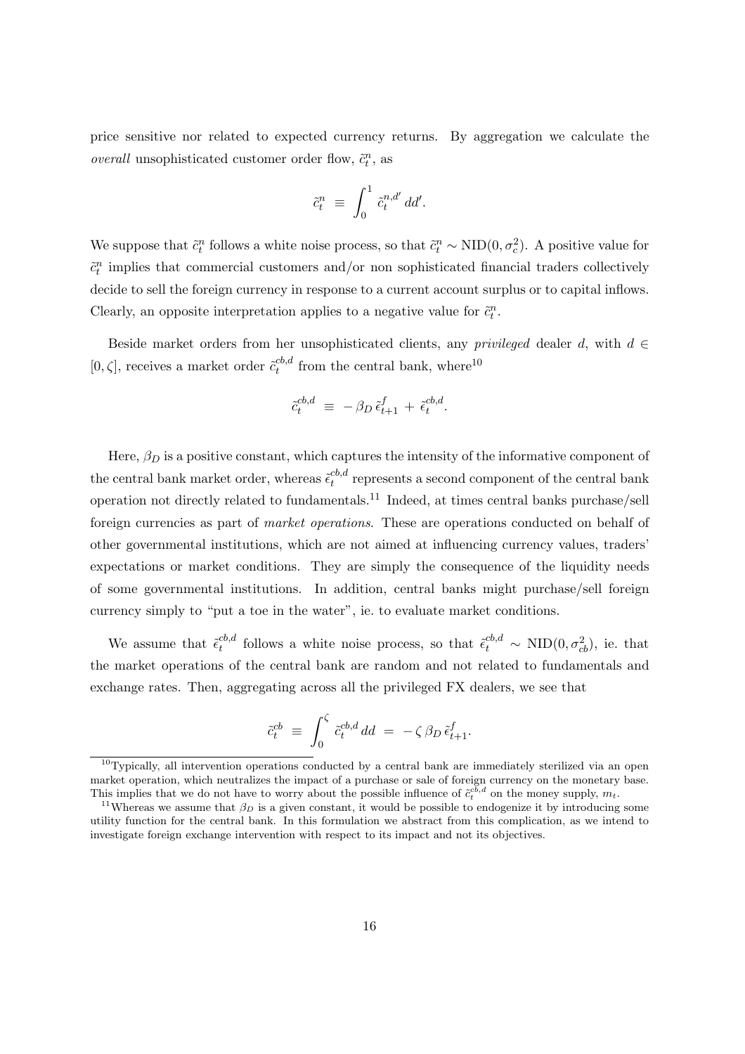price sensitive nor related to expected currency returns. By aggregation we calculate the *overall* unsophisticated customer order flow, $\tilde{c}_t^n$, as

$$\tilde{c}_t^n \;\equiv\; \int_0^1 \tilde{c}_t^{n,d'}\, dd'.$$

We suppose that $\tilde{c}_t^n$ follows a white noise process, so that $\tilde{c}_t^n \sim \text{NID}(0, \sigma_c^2)$. A positive value for $\tilde{c}_t^n$ implies that commercial customers and/or non sophisticated financial traders collectively decide to sell the foreign currency in response to a current account surplus or to capital inflows. Clearly, an opposite interpretation applies to a negative value for $\tilde{c}_t^n$.

Beside market orders from her unsophisticated clients, any *privileged* dealer $d$, with $d \in [0, \zeta]$, receives a market order $\tilde{c}_t^{cb,d}$ from the central bank, where[10]

$$\tilde{c}_t^{cb,d} \;\equiv\; -\,\beta_D\, \tilde{\epsilon}_{t+1}^f \,+\, \tilde{\epsilon}_t^{cb,d}.$$

Here, $\beta_D$ is a positive constant, which captures the intensity of the informative component of the central bank market order, whereas $\tilde{\epsilon}_t^{cb,d}$ represents a second component of the central bank operation not directly related to fundamentals.[11] Indeed, at times central banks purchase/sell foreign currencies as part of *market operations*. These are operations conducted on behalf of other governmental institutions, which are not aimed at influencing currency values, traders' expectations or market conditions. They are simply the consequence of the liquidity needs of some governmental institutions. In addition, central banks might purchase/sell foreign currency simply to "put a toe in the water", ie. to evaluate market conditions.

We assume that $\tilde{\epsilon}_t^{cb,d}$ follows a white noise process, so that $\tilde{\epsilon}_t^{cb,d} \sim \text{NID}(0, \sigma_{cb}^2)$, ie. that the market operations of the central bank are random and not related to fundamentals and exchange rates. Then, aggregating across all the privileged FX dealers, we see that

$$\tilde{c}_t^{cb} \;\equiv\; \int_0^{\zeta} \tilde{c}_t^{cb,d}\, dd \;=\; -\,\zeta\, \beta_D\, \tilde{\epsilon}_{t+1}^f.$$

[10] Typically, all intervention operations conducted by a central bank are immediately sterilized via an open market operation, which neutralizes the impact of a purchase or sale of foreign currency on the monetary base. This implies that we do not have to worry about the possible influence of $\tilde{c}_t^{cb,d}$ on the money supply, $m_t$.

[11] Whereas we assume that $\beta_D$ is a given constant, it would be possible to endogenize it by introducing some utility function for the central bank. In this formulation we abstract from this complication, as we intend to investigate foreign exchange intervention with respect to its impact and not its objectives.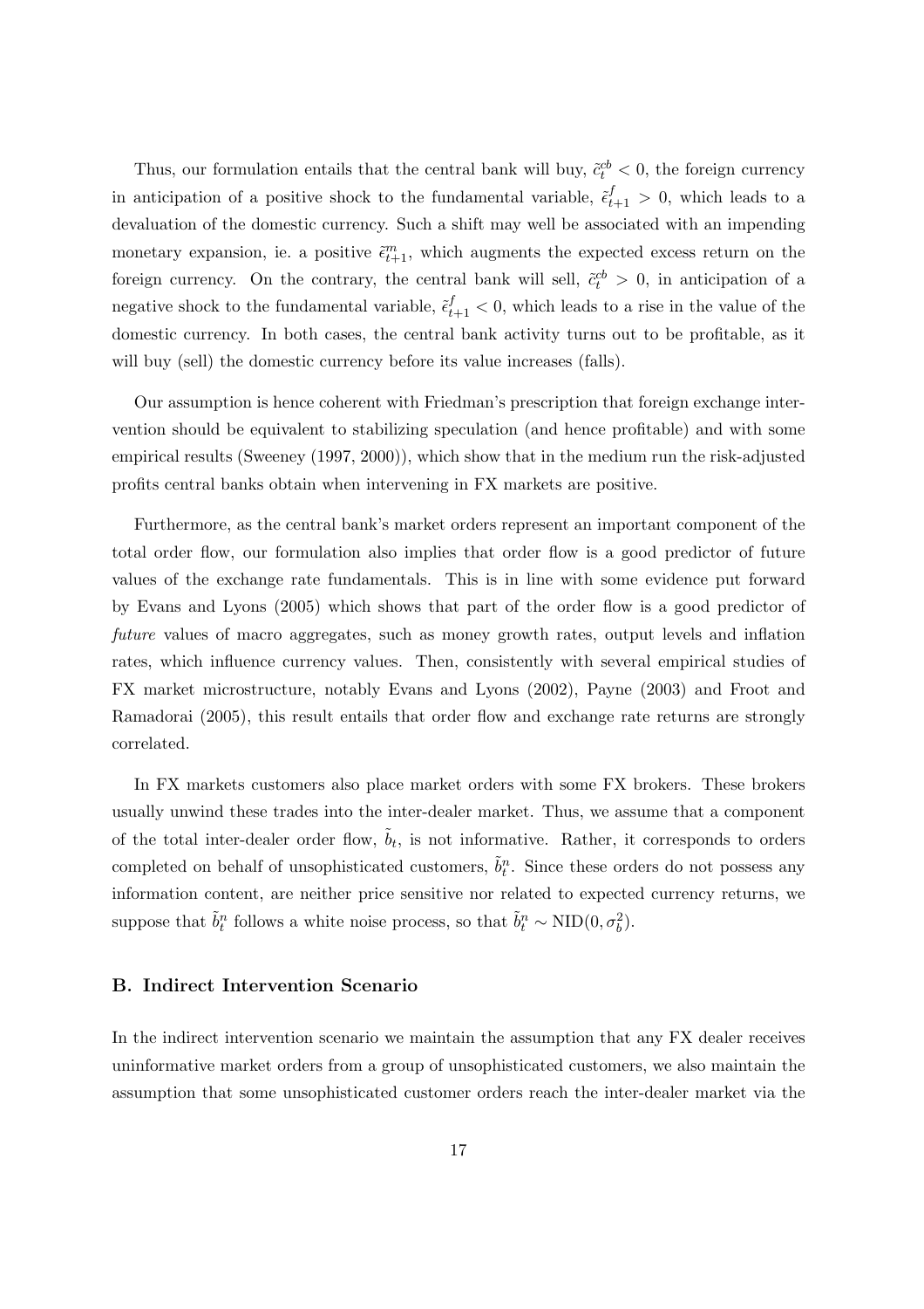Thus, our formulation entails that the central bank will buy, $\tilde{c}_t^{cb} < 0$, the foreign currency in anticipation of a positive shock to the fundamental variable, $\tilde{\epsilon}_{t+1}^f > 0$, which leads to a devaluation of the domestic currency. Such a shift may well be associated with an impending monetary expansion, ie. a positive $\tilde{\epsilon}_{t+1}^m$, which augments the expected excess return on the foreign currency. On the contrary, the central bank will sell, $\tilde{c}_t^{cb} > 0$, in anticipation of a negative shock to the fundamental variable, $\tilde{\epsilon}_{t+1}^f < 0$, which leads to a rise in the value of the domestic currency. In both cases, the central bank activity turns out to be profitable, as it will buy (sell) the domestic currency before its value increases (falls).

Our assumption is hence coherent with Friedman's prescription that foreign exchange intervention should be equivalent to stabilizing speculation (and hence profitable) and with some empirical results (Sweeney (1997, 2000)), which show that in the medium run the risk-adjusted profits central banks obtain when intervening in FX markets are positive.

Furthermore, as the central bank's market orders represent an important component of the total order flow, our formulation also implies that order flow is a good predictor of future values of the exchange rate fundamentals. This is in line with some evidence put forward by Evans and Lyons (2005) which shows that part of the order flow is a good predictor of *future* values of macro aggregates, such as money growth rates, output levels and inflation rates, which influence currency values. Then, consistently with several empirical studies of FX market microstructure, notably Evans and Lyons (2002), Payne (2003) and Froot and Ramadorai (2005), this result entails that order flow and exchange rate returns are strongly correlated.

In FX markets customers also place market orders with some FX brokers. These brokers usually unwind these trades into the inter-dealer market. Thus, we assume that a component of the total inter-dealer order flow, $\tilde{b}_t$, is not informative. Rather, it corresponds to orders completed on behalf of unsophisticated customers, $\tilde{b}_t^n$. Since these orders do not possess any information content, are neither price sensitive nor related to expected currency returns, we suppose that $\tilde{b}_t^n$ follows a white noise process, so that $\tilde{b}_t^n \sim \text{NID}(0, \sigma_b^2)$.

### B. Indirect Intervention Scenario

In the indirect intervention scenario we maintain the assumption that any FX dealer receives uninformative market orders from a group of unsophisticated customers, we also maintain the assumption that some unsophisticated customer orders reach the inter-dealer market via the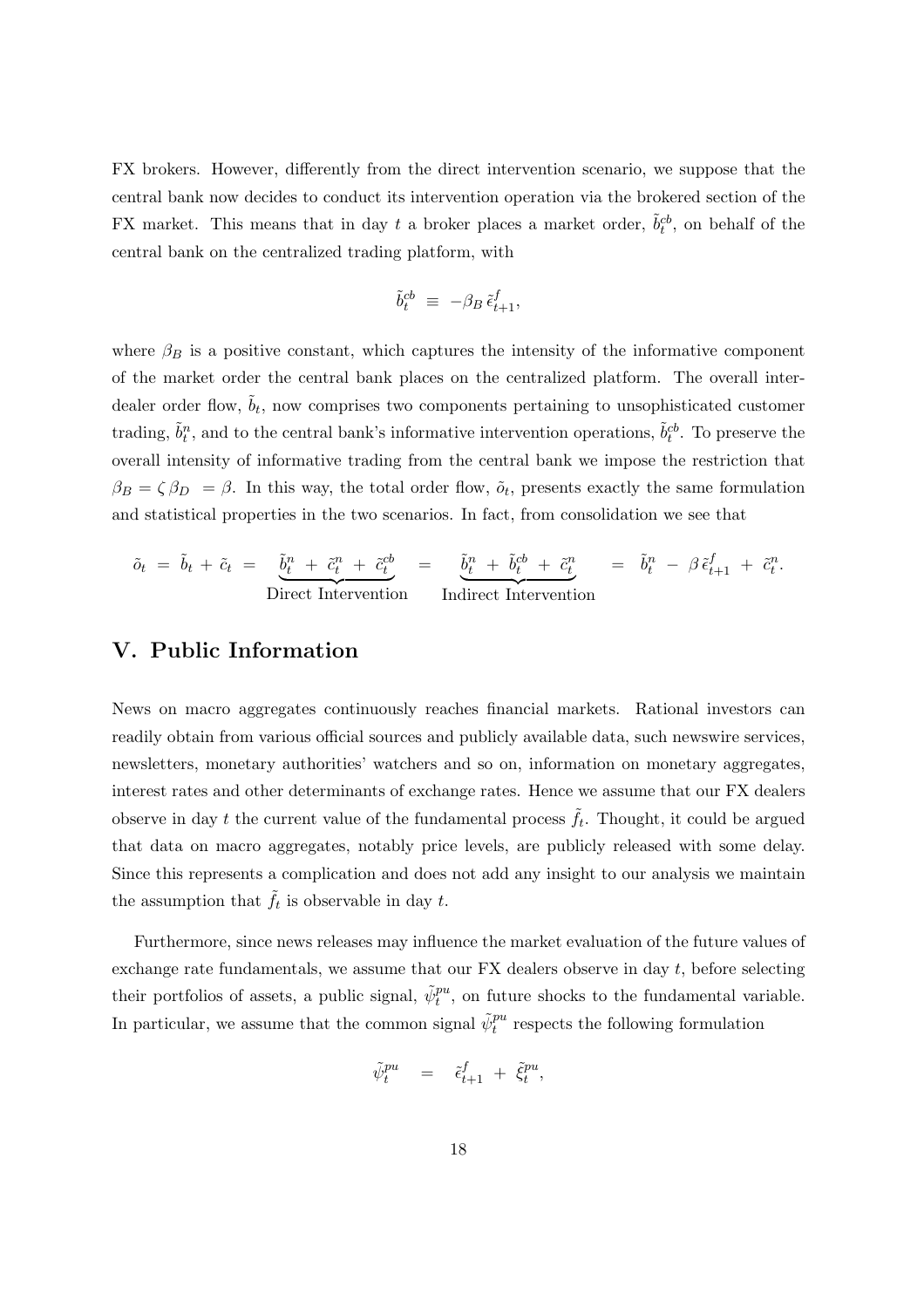FX brokers. However, differently from the direct intervention scenario, we suppose that the central bank now decides to conduct its intervention operation via the brokered section of the FX market. This means that in day $t$ a broker places a market order, $\tilde{b}_t^{cb}$, on behalf of the central bank on the centralized trading platform, with

$$\tilde{b}_t^{cb} \;\equiv\; -\beta_B\, \tilde{\epsilon}_{t+1}^{f},$$

where $\beta_B$ is a positive constant, which captures the intensity of the informative component of the market order the central bank places on the centralized platform. The overall inter-dealer order flow, $\tilde{b}_t$, now comprises two components pertaining to unsophisticated customer trading, $\tilde{b}_t^n$, and to the central bank's informative intervention operations, $\tilde{b}_t^{cb}$. To preserve the overall intensity of informative trading from the central bank we impose the restriction that $\beta_B = \zeta\, \beta_D \; = \beta$. In this way, the total order flow, $\tilde{o}_t$, presents exactly the same formulation and statistical properties in the two scenarios. In fact, from consolidation we see that

$$\tilde{o}_t \;=\; \tilde{b}_t + \tilde{c}_t \;=\; \underbrace{\tilde{b}_t^n \;+\; \tilde{c}_t^n \;+\; \tilde{c}_t^{cb}}_{\text{Direct Intervention}} \;=\; \underbrace{\tilde{b}_t^n \;+\; \tilde{b}_t^{cb} \;+\; \tilde{c}_t^n}_{\text{Indirect Intervention}} \;=\; \tilde{b}_t^n \;-\; \beta\, \tilde{\epsilon}_{t+1}^{f} \;+\; \tilde{c}_t^n.$$

## V. Public Information

News on macro aggregates continuously reaches financial markets. Rational investors can readily obtain from various official sources and publicly available data, such newswire services, newsletters, monetary authorities' watchers and so on, information on monetary aggregates, interest rates and other determinants of exchange rates. Hence we assume that our FX dealers observe in day $t$ the current value of the fundamental process $\tilde{f}_t$. Thought, it could be argued that data on macro aggregates, notably price levels, are publicly released with some delay. Since this represents a complication and does not add any insight to our analysis we maintain the assumption that $\tilde{f}_t$ is observable in day $t$.

Furthermore, since news releases may influence the market evaluation of the future values of exchange rate fundamentals, we assume that our FX dealers observe in day $t$, before selecting their portfolios of assets, a public signal, $\tilde{\psi}_t^{pu}$, on future shocks to the fundamental variable. In particular, we assume that the common signal $\tilde{\psi}_t^{pu}$ respects the following formulation

$$\tilde{\psi}_t^{pu} \quad = \quad \tilde{\epsilon}_{t+1}^{f} \;+\; \tilde{\xi}_t^{pu},$$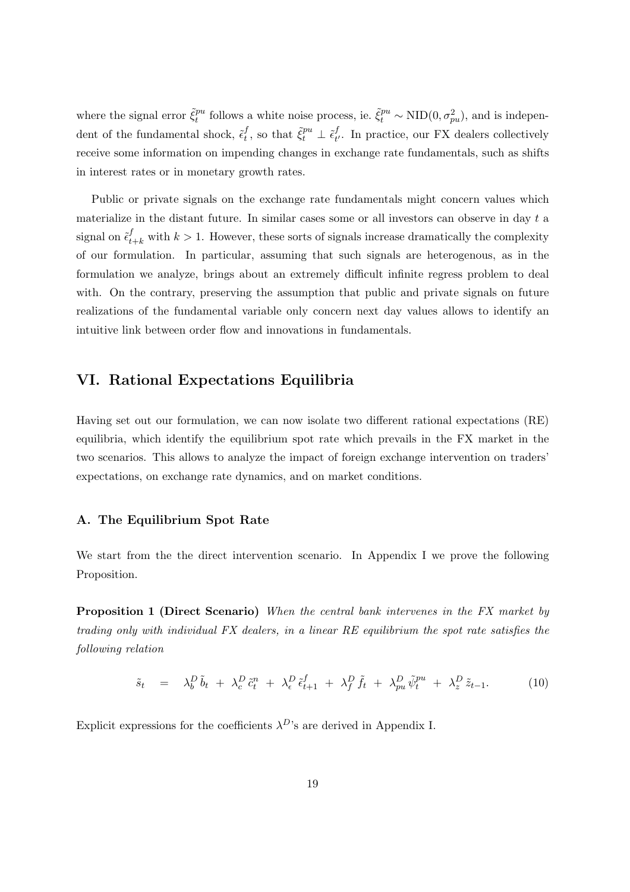where the signal error $\tilde{\xi}_t^{pu}$ follows a white noise process, ie. $\tilde{\xi}_t^{pu} \sim \text{NID}(0, \sigma_{pu}^2)$, and is independent of the fundamental shock, $\tilde{\epsilon}_t^f$, so that $\tilde{\xi}_t^{pu} \perp \tilde{\epsilon}_{t'}^f$. In practice, our FX dealers collectively receive some information on impending changes in exchange rate fundamentals, such as shifts in interest rates or in monetary growth rates.

Public or private signals on the exchange rate fundamentals might concern values which materialize in the distant future. In similar cases some or all investors can observe in day $t$ a signal on $\tilde{\epsilon}_{t+k}^f$ with $k > 1$. However, these sorts of signals increase dramatically the complexity of our formulation. In particular, assuming that such signals are heterogenous, as in the formulation we analyze, brings about an extremely difficult infinite regress problem to deal with. On the contrary, preserving the assumption that public and private signals on future realizations of the fundamental variable only concern next day values allows to identify an intuitive link between order flow and innovations in fundamentals.

## VI. Rational Expectations Equilibria

Having set out our formulation, we can now isolate two different rational expectations (RE) equilibria, which identify the equilibrium spot rate which prevails in the FX market in the two scenarios. This allows to analyze the impact of foreign exchange intervention on traders' expectations, on exchange rate dynamics, and on market conditions.

### A. The Equilibrium Spot Rate

We start from the the direct intervention scenario. In Appendix I we prove the following Proposition.

**Proposition 1 (Direct Scenario)** *When the central bank intervenes in the FX market by trading only with individual FX dealers, in a linear RE equilibrium the spot rate satisfies the following relation*

$$\tilde{s}_t \quad = \quad \lambda_b^D \, \tilde{b}_t \; + \; \lambda_c^D \, \tilde{c}_t^n \; + \; \lambda_\epsilon^D \, \tilde{\epsilon}_{t+1}^f \; + \; \lambda_f^D \, \tilde{f}_t \; + \; \lambda_{pu}^D \, \tilde{\psi}_t^{pu} \; + \; \lambda_z^D \, \tilde{z}_{t-1}. \tag{10}$$

Explicit expressions for the coefficients $\lambda^D$'s are derived in Appendix I.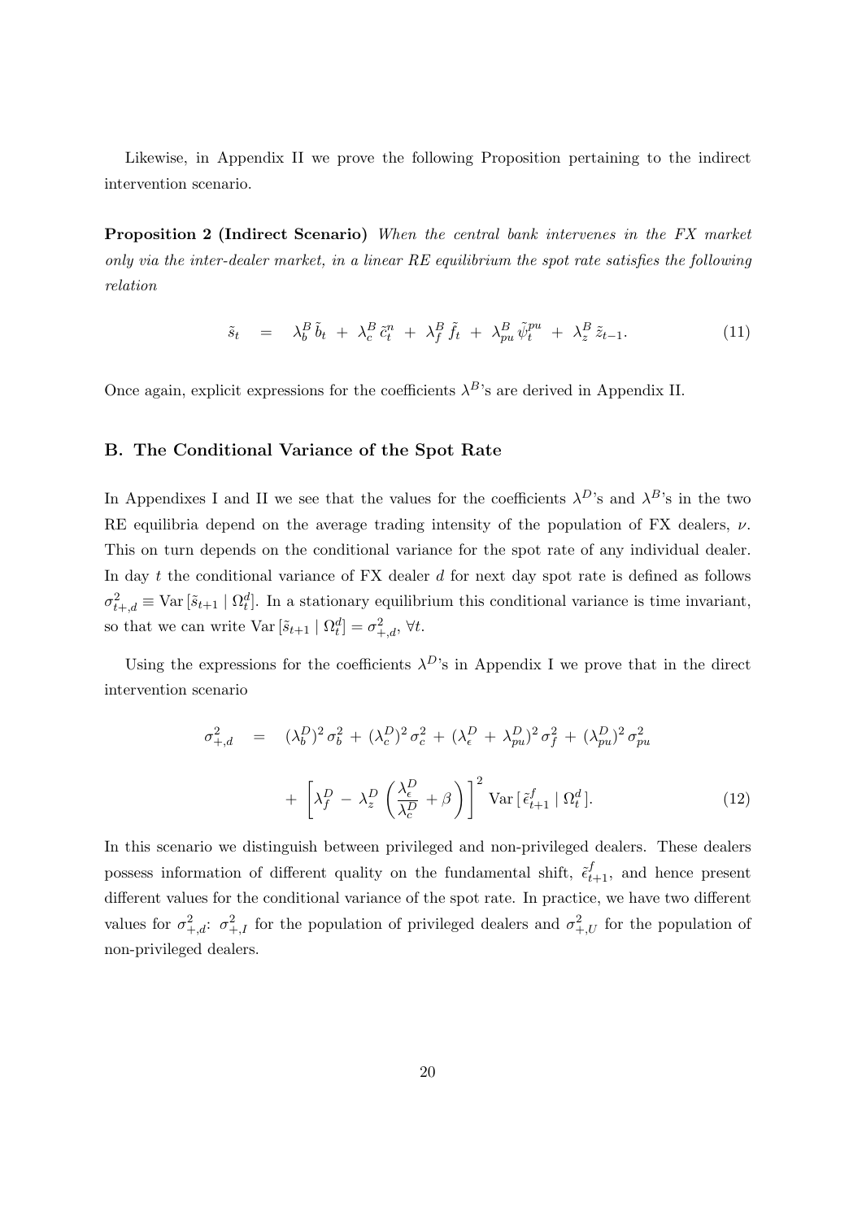Likewise, in Appendix II we prove the following Proposition pertaining to the indirect intervention scenario.

**Proposition 2 (Indirect Scenario)** *When the central bank intervenes in the FX market only via the inter-dealer market, in a linear RE equilibrium the spot rate satisfies the following relation*

$$\tilde{s}_t \quad = \quad \lambda_b^B \, \tilde{b}_t \; + \; \lambda_c^B \, \tilde{c}_t^n \; + \; \lambda_f^B \, \tilde{f}_t \; + \; \lambda_{pu}^B \, \tilde{\psi}_t^{pu} \; + \; \lambda_z^B \, \tilde{z}_{t-1}. \tag{11}$$

Once again, explicit expressions for the coefficients $\lambda^B$'s are derived in Appendix II.

### B. The Conditional Variance of the Spot Rate

In Appendixes I and II we see that the values for the coefficients $\lambda^D$'s and $\lambda^B$'s in the two RE equilibria depend on the average trading intensity of the population of FX dealers, $\nu$. This on turn depends on the conditional variance for the spot rate of any individual dealer. In day $t$ the conditional variance of FX dealer $d$ for next day spot rate is defined as follows $\sigma_{t+,d}^2 \equiv \mathrm{Var}\,[\tilde{s}_{t+1} \mid \Omega_t^d]$. In a stationary equilibrium this conditional variance is time invariant, so that we can write $\mathrm{Var}\,[\tilde{s}_{t+1} \mid \Omega_t^d] = \sigma_{+,d}^2$, $\forall t$.

Using the expressions for the coefficients $\lambda^D$'s in Appendix I we prove that in the direct intervention scenario

$$\begin{aligned} \sigma_{+,d}^2 \quad &= \quad (\lambda_b^D)^2 \, \sigma_b^2 \, + \, (\lambda_c^D)^2 \, \sigma_c^2 \, + \, (\lambda_\epsilon^D \, + \, \lambda_{pu}^D)^2 \, \sigma_f^2 \, + \, (\lambda_{pu}^D)^2 \, \sigma_{pu}^2 \\ &\quad + \, \left[ \lambda_f^D \, - \, \lambda_z^D \left( \frac{\lambda_\epsilon^D}{\lambda_c^D} + \beta \right) \right]^2 \, \mathrm{Var}\,[\, \tilde{\epsilon}_{t+1}^f \mid \Omega_t^d \,]. \end{aligned} \tag{12}$$

In this scenario we distinguish between privileged and non-privileged dealers. These dealers possess information of different quality on the fundamental shift, $\tilde{\epsilon}_{t+1}^f$, and hence present different values for the conditional variance of the spot rate. In practice, we have two different values for $\sigma_{+,d}^2$: $\sigma_{+,I}^2$ for the population of privileged dealers and $\sigma_{+,U}^2$ for the population of non-privileged dealers.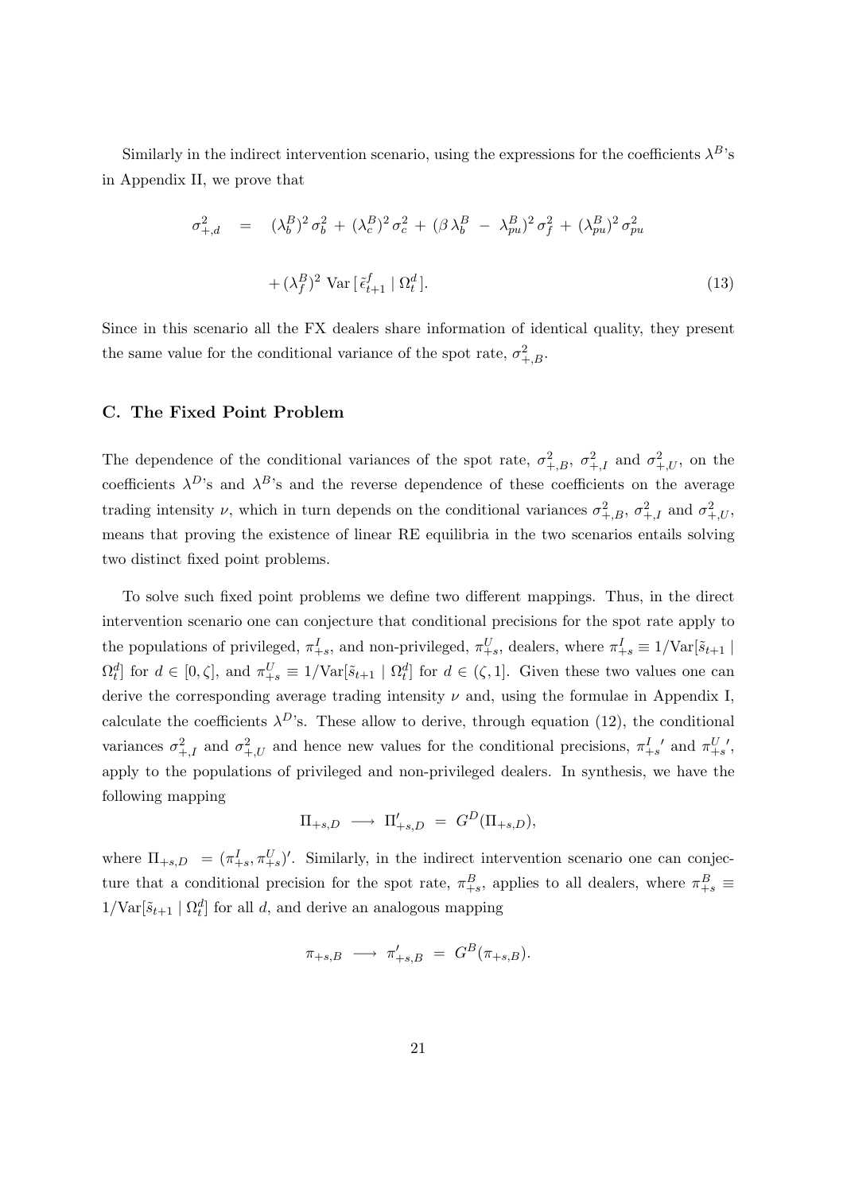Similarly in the indirect intervention scenario, using the expressions for the coefficients $\lambda^B$'s in Appendix II, we prove that

$$
\begin{aligned}
\sigma^2_{+,d} \quad &= \quad (\lambda^B_b)^2\, \sigma^2_b \,+\, (\lambda^B_c)^2\, \sigma^2_c \,+\, (\beta\, \lambda^B_b \;-\; \lambda^B_{pu})^2\, \sigma^2_f \,+\, (\lambda^B_{pu})^2\, \sigma^2_{pu} \\
&\quad + (\lambda^B_f)^2 \;\mathrm{Var}\,[\,\tilde{\epsilon}^f_{t+1} \mid \Omega^d_t\,]. \qquad (13)
\end{aligned}
$$

Since in this scenario all the FX dealers share information of identical quality, they present the same value for the conditional variance of the spot rate, $\sigma^2_{+,B}$.

### C. The Fixed Point Problem

The dependence of the conditional variances of the spot rate, $\sigma^2_{+,B}$, $\sigma^2_{+,I}$ and $\sigma^2_{+,U}$, on the coefficients $\lambda^D$'s and $\lambda^B$'s and the reverse dependence of these coefficients on the average trading intensity $\nu$, which in turn depends on the conditional variances $\sigma^2_{+,B}$, $\sigma^2_{+,I}$ and $\sigma^2_{+,U}$, means that proving the existence of linear RE equilibria in the two scenarios entails solving two distinct fixed point problems.

To solve such fixed point problems we define two different mappings. Thus, in the direct intervention scenario one can conjecture that conditional precisions for the spot rate apply to the populations of privileged, $\pi^I_{+s}$, and non-privileged, $\pi^U_{+s}$, dealers, where $\pi^I_{+s} \equiv 1/\mathrm{Var}[\tilde{s}_{t+1} \mid \Omega^d_t]$ for $d \in [0, \zeta]$, and $\pi^U_{+s} \equiv 1/\mathrm{Var}[\tilde{s}_{t+1} \mid \Omega^d_t]$ for $d \in (\zeta, 1]$. Given these two values one can derive the corresponding average trading intensity $\nu$ and, using the formulae in Appendix I, calculate the coefficients $\lambda^D$'s. These allow to derive, through equation (12), the conditional variances $\sigma^2_{+,I}$ and $\sigma^2_{+,U}$ and hence new values for the conditional precisions, ${\pi^I_{+s}}'$ and ${\pi^U_{+s}}'$, apply to the populations of privileged and non-privileged dealers. In synthesis, we have the following mapping

$$
\Pi_{+s,D} \;\longrightarrow\; \Pi'_{+s,D} \;=\; G^D(\Pi_{+s,D}),
$$

where $\Pi_{+s,D} \;= (\pi^I_{+s}, \pi^U_{+s})'$. Similarly, in the indirect intervention scenario one can conjecture that a conditional precision for the spot rate, $\pi^B_{+s}$, applies to all dealers, where $\pi^B_{+s} \equiv 1/\mathrm{Var}[\tilde{s}_{t+1} \mid \Omega^d_t]$ for all $d$, and derive an analogous mapping

$$
\pi_{+s,B} \;\longrightarrow\; \pi'_{+s,B} \;=\; G^B(\pi_{+s,B}).
$$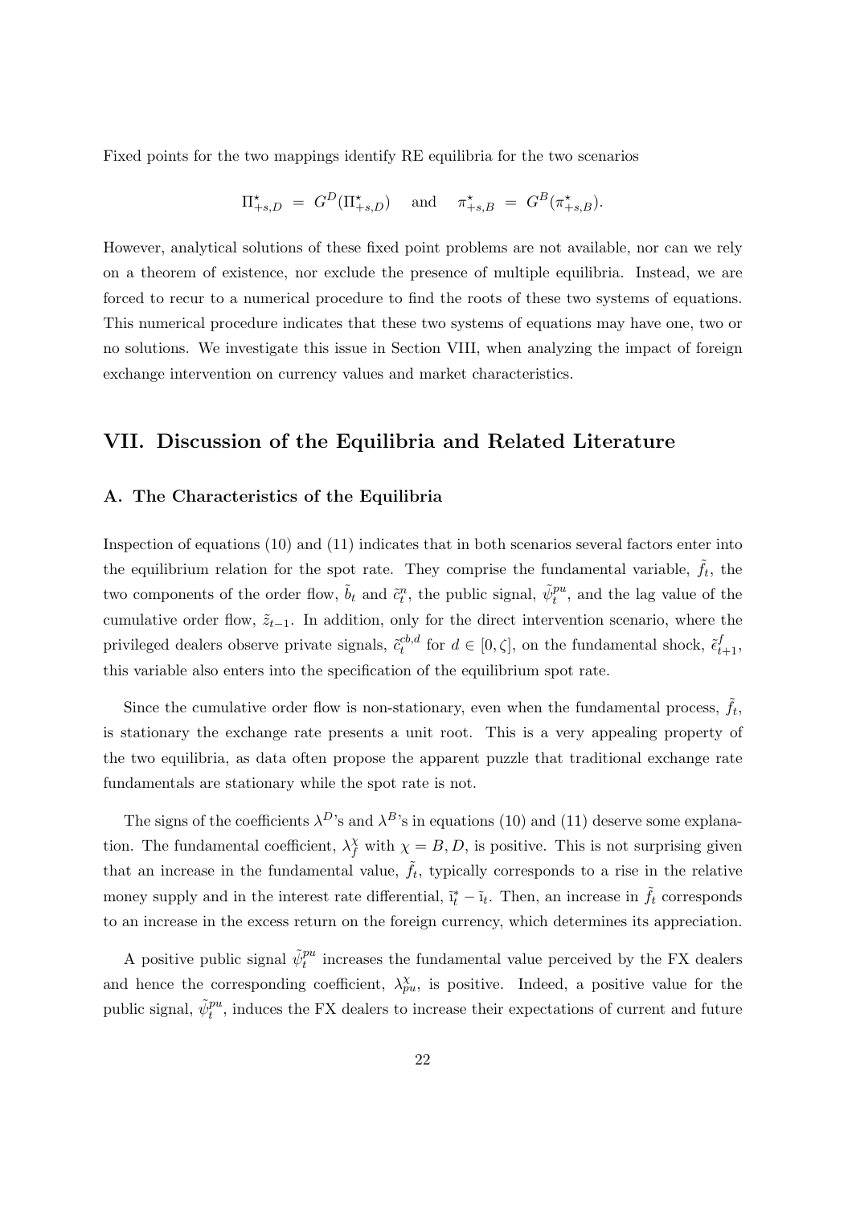Fixed points for the two mappings identify RE equilibria for the two scenarios

$$\Pi^{\star}_{+s,D} \;=\; G^{D}(\Pi^{\star}_{+s,D}) \quad \text{ and } \quad \pi^{\star}_{+s,B} \;=\; G^{B}(\pi^{\star}_{+s,B}).$$

However, analytical solutions of these fixed point problems are not available, nor can we rely on a theorem of existence, nor exclude the presence of multiple equilibria. Instead, we are forced to recur to a numerical procedure to find the roots of these two systems of equations. This numerical procedure indicates that these two systems of equations may have one, two or no solutions. We investigate this issue in Section VIII, when analyzing the impact of foreign exchange intervention on currency values and market characteristics.

## VII. Discussion of the Equilibria and Related Literature

### A. The Characteristics of the Equilibria

Inspection of equations (10) and (11) indicates that in both scenarios several factors enter into the equilibrium relation for the spot rate. They comprise the fundamental variable, $\tilde{f}_t$, the two components of the order flow, $\tilde{b}_t$ and $\tilde{c}^n_t$, the public signal, $\tilde{\psi}^{pu}_t$, and the lag value of the cumulative order flow, $\tilde{z}_{t-1}$. In addition, only for the direct intervention scenario, where the privileged dealers observe private signals, $\tilde{c}^{cb,d}_t$ for $d \in [0, \zeta]$, on the fundamental shock, $\tilde{\epsilon}^f_{t+1}$, this variable also enters into the specification of the equilibrium spot rate.

Since the cumulative order flow is non-stationary, even when the fundamental process, $\tilde{f}_t$, is stationary the exchange rate presents a unit root. This is a very appealing property of the two equilibria, as data often propose the apparent puzzle that traditional exchange rate fundamentals are stationary while the spot rate is not.

The signs of the coefficients $\lambda^D$'s and $\lambda^B$'s in equations (10) and (11) deserve some explanation. The fundamental coefficient, $\lambda^\chi_f$ with $\chi = B, D$, is positive. This is not surprising given that an increase in the fundamental value, $\tilde{f}_t$, typically corresponds to a rise in the relative money supply and in the interest rate differential, $\tilde{\imath}^*_t - \tilde{\imath}_t$. Then, an increase in $\tilde{f}_t$ corresponds to an increase in the excess return on the foreign currency, which determines its appreciation.

A positive public signal $\tilde{\psi}^{pu}_t$ increases the fundamental value perceived by the FX dealers and hence the corresponding coefficient, $\lambda^\chi_{pu}$, is positive. Indeed, a positive value for the public signal, $\tilde{\psi}^{pu}_t$, induces the FX dealers to increase their expectations of current and future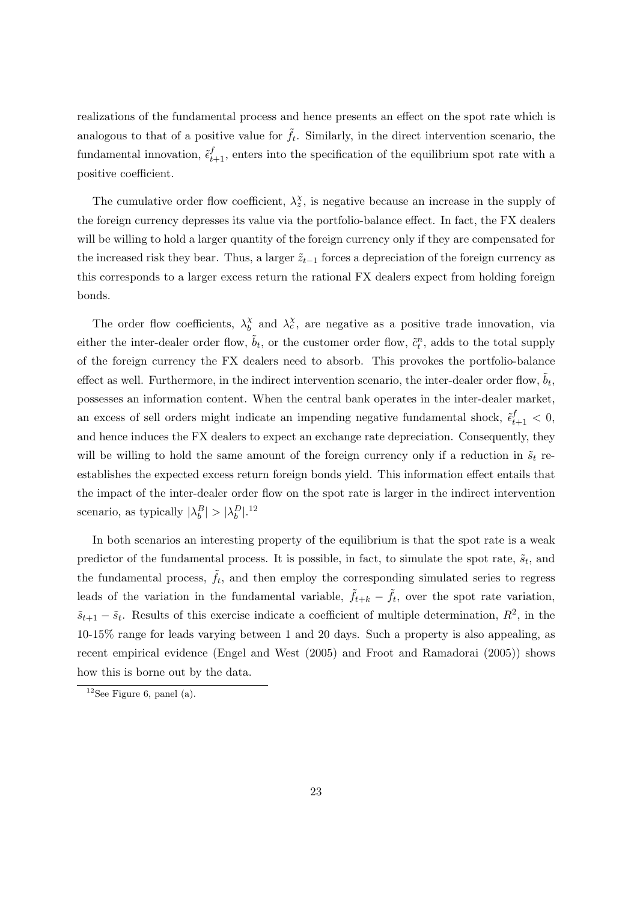realizations of the fundamental process and hence presents an effect on the spot rate which is analogous to that of a positive value for $\tilde{f}_t$. Similarly, in the direct intervention scenario, the fundamental innovation, $\tilde{\epsilon}^f_{t+1}$, enters into the specification of the equilibrium spot rate with a positive coefficient.

The cumulative order flow coefficient, $\lambda^\chi_z$, is negative because an increase in the supply of the foreign currency depresses its value via the portfolio-balance effect. In fact, the FX dealers will be willing to hold a larger quantity of the foreign currency only if they are compensated for the increased risk they bear. Thus, a larger $\tilde{z}_{t-1}$ forces a depreciation of the foreign currency as this corresponds to a larger excess return the rational FX dealers expect from holding foreign bonds.

The order flow coefficients, $\lambda^\chi_b$ and $\lambda^\chi_c$, are negative as a positive trade innovation, via either the inter-dealer order flow, $\tilde{b}_t$, or the customer order flow, $\tilde{c}^n_t$, adds to the total supply of the foreign currency the FX dealers need to absorb. This provokes the portfolio-balance effect as well. Furthermore, in the indirect intervention scenario, the inter-dealer order flow, $\tilde{b}_t$, possesses an information content. When the central bank operates in the inter-dealer market, an excess of sell orders might indicate an impending negative fundamental shock, $\tilde{\epsilon}^f_{t+1} < 0$, and hence induces the FX dealers to expect an exchange rate depreciation. Consequently, they will be willing to hold the same amount of the foreign currency only if a reduction in $\tilde{s}_t$ re-establishes the expected excess return foreign bonds yield. This information effect entails that the impact of the inter-dealer order flow on the spot rate is larger in the indirect intervention scenario, as typically $|\lambda^B_b| > |\lambda^D_b|$.[12]

In both scenarios an interesting property of the equilibrium is that the spot rate is a weak predictor of the fundamental process. It is possible, in fact, to simulate the spot rate, $\tilde{s}_t$, and the fundamental process, $\tilde{f}_t$, and then employ the corresponding simulated series to regress leads of the variation in the fundamental variable, $\tilde{f}_{t+k} - \tilde{f}_t$, over the spot rate variation, $\tilde{s}_{t+1} - \tilde{s}_t$. Results of this exercise indicate a coefficient of multiple determination, $R^2$, in the 10-15% range for leads varying between 1 and 20 days. Such a property is also appealing, as recent empirical evidence (Engel and West (2005) and Froot and Ramadorai (2005)) shows how this is borne out by the data.

[12] See Figure 6, panel (a).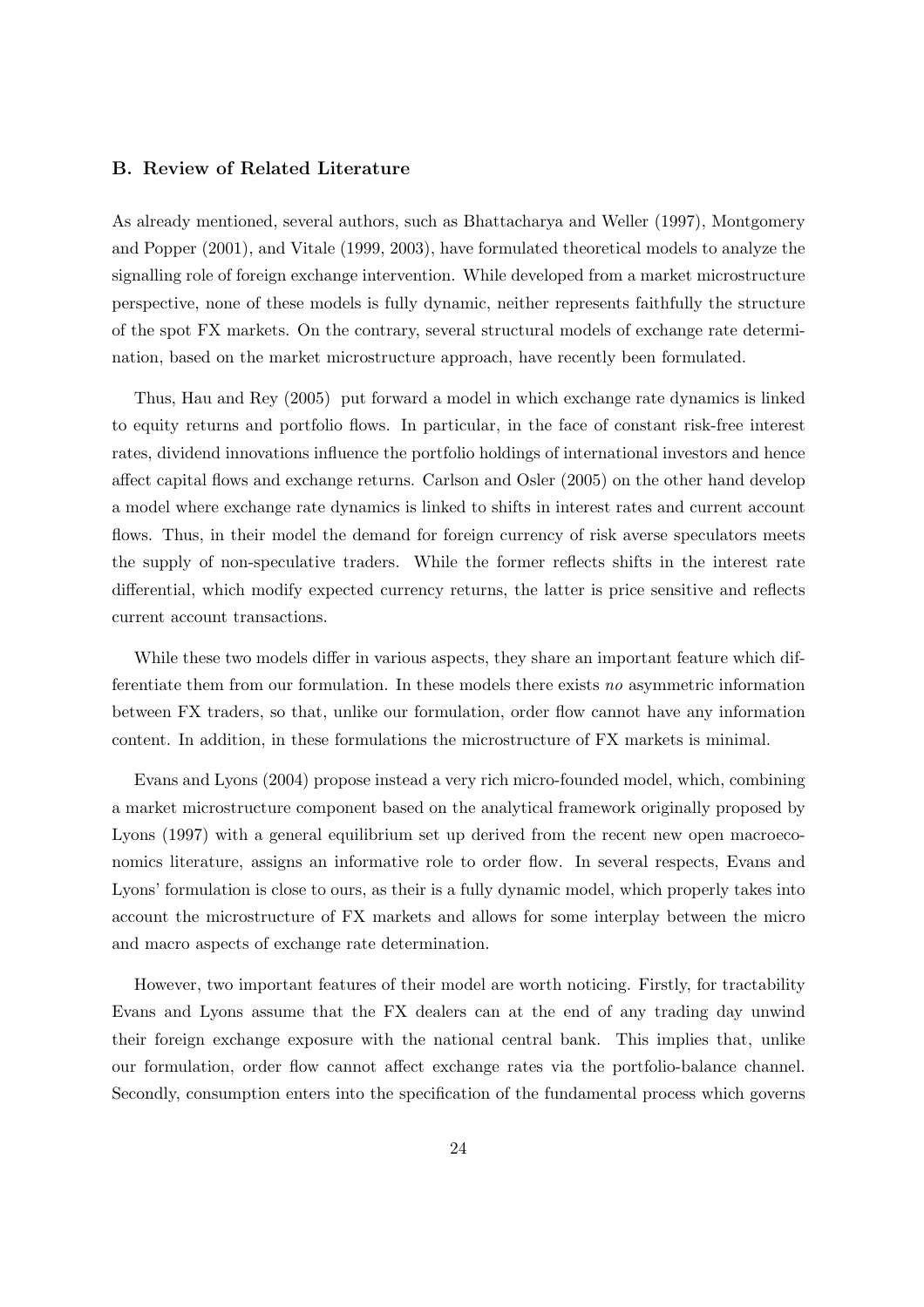### B. Review of Related Literature

As already mentioned, several authors, such as Bhattacharya and Weller (1997), Montgomery and Popper (2001), and Vitale (1999, 2003), have formulated theoretical models to analyze the signalling role of foreign exchange intervention. While developed from a market microstructure perspective, none of these models is fully dynamic, neither represents faithfully the structure of the spot FX markets. On the contrary, several structural models of exchange rate determination, based on the market microstructure approach, have recently been formulated.

Thus, Hau and Rey (2005) put forward a model in which exchange rate dynamics is linked to equity returns and portfolio flows. In particular, in the face of constant risk-free interest rates, dividend innovations influence the portfolio holdings of international investors and hence affect capital flows and exchange returns. Carlson and Osler (2005) on the other hand develop a model where exchange rate dynamics is linked to shifts in interest rates and current account flows. Thus, in their model the demand for foreign currency of risk averse speculators meets the supply of non-speculative traders. While the former reflects shifts in the interest rate differential, which modify expected currency returns, the latter is price sensitive and reflects current account transactions.

While these two models differ in various aspects, they share an important feature which differentiate them from our formulation. In these models there exists *no* asymmetric information between FX traders, so that, unlike our formulation, order flow cannot have any information content. In addition, in these formulations the microstructure of FX markets is minimal.

Evans and Lyons (2004) propose instead a very rich micro-founded model, which, combining a market microstructure component based on the analytical framework originally proposed by Lyons (1997) with a general equilibrium set up derived from the recent new open macroeconomics literature, assigns an informative role to order flow. In several respects, Evans and Lyons' formulation is close to ours, as their is a fully dynamic model, which properly takes into account the microstructure of FX markets and allows for some interplay between the micro and macro aspects of exchange rate determination.

However, two important features of their model are worth noticing. Firstly, for tractability Evans and Lyons assume that the FX dealers can at the end of any trading day unwind their foreign exchange exposure with the national central bank. This implies that, unlike our formulation, order flow cannot affect exchange rates via the portfolio-balance channel. Secondly, consumption enters into the specification of the fundamental process which governs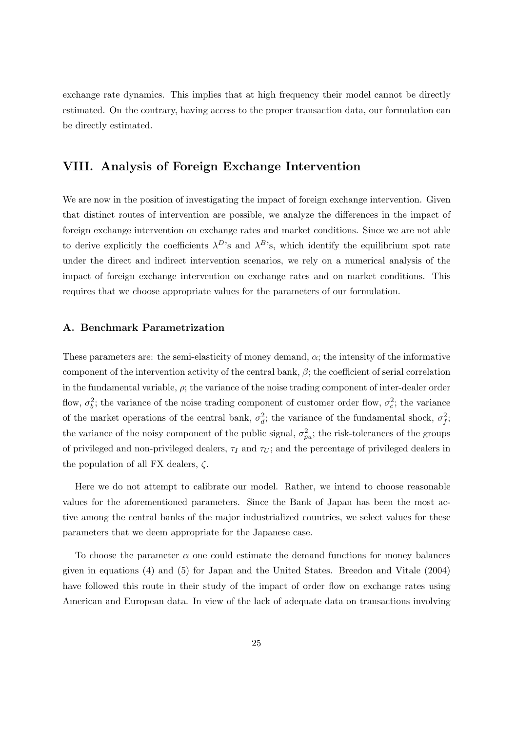exchange rate dynamics. This implies that at high frequency their model cannot be directly estimated. On the contrary, having access to the proper transaction data, our formulation can be directly estimated.

## VIII. Analysis of Foreign Exchange Intervention

We are now in the position of investigating the impact of foreign exchange intervention. Given that distinct routes of intervention are possible, we analyze the differences in the impact of foreign exchange intervention on exchange rates and market conditions. Since we are not able to derive explicitly the coefficients $\lambda^D$'s and $\lambda^B$'s, which identify the equilibrium spot rate under the direct and indirect intervention scenarios, we rely on a numerical analysis of the impact of foreign exchange intervention on exchange rates and on market conditions. This requires that we choose appropriate values for the parameters of our formulation.

### A. Benchmark Parametrization

These parameters are: the semi-elasticity of money demand, $\alpha$; the intensity of the informative component of the intervention activity of the central bank, $\beta$; the coefficient of serial correlation in the fundamental variable, $\rho$; the variance of the noise trading component of inter-dealer order flow, $\sigma_b^2$; the variance of the noise trading component of customer order flow, $\sigma_c^2$; the variance of the market operations of the central bank, $\sigma_d^2$; the variance of the fundamental shock, $\sigma_f^2$; the variance of the noisy component of the public signal, $\sigma_{pu}^2$; the risk-tolerances of the groups of privileged and non-privileged dealers, $\tau_I$ and $\tau_U$; and the percentage of privileged dealers in the population of all FX dealers, $\zeta$.

Here we do not attempt to calibrate our model. Rather, we intend to choose reasonable values for the aforementioned parameters. Since the Bank of Japan has been the most active among the central banks of the major industrialized countries, we select values for these parameters that we deem appropriate for the Japanese case.

To choose the parameter $\alpha$ one could estimate the demand functions for money balances given in equations (4) and (5) for Japan and the United States. Breedon and Vitale (2004) have followed this route in their study of the impact of order flow on exchange rates using American and European data. In view of the lack of adequate data on transactions involving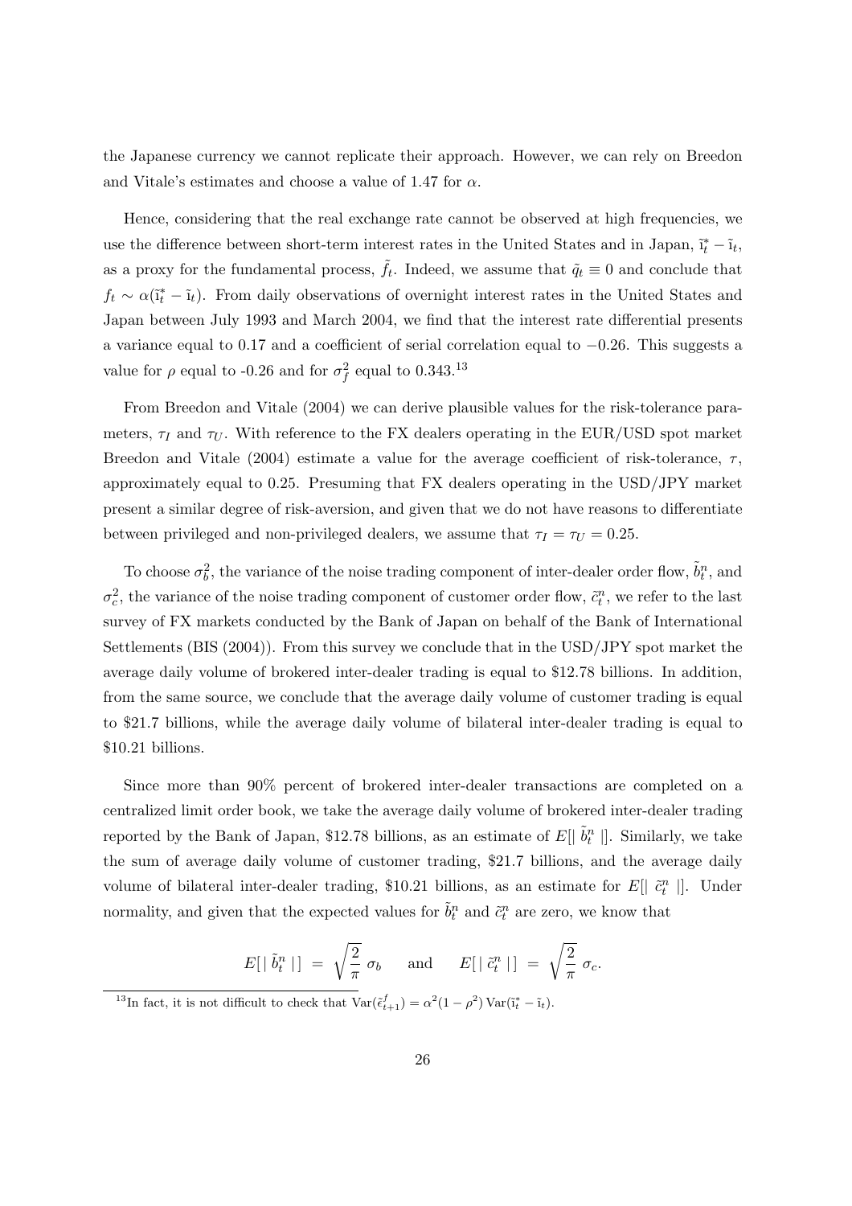the Japanese currency we cannot replicate their approach. However, we can rely on Breedon and Vitale's estimates and choose a value of 1.47 for $\alpha$.

Hence, considering that the real exchange rate cannot be observed at high frequencies, we use the difference between short-term interest rates in the United States and in Japan, $\tilde{\imath}_t^* - \tilde{\imath}_t$, as a proxy for the fundamental process, $\tilde{f}_t$. Indeed, we assume that $\tilde{q}_t \equiv 0$ and conclude that $f_t \sim \alpha(\tilde{\imath}_t^* - \tilde{\imath}_t)$. From daily observations of overnight interest rates in the United States and Japan between July 1993 and March 2004, we find that the interest rate differential presents a variance equal to 0.17 and a coefficient of serial correlation equal to $-0.26$. This suggests a value for $\rho$ equal to -0.26 and for $\sigma_f^2$ equal to 0.343.[13]

From Breedon and Vitale (2004) we can derive plausible values for the risk-tolerance parameters, $\tau_I$ and $\tau_U$. With reference to the FX dealers operating in the EUR/USD spot market Breedon and Vitale (2004) estimate a value for the average coefficient of risk-tolerance, $\tau$, approximately equal to 0.25. Presuming that FX dealers operating in the USD/JPY market present a similar degree of risk-aversion, and given that we do not have reasons to differentiate between privileged and non-privileged dealers, we assume that $\tau_I = \tau_U = 0.25$.

To choose $\sigma_b^2$, the variance of the noise trading component of inter-dealer order flow, $\tilde{b}_t^n$, and $\sigma_c^2$, the variance of the noise trading component of customer order flow, $\tilde{c}_t^n$, we refer to the last survey of FX markets conducted by the Bank of Japan on behalf of the Bank of International Settlements (BIS (2004)). From this survey we conclude that in the USD/JPY spot market the average daily volume of brokered inter-dealer trading is equal to \$12.78 billions. In addition, from the same source, we conclude that the average daily volume of customer trading is equal to \$21.7 billions, while the average daily volume of bilateral inter-dealer trading is equal to \$10.21 billions.

Since more than 90% percent of brokered inter-dealer transactions are completed on a centralized limit order book, we take the average daily volume of brokered inter-dealer trading reported by the Bank of Japan, \$12.78 billions, as an estimate of $E[| \tilde{b}_t^n |]$. Similarly, we take the sum of average daily volume of customer trading, \$21.7 billions, and the average daily volume of bilateral inter-dealer trading, \$10.21 billions, as an estimate for $E[| \tilde{c}_t^n |]$. Under normality, and given that the expected values for $\tilde{b}_t^n$ and $\tilde{c}_t^n$ are zero, we know that

$$E[\,|\,\tilde{b}_t^n\,|\,] \;=\; \sqrt{\frac{2}{\pi}}\;\sigma_b \qquad \text{and} \qquad E[\,|\,\tilde{c}_t^n\,|\,] \;=\; \sqrt{\frac{2}{\pi}}\;\sigma_c.$$

[13]In fact, it is not difficult to check that $\mathrm{Var}(\tilde{\epsilon}_{t+1}^f) = \alpha^2(1-\rho^2)\,\mathrm{Var}(\tilde{\imath}_t^* - \tilde{\imath}_t)$.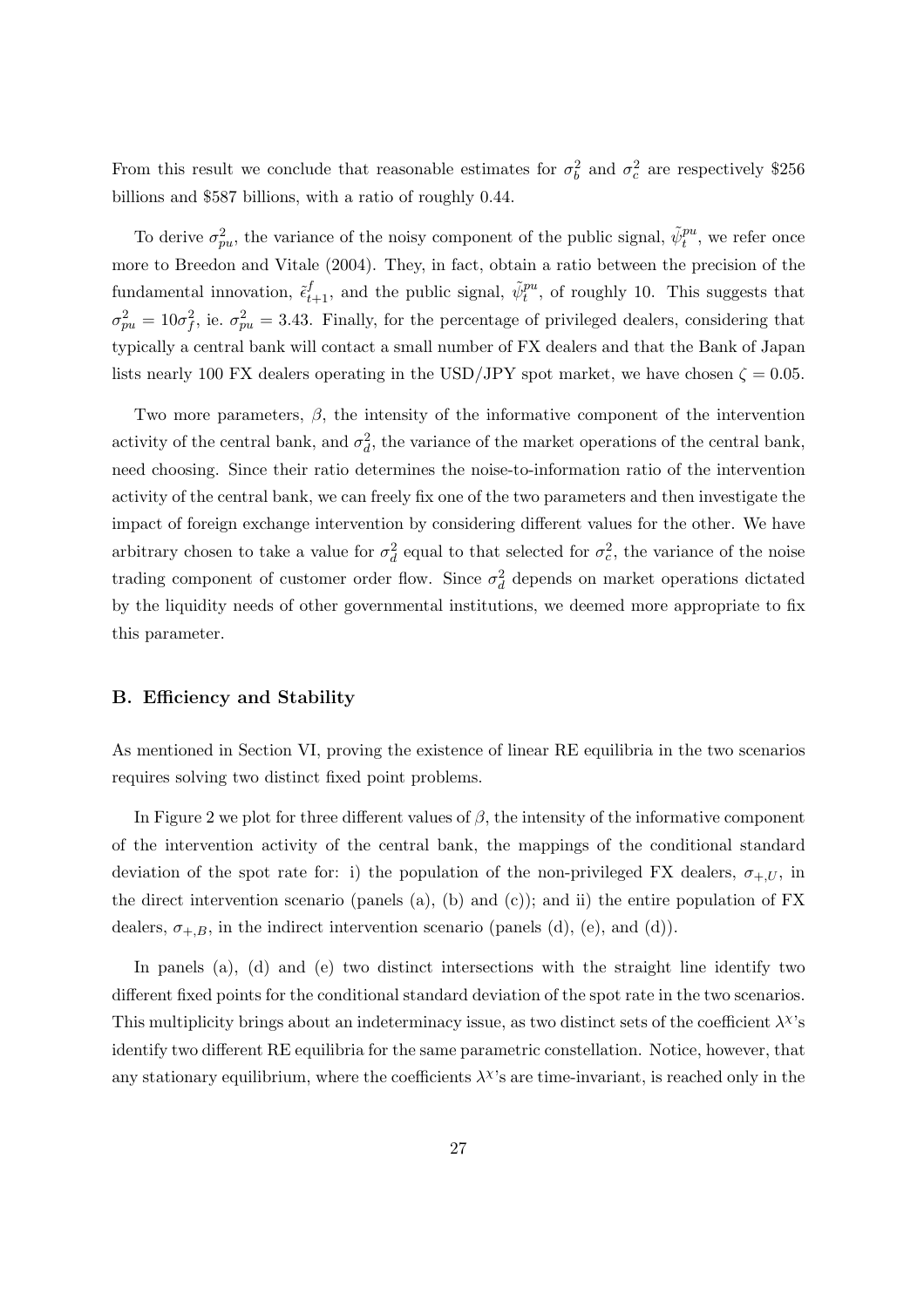From this result we conclude that reasonable estimates for $\sigma_b^2$ and $\sigma_c^2$ are respectively \$256 billions and \$587 billions, with a ratio of roughly 0.44.

To derive $\sigma_{pu}^2$, the variance of the noisy component of the public signal, $\tilde{\psi}_t^{pu}$, we refer once more to Breedon and Vitale (2004). They, in fact, obtain a ratio between the precision of the fundamental innovation, $\tilde{\epsilon}_{t+1}^f$, and the public signal, $\tilde{\psi}_t^{pu}$, of roughly 10. This suggests that $\sigma_{pu}^2 = 10\sigma_f^2$, ie. $\sigma_{pu}^2 = 3.43$. Finally, for the percentage of privileged dealers, considering that typically a central bank will contact a small number of FX dealers and that the Bank of Japan lists nearly 100 FX dealers operating in the USD/JPY spot market, we have chosen $\zeta = 0.05$.

Two more parameters, $\beta$, the intensity of the informative component of the intervention activity of the central bank, and $\sigma_d^2$, the variance of the market operations of the central bank, need choosing. Since their ratio determines the noise-to-information ratio of the intervention activity of the central bank, we can freely fix one of the two parameters and then investigate the impact of foreign exchange intervention by considering different values for the other. We have arbitrary chosen to take a value for $\sigma_d^2$ equal to that selected for $\sigma_c^2$, the variance of the noise trading component of customer order flow. Since $\sigma_d^2$ depends on market operations dictated by the liquidity needs of other governmental institutions, we deemed more appropriate to fix this parameter.

### B. Efficiency and Stability

As mentioned in Section VI, proving the existence of linear RE equilibria in the two scenarios requires solving two distinct fixed point problems.

In Figure 2 we plot for three different values of $\beta$, the intensity of the informative component of the intervention activity of the central bank, the mappings of the conditional standard deviation of the spot rate for: i) the population of the non-privileged FX dealers, $\sigma_{+,U}$, in the direct intervention scenario (panels (a), (b) and (c)); and ii) the entire population of FX dealers, $\sigma_{+,B}$, in the indirect intervention scenario (panels (d), (e), and (d)).

In panels (a), (d) and (e) two distinct intersections with the straight line identify two different fixed points for the conditional standard deviation of the spot rate in the two scenarios. This multiplicity brings about an indeterminacy issue, as two distinct sets of the coefficient $\lambda^\chi$'s identify two different RE equilibria for the same parametric constellation. Notice, however, that any stationary equilibrium, where the coefficients $\lambda^\chi$'s are time-invariant, is reached only in the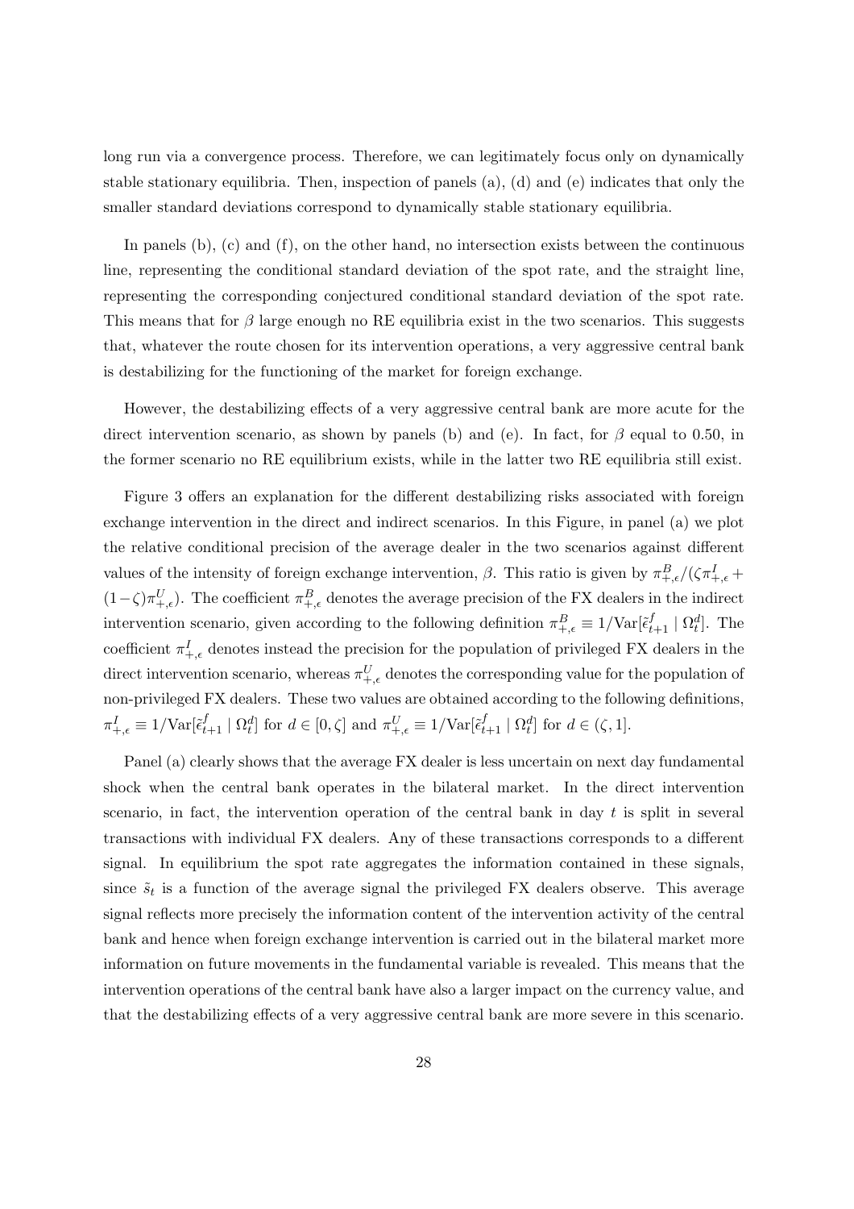long run via a convergence process. Therefore, we can legitimately focus only on dynamically stable stationary equilibria. Then, inspection of panels (a), (d) and (e) indicates that only the smaller standard deviations correspond to dynamically stable stationary equilibria.

In panels (b), (c) and (f), on the other hand, no intersection exists between the continuous line, representing the conditional standard deviation of the spot rate, and the straight line, representing the corresponding conjectured conditional standard deviation of the spot rate. This means that for $\beta$ large enough no RE equilibria exist in the two scenarios. This suggests that, whatever the route chosen for its intervention operations, a very aggressive central bank is destabilizing for the functioning of the market for foreign exchange.

However, the destabilizing effects of a very aggressive central bank are more acute for the direct intervention scenario, as shown by panels (b) and (e). In fact, for $\beta$ equal to 0.50, in the former scenario no RE equilibrium exists, while in the latter two RE equilibria still exist.

Figure 3 offers an explanation for the different destabilizing risks associated with foreign exchange intervention in the direct and indirect scenarios. In this Figure, in panel (a) we plot the relative conditional precision of the average dealer in the two scenarios against different values of the intensity of foreign exchange intervention, $\beta$. This ratio is given by $\pi^B_{+,\epsilon}/(\zeta\pi^I_{+,\epsilon} + (1-\zeta)\pi^U_{+,\epsilon})$. The coefficient $\pi^B_{+,\epsilon}$ denotes the average precision of the FX dealers in the indirect intervention scenario, given according to the following definition $\pi^B_{+,\epsilon} \equiv 1/\mathrm{Var}[\tilde{\epsilon}^f_{t+1} \mid \Omega^d_t]$. The coefficient $\pi^I_{+,\epsilon}$ denotes instead the precision for the population of privileged FX dealers in the direct intervention scenario, whereas $\pi^U_{+,\epsilon}$ denotes the corresponding value for the population of non-privileged FX dealers. These two values are obtained according to the following definitions, $\pi^I_{+,\epsilon} \equiv 1/\mathrm{Var}[\tilde{\epsilon}^f_{t+1} \mid \Omega^d_t]$ for $d \in [0, \zeta]$ and $\pi^U_{+,\epsilon} \equiv 1/\mathrm{Var}[\tilde{\epsilon}^f_{t+1} \mid \Omega^d_t]$ for $d \in (\zeta, 1]$.

Panel (a) clearly shows that the average FX dealer is less uncertain on next day fundamental shock when the central bank operates in the bilateral market. In the direct intervention scenario, in fact, the intervention operation of the central bank in day $t$ is split in several transactions with individual FX dealers. Any of these transactions corresponds to a different signal. In equilibrium the spot rate aggregates the information contained in these signals, since $\tilde{s}_t$ is a function of the average signal the privileged FX dealers observe. This average signal reflects more precisely the information content of the intervention activity of the central bank and hence when foreign exchange intervention is carried out in the bilateral market more information on future movements in the fundamental variable is revealed. This means that the intervention operations of the central bank have also a larger impact on the currency value, and that the destabilizing effects of a very aggressive central bank are more severe in this scenario.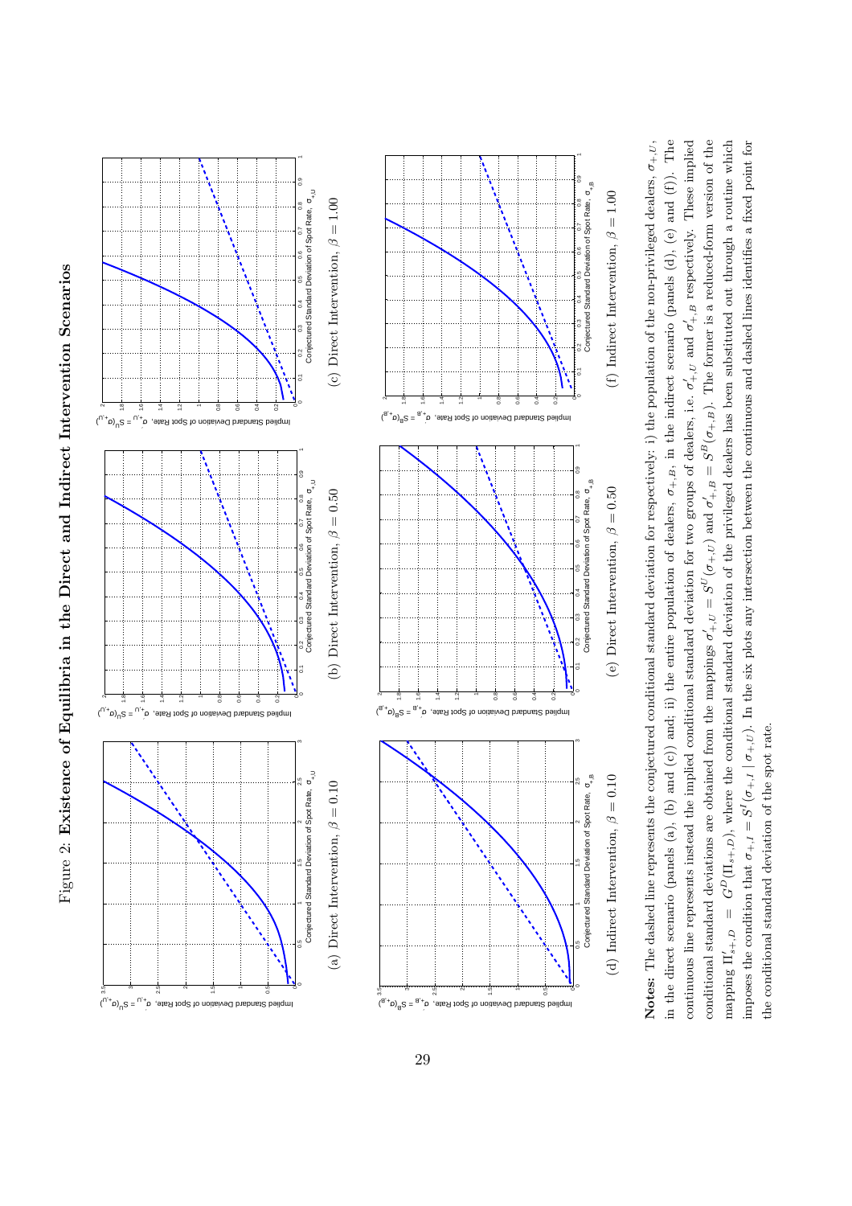Figure 2: **Existence of Equilibria in the Direct and Indirect Intervention Scenarios**

(a) Direct Intervention, $\beta = 0.10$

(b) Direct Intervention, $\beta = 0.50$

(c) Direct Intervention, $\beta = 1.00$

(d) Indirect Intervention, $\beta = 0.10$

(e) Direct Intervention, $\beta = 0.50$

(f) Indirect Intervention, $\beta = 1.00$

**Notes:** The dashed line represents the conjectured conditional standard deviation for respectively: i) the population of the non-privileged dealers, $\sigma_{+,U}$, in the direct scenario (panels (a), (b) and (c)) and; ii) the entire population of dealers, $\sigma_{+,B}$, in the indirect scenario (panels (d), (e) and (f)). The continuous line represents instead the implied conditional standard deviation for two groups of dealers, i.e. $\sigma'_{+,U}$ and $\sigma'_{+,B}$ respectively. These implied conditional standard deviations are obtained from the mappings $\sigma'_{+,U} = S^U(\sigma_{+,U})$ and $\sigma'_{+,B} = S^B(\sigma_{+,B})$. The former is a reduced-form version of the mapping $\Pi'_{s+,D} = G^D(\Pi_{s+,D})$, where the conditional standard deviation of the privileged dealers has been substituted out through a routine which imposes the condition that $\sigma_{+,I} = S^I(\sigma_{+,I} \mid \sigma_{+,U})$. In the six plots any intersection between the continuous and dashed lines identifies a fixed point for the conditional standard deviation of the spot rate.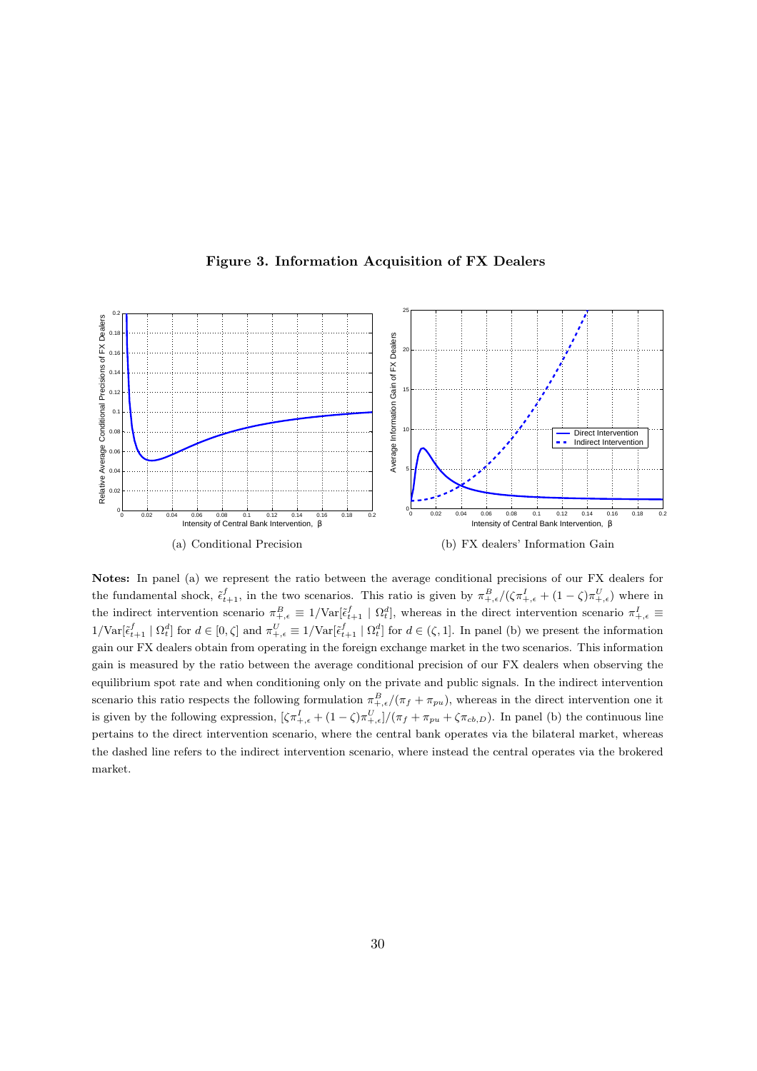**Figure 3. Information Acquisition of FX Dealers**

(a) Conditional Precision

(b) FX dealers' Information Gain

**Notes:** In panel (a) we represent the ratio between the average conditional precisions of our FX dealers for the fundamental shock, $\tilde{\epsilon}^f_{t+1}$, in the two scenarios. This ratio is given by $\pi^B_{+,\epsilon}/(\zeta\pi^I_{+,\epsilon} + (1-\zeta)\pi^U_{+,\epsilon})$ where in the indirect intervention scenario $\pi^B_{+,\epsilon} \equiv 1/\text{Var}[\tilde{\epsilon}^f_{t+1} \mid \Omega^d_t]$, whereas in the direct intervention scenario $\pi^I_{+,\epsilon} \equiv 1/\text{Var}[\tilde{\epsilon}^f_{t+1} \mid \Omega^d_t]$ for $d \in [0, \zeta]$ and $\pi^U_{+,\epsilon} \equiv 1/\text{Var}[\tilde{\epsilon}^f_{t+1} \mid \Omega^d_t]$ for $d \in (\zeta, 1]$. In panel (b) we present the information gain our FX dealers obtain from operating in the foreign exchange market in the two scenarios. This information gain is measured by the ratio between the average conditional precision of our FX dealers when observing the equilibrium spot rate and when conditioning only on the private and public signals. In the indirect intervention scenario this ratio respects the following formulation $\pi^B_{+,\epsilon}/(\pi_f + \pi_{pu})$, whereas in the direct intervention one it is given by the following expression, $[\zeta\pi^I_{+,\epsilon} + (1-\zeta)\pi^U_{+,\epsilon}]/(\pi_f + \pi_{pu} + \zeta\pi_{cb,D})$. In panel (b) the continuous line pertains to the direct intervention scenario, where the central bank operates via the bilateral market, whereas the dashed line refers to the indirect intervention scenario, where instead the central operates via the brokered market.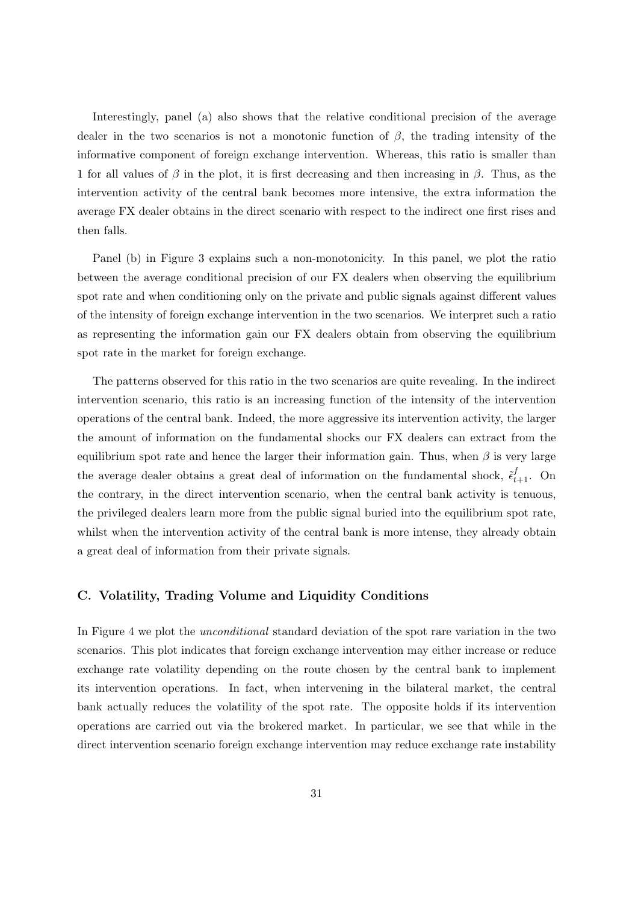Interestingly, panel (a) also shows that the relative conditional precision of the average dealer in the two scenarios is not a monotonic function of $\beta$, the trading intensity of the informative component of foreign exchange intervention. Whereas, this ratio is smaller than 1 for all values of $\beta$ in the plot, it is first decreasing and then increasing in $\beta$. Thus, as the intervention activity of the central bank becomes more intensive, the extra information the average FX dealer obtains in the direct scenario with respect to the indirect one first rises and then falls.

Panel (b) in Figure 3 explains such a non-monotonicity. In this panel, we plot the ratio between the average conditional precision of our FX dealers when observing the equilibrium spot rate and when conditioning only on the private and public signals against different values of the intensity of foreign exchange intervention in the two scenarios. We interpret such a ratio as representing the information gain our FX dealers obtain from observing the equilibrium spot rate in the market for foreign exchange.

The patterns observed for this ratio in the two scenarios are quite revealing. In the indirect intervention scenario, this ratio is an increasing function of the intensity of the intervention operations of the central bank. Indeed, the more aggressive its intervention activity, the larger the amount of information on the fundamental shocks our FX dealers can extract from the equilibrium spot rate and hence the larger their information gain. Thus, when $\beta$ is very large the average dealer obtains a great deal of information on the fundamental shock, $\tilde{\epsilon}^f_{t+1}$. On the contrary, in the direct intervention scenario, when the central bank activity is tenuous, the privileged dealers learn more from the public signal buried into the equilibrium spot rate, whilst when the intervention activity of the central bank is more intense, they already obtain a great deal of information from their private signals.

### C. Volatility, Trading Volume and Liquidity Conditions

In Figure 4 we plot the *unconditional* standard deviation of the spot rare variation in the two scenarios. This plot indicates that foreign exchange intervention may either increase or reduce exchange rate volatility depending on the route chosen by the central bank to implement its intervention operations. In fact, when intervening in the bilateral market, the central bank actually reduces the volatility of the spot rate. The opposite holds if its intervention operations are carried out via the brokered market. In particular, we see that while in the direct intervention scenario foreign exchange intervention may reduce exchange rate instability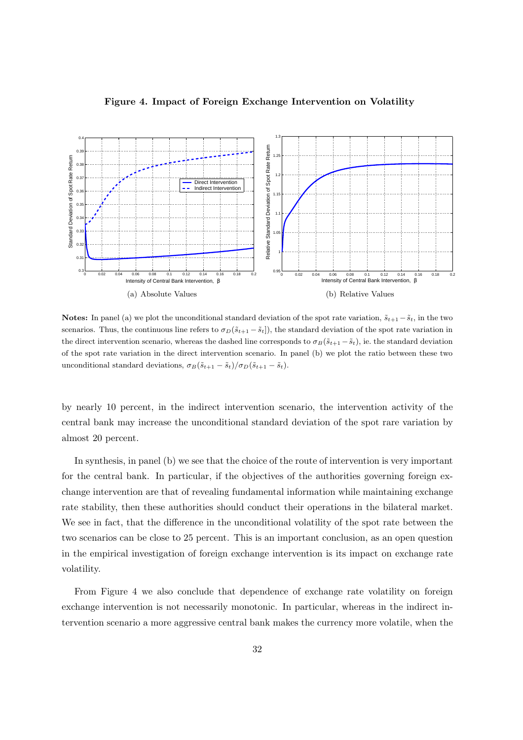**Figure 4. Impact of Foreign Exchange Intervention on Volatility**

(a) Absolute Values

(b) Relative Values

**Notes:** In panel (a) we plot the unconditional standard deviation of the spot rate variation, $\tilde{s}_{t+1} - \tilde{s}_t$, in the two scenarios. Thus, the continuous line refers to $\sigma_D(\tilde{s}_{t+1} - \tilde{s}_t])$, the standard deviation of the spot rate variation in the direct intervention scenario, whereas the dashed line corresponds to $\sigma_B(\tilde{s}_{t+1} - \tilde{s}_t)$, ie. the standard deviation of the spot rate variation in the direct intervention scenario. In panel (b) we plot the ratio between these two unconditional standard deviations, $\sigma_B(\tilde{s}_{t+1} - \tilde{s}_t)/\sigma_D(\tilde{s}_{t+1} - \tilde{s}_t)$.

by nearly 10 percent, in the indirect intervention scenario, the intervention activity of the central bank may increase the unconditional standard deviation of the spot rare variation by almost 20 percent.

In synthesis, in panel (b) we see that the choice of the route of intervention is very important for the central bank. In particular, if the objectives of the authorities governing foreign exchange intervention are that of revealing fundamental information while maintaining exchange rate stability, then these authorities should conduct their operations in the bilateral market. We see in fact, that the difference in the unconditional volatility of the spot rate between the two scenarios can be close to 25 percent. This is an important conclusion, as an open question in the empirical investigation of foreign exchange intervention is its impact on exchange rate volatility.

From Figure 4 we also conclude that dependence of exchange rate volatility on foreign exchange intervention is not necessarily monotonic. In particular, whereas in the indirect intervention scenario a more aggressive central bank makes the currency more volatile, when the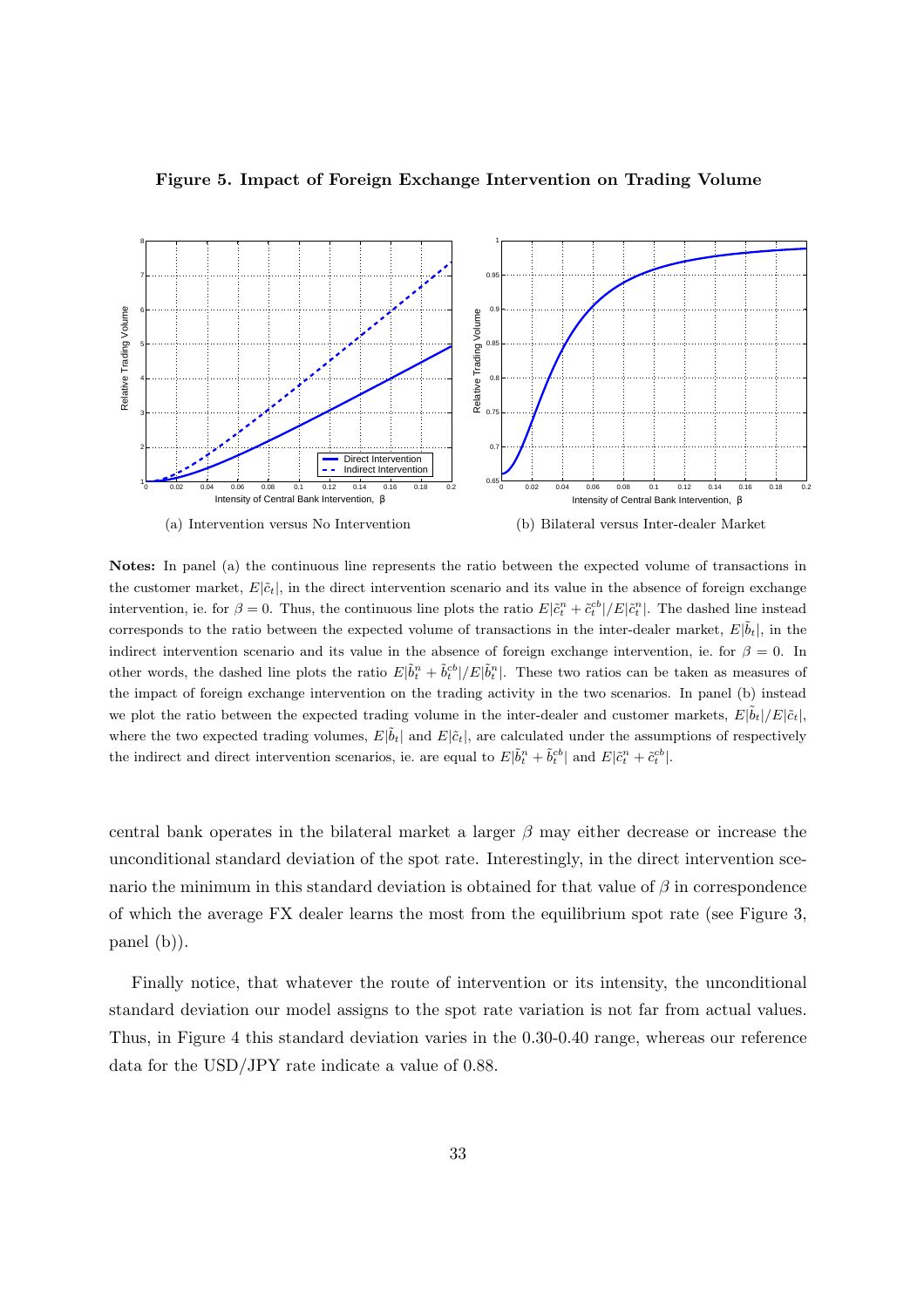**Figure 5. Impact of Foreign Exchange Intervention on Trading Volume**

(a) Intervention versus No Intervention

(b) Bilateral versus Inter-dealer Market

**Notes:** In panel (a) the continuous line represents the ratio between the expected volume of transactions in the customer market, $E|\tilde{c}_t|$, in the direct intervention scenario and its value in the absence of foreign exchange intervention, ie. for $\beta = 0$. Thus, the continuous line plots the ratio $E|\tilde{c}_t^n + \tilde{c}_t^{cb}|/E|\tilde{c}_t^n|$. The dashed line instead corresponds to the ratio between the expected volume of transactions in the inter-dealer market, $E|\tilde{b}_t|$, in the indirect intervention scenario and its value in the absence of foreign exchange intervention, ie. for $\beta = 0$. In other words, the dashed line plots the ratio $E|\tilde{b}_t^n + \tilde{b}_t^{cb}|/E|\tilde{b}_t^n|$. These two ratios can be taken as measures of the impact of foreign exchange intervention on the trading activity in the two scenarios. In panel (b) instead we plot the ratio between the expected trading volume in the inter-dealer and customer markets, $E|\tilde{b}_t|/E|\tilde{c}_t|$, where the two expected trading volumes, $E|\tilde{b}_t|$ and $E|\tilde{c}_t|$, are calculated under the assumptions of respectively the indirect and direct intervention scenarios, ie. are equal to $E|\tilde{b}_t^n + \tilde{b}_t^{cb}|$ and $E|\tilde{c}_t^n + \tilde{c}_t^{cb}|$.

central bank operates in the bilateral market a larger $\beta$ may either decrease or increase the unconditional standard deviation of the spot rate. Interestingly, in the direct intervention scenario the minimum in this standard deviation is obtained for that value of $\beta$ in correspondence of which the average FX dealer learns the most from the equilibrium spot rate (see Figure 3, panel (b)).

Finally notice, that whatever the route of intervention or its intensity, the unconditional standard deviation our model assigns to the spot rate variation is not far from actual values. Thus, in Figure 4 this standard deviation varies in the 0.30-0.40 range, whereas our reference data for the USD/JPY rate indicate a value of 0.88.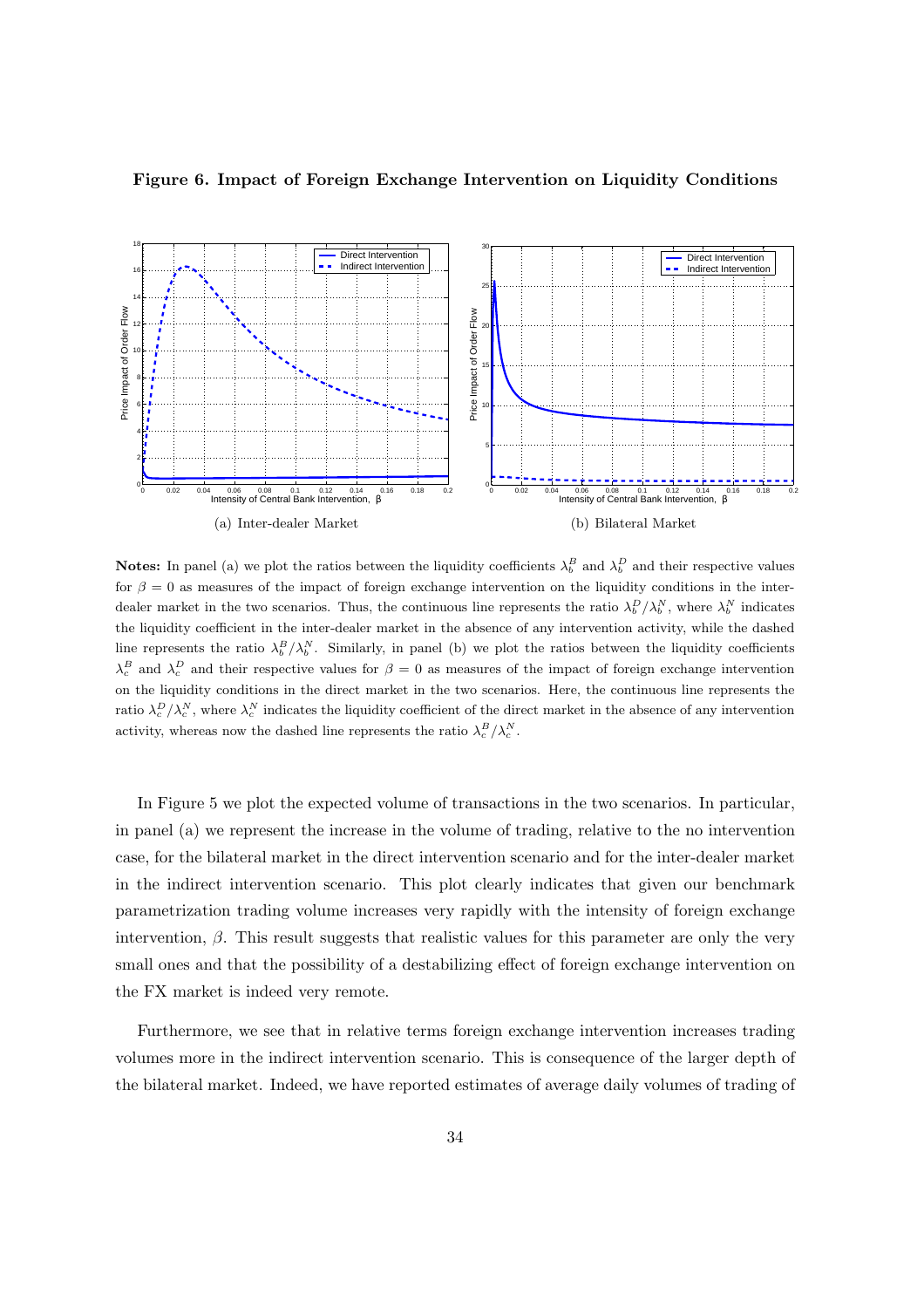**Figure 6. Impact of Foreign Exchange Intervention on Liquidity Conditions**

(a) Inter-dealer Market

(b) Bilateral Market

**Notes:** In panel (a) we plot the ratios between the liquidity coefficients $\lambda_b^B$ and $\lambda_b^D$ and their respective values for $\beta = 0$ as measures of the impact of foreign exchange intervention on the liquidity conditions in the inter-dealer market in the two scenarios. Thus, the continuous line represents the ratio $\lambda_b^D/\lambda_b^N$, where $\lambda_b^N$ indicates the liquidity coefficient in the inter-dealer market in the absence of any intervention activity, while the dashed line represents the ratio $\lambda_b^B/\lambda_b^N$. Similarly, in panel (b) we plot the ratios between the liquidity coefficients $\lambda_c^B$ and $\lambda_c^D$ and their respective values for $\beta = 0$ as measures of the impact of foreign exchange intervention on the liquidity conditions in the direct market in the two scenarios. Here, the continuous line represents the ratio $\lambda_c^D/\lambda_c^N$, where $\lambda_c^N$ indicates the liquidity coefficient of the direct market in the absence of any intervention activity, whereas now the dashed line represents the ratio $\lambda_c^B/\lambda_c^N$.

In Figure 5 we plot the expected volume of transactions in the two scenarios. In particular, in panel (a) we represent the increase in the volume of trading, relative to the no intervention case, for the bilateral market in the direct intervention scenario and for the inter-dealer market in the indirect intervention scenario. This plot clearly indicates that given our benchmark parametrization trading volume increases very rapidly with the intensity of foreign exchange intervention, $\beta$. This result suggests that realistic values for this parameter are only the very small ones and that the possibility of a destabilizing effect of foreign exchange intervention on the FX market is indeed very remote.

Furthermore, we see that in relative terms foreign exchange intervention increases trading volumes more in the indirect intervention scenario. This is consequence of the larger depth of the bilateral market. Indeed, we have reported estimates of average daily volumes of trading of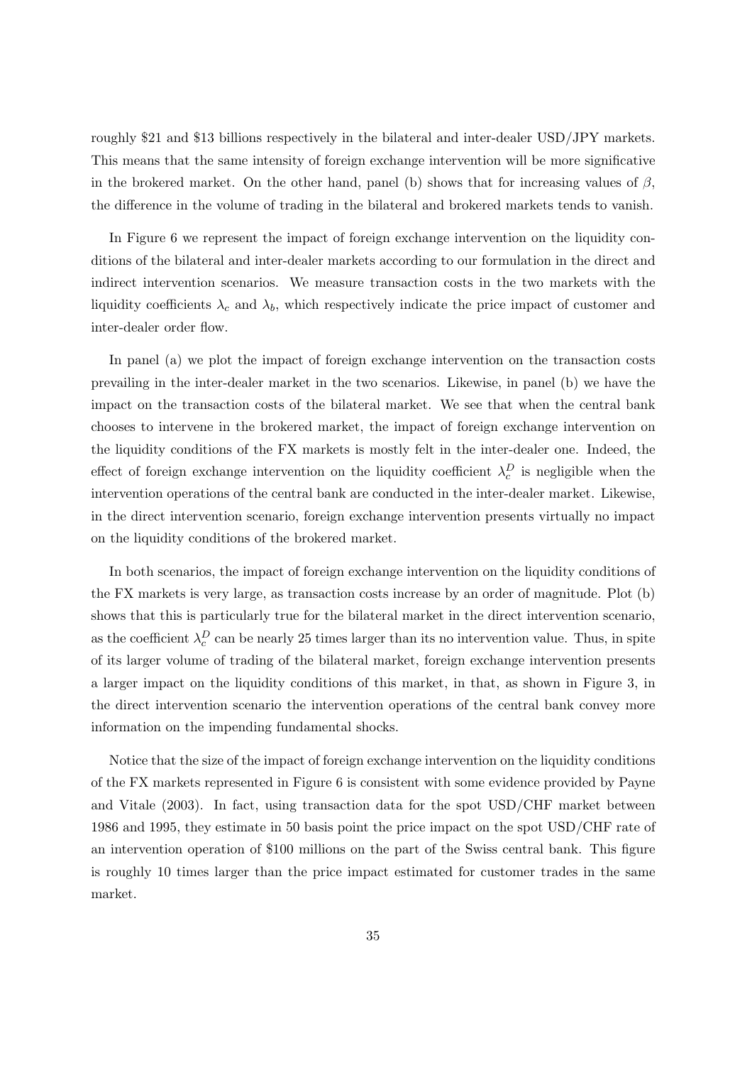roughly \$21 and \$13 billions respectively in the bilateral and inter-dealer USD/JPY markets. This means that the same intensity of foreign exchange intervention will be more significative in the brokered market. On the other hand, panel (b) shows that for increasing values of $\beta$, the difference in the volume of trading in the bilateral and brokered markets tends to vanish.

In Figure 6 we represent the impact of foreign exchange intervention on the liquidity conditions of the bilateral and inter-dealer markets according to our formulation in the direct and indirect intervention scenarios. We measure transaction costs in the two markets with the liquidity coefficients $\lambda_c$ and $\lambda_b$, which respectively indicate the price impact of customer and inter-dealer order flow.

In panel (a) we plot the impact of foreign exchange intervention on the transaction costs prevailing in the inter-dealer market in the two scenarios. Likewise, in panel (b) we have the impact on the transaction costs of the bilateral market. We see that when the central bank chooses to intervene in the brokered market, the impact of foreign exchange intervention on the liquidity conditions of the FX markets is mostly felt in the inter-dealer one. Indeed, the effect of foreign exchange intervention on the liquidity coefficient $\lambda_c^D$ is negligible when the intervention operations of the central bank are conducted in the inter-dealer market. Likewise, in the direct intervention scenario, foreign exchange intervention presents virtually no impact on the liquidity conditions of the brokered market.

In both scenarios, the impact of foreign exchange intervention on the liquidity conditions of the FX markets is very large, as transaction costs increase by an order of magnitude. Plot (b) shows that this is particularly true for the bilateral market in the direct intervention scenario, as the coefficient $\lambda_c^D$ can be nearly 25 times larger than its no intervention value. Thus, in spite of its larger volume of trading of the bilateral market, foreign exchange intervention presents a larger impact on the liquidity conditions of this market, in that, as shown in Figure 3, in the direct intervention scenario the intervention operations of the central bank convey more information on the impending fundamental shocks.

Notice that the size of the impact of foreign exchange intervention on the liquidity conditions of the FX markets represented in Figure 6 is consistent with some evidence provided by Payne and Vitale (2003). In fact, using transaction data for the spot USD/CHF market between 1986 and 1995, they estimate in 50 basis point the price impact on the spot USD/CHF rate of an intervention operation of \$100 millions on the part of the Swiss central bank. This figure is roughly 10 times larger than the price impact estimated for customer trades in the same market.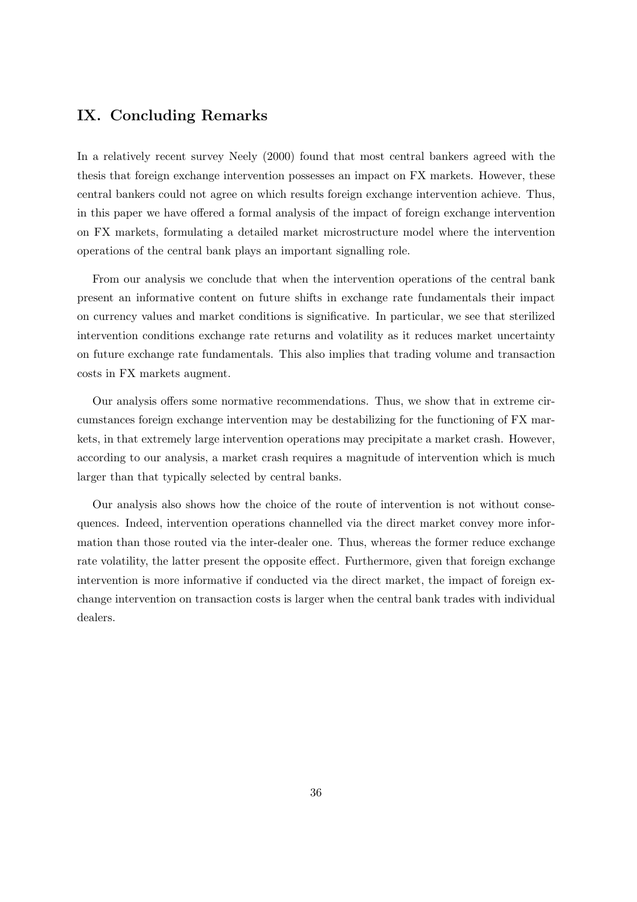## IX. Concluding Remarks

In a relatively recent survey Neely (2000) found that most central bankers agreed with the thesis that foreign exchange intervention possesses an impact on FX markets. However, these central bankers could not agree on which results foreign exchange intervention achieve. Thus, in this paper we have offered a formal analysis of the impact of foreign exchange intervention on FX markets, formulating a detailed market microstructure model where the intervention operations of the central bank plays an important signalling role.

From our analysis we conclude that when the intervention operations of the central bank present an informative content on future shifts in exchange rate fundamentals their impact on currency values and market conditions is significative. In particular, we see that sterilized intervention conditions exchange rate returns and volatility as it reduces market uncertainty on future exchange rate fundamentals. This also implies that trading volume and transaction costs in FX markets augment.

Our analysis offers some normative recommendations. Thus, we show that in extreme circumstances foreign exchange intervention may be destabilizing for the functioning of FX markets, in that extremely large intervention operations may precipitate a market crash. However, according to our analysis, a market crash requires a magnitude of intervention which is much larger than that typically selected by central banks.

Our analysis also shows how the choice of the route of intervention is not without consequences. Indeed, intervention operations channelled via the direct market convey more information than those routed via the inter-dealer one. Thus, whereas the former reduce exchange rate volatility, the latter present the opposite effect. Furthermore, given that foreign exchange intervention is more informative if conducted via the direct market, the impact of foreign exchange intervention on transaction costs is larger when the central bank trades with individual dealers.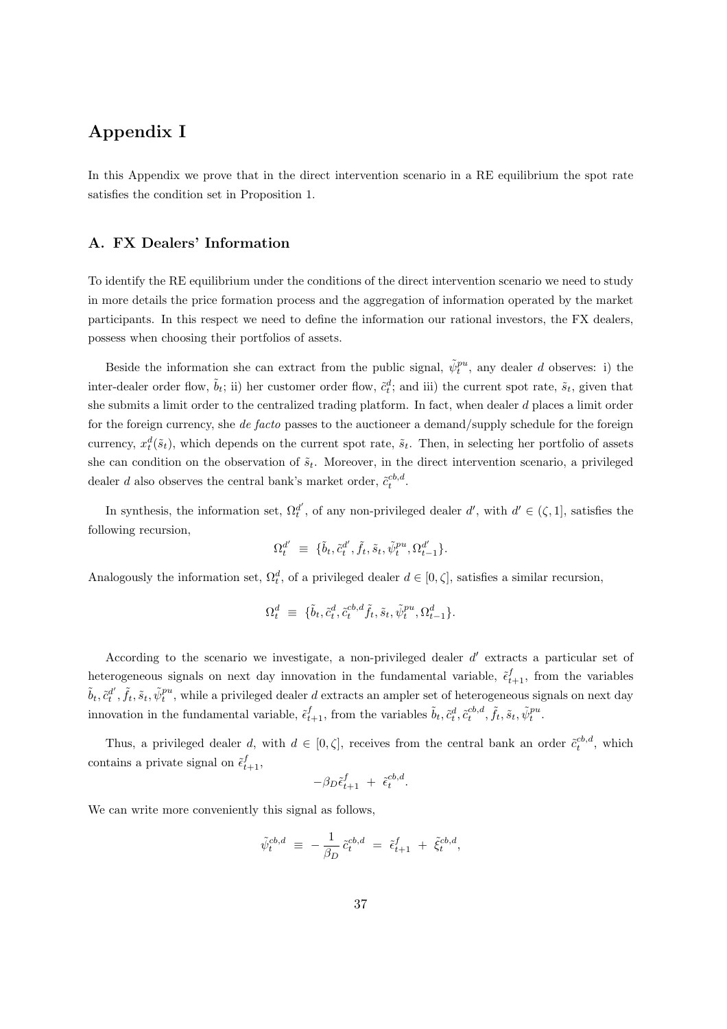# Appendix I

In this Appendix we prove that in the direct intervention scenario in a RE equilibrium the spot rate satisfies the condition set in Proposition 1.

## A. FX Dealers' Information

To identify the RE equilibrium under the conditions of the direct intervention scenario we need to study in more details the price formation process and the aggregation of information operated by the market participants. In this respect we need to define the information our rational investors, the FX dealers, possess when choosing their portfolios of assets.

Beside the information she can extract from the public signal, $\tilde{\psi}_t^{pu}$, any dealer $d$ observes: i) the inter-dealer order flow, $\tilde{b}_t$; ii) her customer order flow, $\tilde{c}_t^d$; and iii) the current spot rate, $\tilde{s}_t$, given that she submits a limit order to the centralized trading platform. In fact, when dealer $d$ places a limit order for the foreign currency, she *de facto* passes to the auctioneer a demand/supply schedule for the foreign currency, $x_t^d(\tilde{s}_t)$, which depends on the current spot rate, $\tilde{s}_t$. Then, in selecting her portfolio of assets she can condition on the observation of $\tilde{s}_t$. Moreover, in the direct intervention scenario, a privileged dealer $d$ also observes the central bank's market order, $\tilde{c}_t^{cb,d}$.

In synthesis, the information set, $\Omega_t^{d'}$, of any non-privileged dealer $d'$, with $d' \in (\zeta, 1]$, satisfies the following recursion,

$$\Omega_t^{d'} \;\equiv\; \{\tilde{b}_t, \tilde{c}_t^{d'}, \tilde{f}_t, \tilde{s}_t, \tilde{\psi}_t^{pu}, \Omega_{t-1}^{d'}\}.$$

Analogously the information set, $\Omega_t^d$, of a privileged dealer $d \in [0, \zeta]$, satisfies a similar recursion,

$$\Omega_t^d \;\equiv\; \{\tilde{b}_t, \tilde{c}_t^d, \tilde{c}_t^{cb,d}\tilde{f}_t, \tilde{s}_t, \tilde{\psi}_t^{pu}, \Omega_{t-1}^d\}.$$

According to the scenario we investigate, a non-privileged dealer $d'$ extracts a particular set of heterogeneous signals on next day innovation in the fundamental variable, $\tilde{\epsilon}_{t+1}^f$, from the variables $\tilde{b}_t, \tilde{c}_t^{d'}, \tilde{f}_t, \tilde{s}_t, \tilde{\psi}_t^{pu}$, while a privileged dealer $d$ extracts an ampler set of heterogeneous signals on next day innovation in the fundamental variable, $\tilde{\epsilon}_{t+1}^f$, from the variables $\tilde{b}_t, \tilde{c}_t^d, \tilde{c}_t^{cb,d}, \tilde{f}_t, \tilde{s}_t, \tilde{\psi}_t^{pu}$.

Thus, a privileged dealer $d$, with $d \in [0, \zeta]$, receives from the central bank an order $\tilde{c}_t^{cb,d}$, which contains a private signal on $\tilde{\epsilon}_{t+1}^f$,

$$-\beta_D \tilde{\epsilon}_{t+1}^f \;+\; \tilde{\epsilon}_t^{cb,d}.$$

We can write more conveniently this signal as follows,

$$\tilde{\psi}_t^{cb,d} \;\equiv\; -\frac{1}{\beta_D}\,\tilde{c}_t^{cb,d} \;=\; \tilde{\epsilon}_{t+1}^f \;+\; \tilde{\xi}_t^{cb,d},$$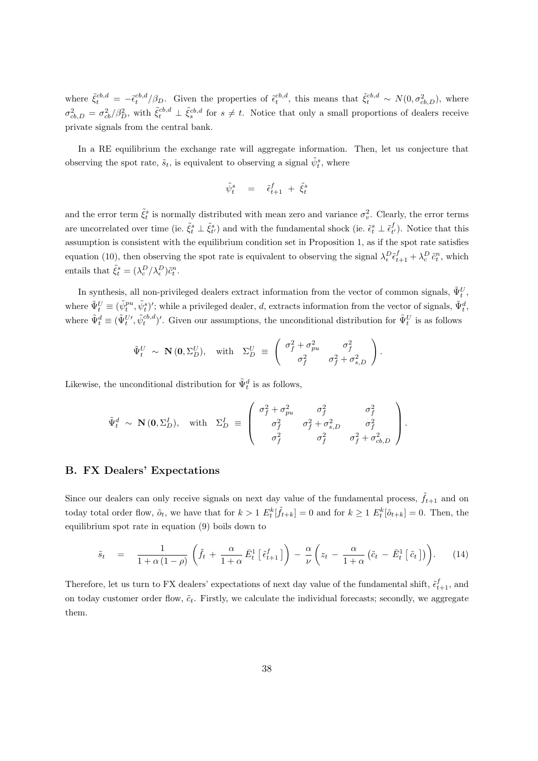where $\tilde{\xi}^{cb,d}_t = -\tilde{\epsilon}^{cb,d}_t/\beta_D$. Given the properties of $\tilde{\epsilon}^{cb,d}_t$, this means that $\tilde{\xi}^{cb,d}_t \sim N(0, \sigma^2_{cb,D})$, where $\sigma^2_{cb,D} = \sigma^2_{cb}/\beta^2_D$, with $\tilde{\xi}^{cb,d}_t \perp \tilde{\xi}^{cb,d}_s$ for $s \neq t$. Notice that only a small proportions of dealers receive private signals from the central bank.

In a RE equilibrium the exchange rate will aggregate information. Then, let us conjecture that observing the spot rate, $\tilde{s}_t$, is equivalent to observing a signal $\tilde{\psi}^s_t$, where

$$\tilde{\psi}^s_t \quad = \quad \tilde{\epsilon}^f_{t+1} \ + \ \tilde{\xi}^s_t$$

and the error term $\tilde{\xi}^s_t$ is normally distributed with mean zero and variance $\sigma^2_v$. Clearly, the error terms are uncorrelated over time (ie. $\tilde{\xi}^s_t \perp \tilde{\xi}^s_{t'}$) and with the fundamental shock (ie. $\tilde{\epsilon}^s_t \perp \tilde{\epsilon}^f_{t'}$). Notice that this assumption is consistent with the equilibrium condition set in Proposition 1, as if the spot rate satisfies equation (10), then observing the spot rate is equivalent to observing the signal $\lambda^D_\epsilon \tilde{\epsilon}^f_{t+1} + \lambda^D_c \, \tilde{c}^n_t$, which entails that $\tilde{\xi}^s_t = (\lambda^D_c/\lambda^D_\epsilon)\tilde{c}^n_t$.

In synthesis, all non-privileged dealers extract information from the vector of common signals, $\tilde{\Psi}^U_t$, where $\tilde{\Psi}^U_t \equiv (\tilde{\psi}^{pu}_t, \tilde{\psi}^s_t)'$; while a privileged dealer, $d$, extracts information from the vector of signals, $\tilde{\Psi}^d_t$, where $\tilde{\Psi}^d_t \equiv (\tilde{\Psi}^{U\prime}_t, \tilde{\psi}^{cb,d}_t)'$. Given our assumptions, the unconditional distribution for $\tilde{\Psi}^U_t$ is as follows

$$\tilde{\Psi}^U_t \ \sim \ \mathbf{N}\,(\mathbf{0}, \Sigma^U_D), \quad \text{with} \quad \Sigma^U_D \ \equiv \ \begin{pmatrix} \sigma^2_f + \sigma^2_{pu} & \sigma^2_f \\ \sigma^2_f & \sigma^2_f + \sigma^2_{s,D} \end{pmatrix}.$$

Likewise, the unconditional distribution for $\tilde{\Psi}^d_t$ is as follows,

$$\tilde{\Psi}^d_t \ \sim \ \mathbf{N}\,(\mathbf{0}, \Sigma^I_D), \quad \text{with} \quad \Sigma^I_D \ \equiv \ \begin{pmatrix} \sigma^2_f + \sigma^2_{pu} & \sigma^2_f & \sigma^2_f \\ \sigma^2_f & \sigma^2_f + \sigma^2_{s,D} & \sigma^2_f \\ \sigma^2_f & \sigma^2_f & \sigma^2_f + \sigma^2_{cb,D} \end{pmatrix}.$$

## B. FX Dealers' Expectations

Since our dealers can only receive signals on next day value of the fundamental process, $\tilde{f}_{t+1}$ and on today total order flow, $\tilde{o}_t$, we have that for $k > 1$ $E^k_t[\tilde{f}_{t+k}] = 0$ and for $k \geq 1$ $E^k_t[\tilde{o}_{t+k}] = 0$. Then, the equilibrium spot rate in equation (9) boils down to

$$\tilde{s}_t \quad = \quad \frac{1}{1+\alpha\,(1-\rho)} \left( \tilde{f}_t \, + \, \frac{\alpha}{1+\alpha}\, \bar{E}^1_t \left[\, \tilde{\epsilon}^f_{t+1} \,\right] \right) \, - \, \frac{\alpha}{\nu} \left( z_t \, - \, \frac{\alpha}{1+\alpha} \left( \tilde{c}_t \, - \, \bar{E}^1_t \left[\, \tilde{c}_t \,\right] \right) \right). \qquad (14)$$

Therefore, let us turn to FX dealers' expectations of next day value of the fundamental shift, $\tilde{\epsilon}^f_{t+1}$, and on today customer order flow, $\tilde{c}_t$. Firstly, we calculate the individual forecasts; secondly, we aggregate them.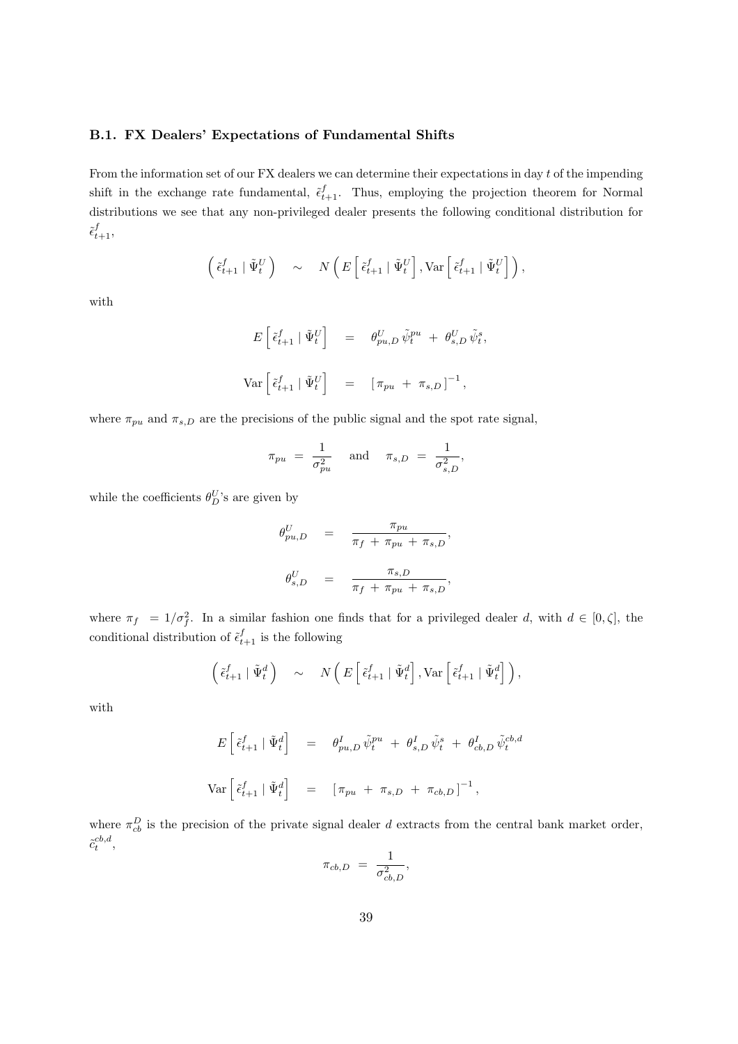### B.1. FX Dealers' Expectations of Fundamental Shifts

From the information set of our FX dealers we can determine their expectations in day $t$ of the impending shift in the exchange rate fundamental, $\tilde{\epsilon}^f_{t+1}$. Thus, employing the projection theorem for Normal distributions we see that any non-privileged dealer presents the following conditional distribution for $\tilde{\epsilon}^f_{t+1}$,

$$\left( \tilde{\epsilon}^f_{t+1} \mid \tilde{\Psi}^U_t \right) \quad \sim \quad N\left( E\left[ \tilde{\epsilon}^f_{t+1} \mid \tilde{\Psi}^U_t \right], \mathrm{Var}\left[ \tilde{\epsilon}^f_{t+1} \mid \tilde{\Psi}^U_t \right] \right),$$

with

$$E\left[ \tilde{\epsilon}^f_{t+1} \mid \tilde{\Psi}^U_t \right] \quad = \quad \theta^U_{pu,D}\, \tilde{\psi}^{pu}_t \; + \; \theta^U_{s,D}\, \tilde{\psi}^s_t,$$

$$\mathrm{Var}\left[ \tilde{\epsilon}^f_{t+1} \mid \tilde{\Psi}^U_t \right] \quad = \quad \left[ \pi_{pu} \; + \; \pi_{s,D} \right]^{-1},$$

where $\pi_{pu}$ and $\pi_{s,D}$ are the precisions of the public signal and the spot rate signal,

$$\pi_{pu} \; = \; \frac{1}{\sigma^2_{pu}} \quad \text{and} \quad \pi_{s,D} \; = \; \frac{1}{\sigma^2_{s,D}},$$

while the coefficients $\theta^U_D$'s are given by

$$\theta^U_{pu,D} \quad = \quad \frac{\pi_{pu}}{\pi_f \; + \; \pi_{pu} \; + \; \pi_{s,D}},$$

$$\theta^U_{s,D} \quad = \quad \frac{\pi_{s,D}}{\pi_f \; + \; \pi_{pu} \; + \; \pi_{s,D}},$$

where $\pi_f \;\; = 1/\sigma^2_f$. In a similar fashion one finds that for a privileged dealer $d$, with $d \in [0, \zeta]$, the conditional distribution of $\tilde{\epsilon}^f_{t+1}$ is the following

$$\left( \tilde{\epsilon}^f_{t+1} \mid \tilde{\Psi}^d_t \right) \quad \sim \quad N\left( E\left[ \tilde{\epsilon}^f_{t+1} \mid \tilde{\Psi}^d_t \right], \mathrm{Var}\left[ \tilde{\epsilon}^f_{t+1} \mid \tilde{\Psi}^d_t \right] \right),$$

with

$$E\left[ \tilde{\epsilon}^f_{t+1} \mid \tilde{\Psi}^d_t \right] \quad = \quad \theta^I_{pu,D}\, \tilde{\psi}^{pu}_t \; + \; \theta^I_{s,D}\, \tilde{\psi}^s_t \; + \; \theta^I_{cb,D}\, \tilde{\psi}^{cb,d}_t$$

$$\mathrm{Var}\left[ \tilde{\epsilon}^f_{t+1} \mid \tilde{\Psi}^d_t \right] \quad = \quad \left[ \pi_{pu} \; + \; \pi_{s,D} \; + \; \pi_{cb,D} \right]^{-1},$$

where $\pi^D_{cb}$ is the precision of the private signal dealer $d$ extracts from the central bank market order, $\tilde{c}^{cb,d}_t$,

$$\pi_{cb,D} \; = \; \frac{1}{\sigma^2_{cb,D}},$$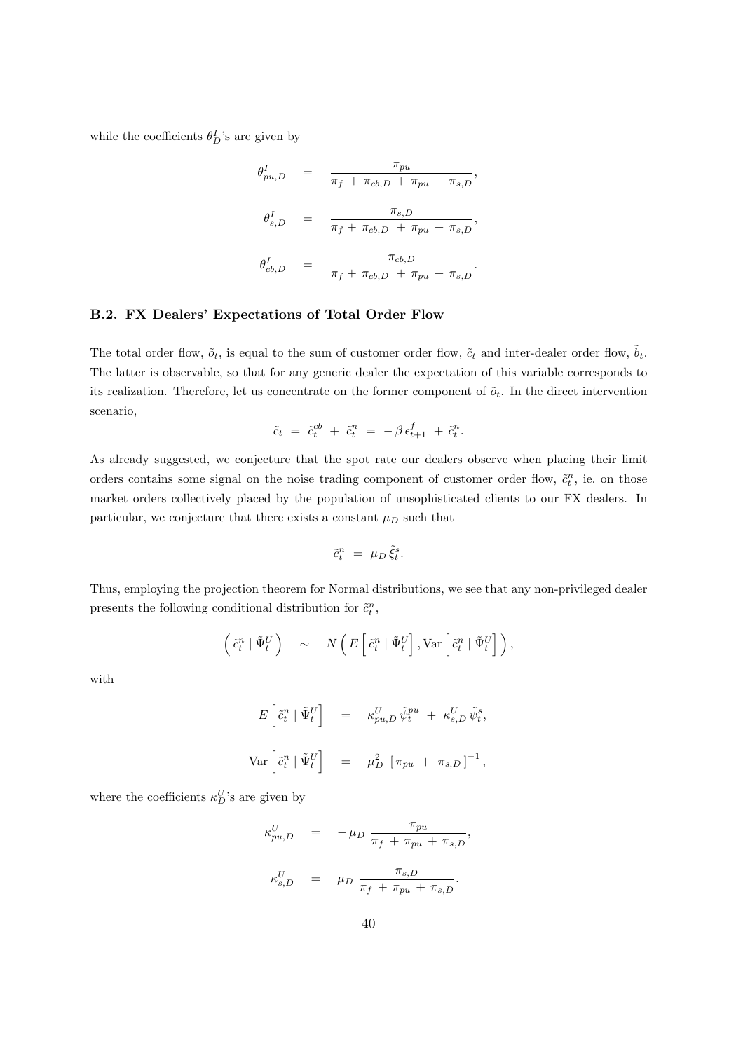while the coefficients $\theta^I_D$'s are given by

$$
\begin{aligned}
\theta^I_{pu,D} &= \frac{\pi_{pu}}{\pi_f + \pi_{cb,D} + \pi_{pu} + \pi_{s,D}}, \\
\theta^I_{s,D} &= \frac{\pi_{s,D}}{\pi_f + \pi_{cb,D} + \pi_{pu} + \pi_{s,D}}, \\
\theta^I_{cb,D} &= \frac{\pi_{cb,D}}{\pi_f + \pi_{cb,D} + \pi_{pu} + \pi_{s,D}}.
\end{aligned}
$$

### B.2. FX Dealers' Expectations of Total Order Flow

The total order flow, $\tilde{o}_t$, is equal to the sum of customer order flow, $\tilde{c}_t$ and inter-dealer order flow, $\tilde{b}_t$. The latter is observable, so that for any generic dealer the expectation of this variable corresponds to its realization. Therefore, let us concentrate on the former component of $\tilde{o}_t$. In the direct intervention scenario,

$$
\tilde{c}_t = \tilde{c}^{cb}_t + \tilde{c}^n_t = -\beta\,\epsilon^f_{t+1} + \tilde{c}^n_t.
$$

As already suggested, we conjecture that the spot rate our dealers observe when placing their limit orders contains some signal on the noise trading component of customer order flow, $\tilde{c}^n_t$, ie. on those market orders collectively placed by the population of unsophisticated clients to our FX dealers. In particular, we conjecture that there exists a constant $\mu_D$ such that

$$
\tilde{c}^n_t = \mu_D\,\tilde{\xi}^s_t.
$$

Thus, employing the projection theorem for Normal distributions, we see that any non-privileged dealer presents the following conditional distribution for $\tilde{c}^n_t$,

$$
\left(\tilde{c}^n_t \mid \tilde{\Psi}^U_t\right) \sim N\left(E\left[\tilde{c}^n_t \mid \tilde{\Psi}^U_t\right], \mathrm{Var}\left[\tilde{c}^n_t \mid \tilde{\Psi}^U_t\right]\right),
$$

with

$$
\begin{aligned}
E\left[\tilde{c}^n_t \mid \tilde{\Psi}^U_t\right] &= \kappa^U_{pu,D}\,\tilde{\psi}^{pu}_t + \kappa^U_{s,D}\,\tilde{\psi}^s_t, \\
\mathrm{Var}\left[\tilde{c}^n_t \mid \tilde{\Psi}^U_t\right] &= \mu_D^2\,\left[\pi_{pu} + \pi_{s,D}\right]^{-1},
\end{aligned}
$$

where the coefficients $\kappa^U_D$'s are given by

$$
\begin{aligned}
\kappa^U_{pu,D} &= -\,\mu_D\,\frac{\pi_{pu}}{\pi_f + \pi_{pu} + \pi_{s,D}}, \\
\kappa^U_{s,D} &= \mu_D\,\frac{\pi_{s,D}}{\pi_f + \pi_{pu} + \pi_{s,D}}.
\end{aligned}
$$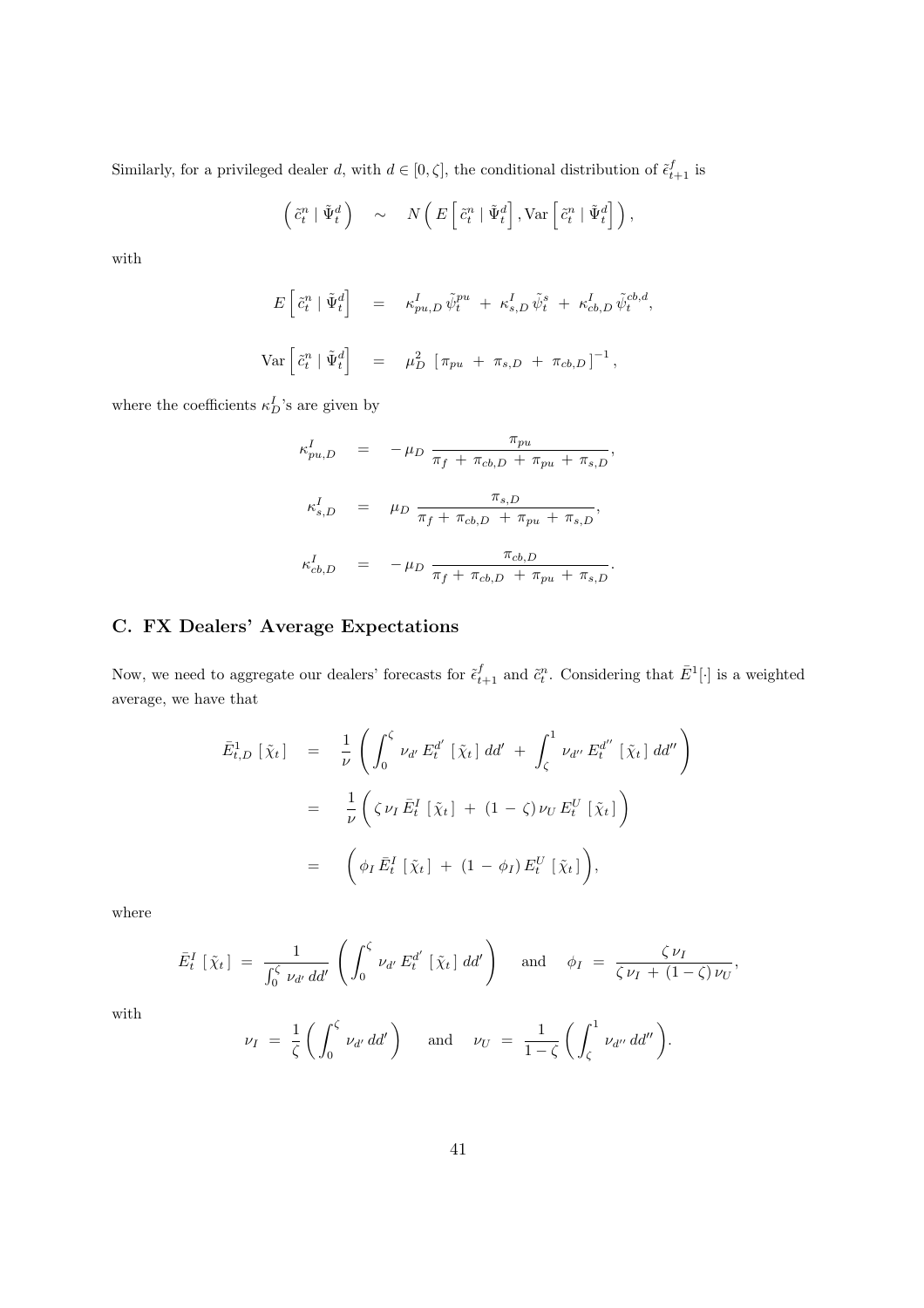Similarly, for a privileged dealer $d$, with $d \in [0, \zeta]$, the conditional distribution of $\tilde{\epsilon}^f_{t+1}$ is

$$
\left( \tilde{c}^n_t \mid \tilde{\Psi}^d_t \right) \quad \sim \quad N\left( E\left[ \tilde{c}^n_t \mid \tilde{\Psi}^d_t \right], \mathrm{Var}\left[ \tilde{c}^n_t \mid \tilde{\Psi}^d_t \right] \right),
$$

with

$$
\begin{aligned}
E\left[ \tilde{c}^n_t \mid \tilde{\Psi}^d_t \right] &= \kappa^I_{pu,D}\, \tilde{\psi}^{pu}_t \;+\; \kappa^I_{s,D}\, \tilde{\psi}^s_t \;+\; \kappa^I_{cb,D}\, \tilde{\psi}^{cb,d}_t, \\
\mathrm{Var}\left[ \tilde{c}^n_t \mid \tilde{\Psi}^d_t \right] &= \mu^2_D \; \left[ \pi_{pu} \;+\; \pi_{s,D} \;+\; \pi_{cb,D} \right]^{-1},
\end{aligned}
$$

where the coefficients $\kappa^I_D$'s are given by

$$
\begin{aligned}
\kappa^I_{pu,D} &= -\,\mu_D\, \frac{\pi_{pu}}{\pi_f \;+\; \pi_{cb,D} \;+\; \pi_{pu} \;+\; \pi_{s,D}}, \\
\kappa^I_{s,D} &= \mu_D\, \frac{\pi_{s,D}}{\pi_f + \pi_{cb,D} \;+\; \pi_{pu} \;+\; \pi_{s,D}}, \\
\kappa^I_{cb,D} &= -\,\mu_D\, \frac{\pi_{cb,D}}{\pi_f + \pi_{cb,D} \;+\; \pi_{pu} \;+\; \pi_{s,D}}.
\end{aligned}
$$

## C. FX Dealers' Average Expectations

Now, we need to aggregate our dealers' forecasts for $\tilde{\epsilon}^f_{t+1}$ and $\tilde{c}^n_t$. Considering that $\bar{E}^1[\cdot]$ is a weighted average, we have that

$$
\begin{aligned}
\bar{E}^1_{t,D}\left[\, \tilde{\chi}_t \,\right] &= \frac{1}{\nu}\left( \int_0^{\zeta} \nu_{d'}\, E^{d'}_t\left[\, \tilde{\chi}_t \,\right] dd' \;+\; \int_{\zeta}^{1} \nu_{d''}\, E^{d''}_t\left[\, \tilde{\chi}_t \,\right] dd'' \right) \\
&= \frac{1}{\nu}\left( \zeta\, \nu_I\, \bar{E}^I_t\left[\, \tilde{\chi}_t \,\right] \;+\; (1 \,-\, \zeta)\, \nu_U\, E^U_t\left[\, \tilde{\chi}_t \,\right] \right) \\
&= \left( \phi_I\, \bar{E}^I_t\left[\, \tilde{\chi}_t \,\right] \;+\; (1 \,-\, \phi_I)\, E^U_t\left[\, \tilde{\chi}_t \,\right] \right),
\end{aligned}
$$

where

$$
\bar{E}^I_t\left[\, \tilde{\chi}_t \,\right] \;=\; \frac{1}{\int_0^{\zeta} \nu_{d'}\, dd'}\left( \int_0^{\zeta} \nu_{d'}\, E^{d'}_t\left[\, \tilde{\chi}_t \,\right] dd' \right) \quad \text{and} \quad \phi_I \;=\; \frac{\zeta\, \nu_I}{\zeta\, \nu_I \,+\, (1 - \zeta)\, \nu_U},
$$

with

$$
\nu_I \;=\; \frac{1}{\zeta}\left( \int_0^{\zeta} \nu_{d'}\, dd' \right) \quad \text{and} \quad \nu_U \;=\; \frac{1}{1 - \zeta}\left( \int_{\zeta}^{1} \nu_{d''}\, dd'' \right).
$$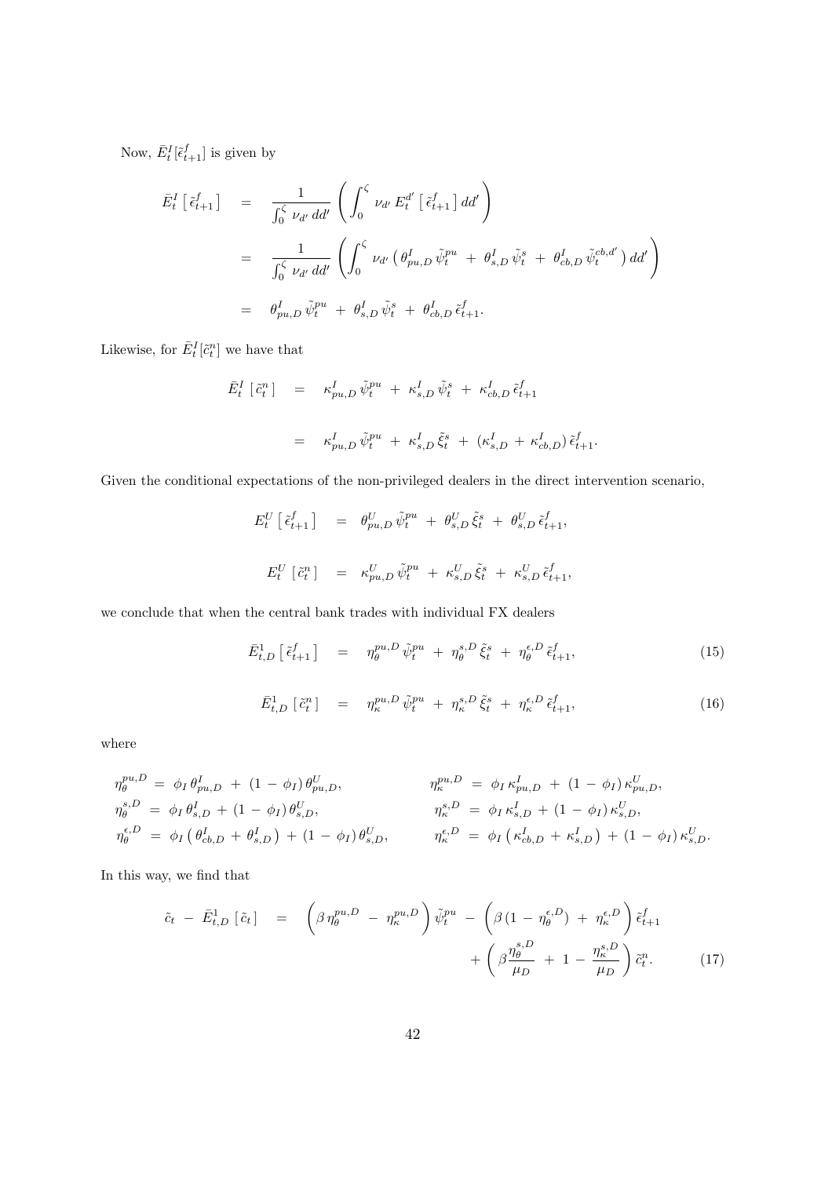Now, $\bar{E}_t^I[\tilde{\epsilon}_{t+1}^f]$ is given by

$$
\begin{aligned}
\bar{E}_t^I\left[\tilde{\epsilon}_{t+1}^f\right] &= \frac{1}{\int_0^\zeta \nu_{d'}\,dd'}\left(\int_0^\zeta \nu_{d'}\,E_t^{d'}\left[\tilde{\epsilon}_{t+1}^f\right]dd'\right) \\
&= \frac{1}{\int_0^\zeta \nu_{d'}\,dd'}\left(\int_0^\zeta \nu_{d'}\left(\theta_{pu,D}^I\,\tilde{\psi}_t^{pu} + \theta_{s,D}^I\,\tilde{\psi}_t^s + \theta_{cb,D}^I\,\tilde{\psi}_t^{cb,d'}\right)dd'\right) \\
&= \theta_{pu,D}^I\,\tilde{\psi}_t^{pu} + \theta_{s,D}^I\,\tilde{\psi}_t^s + \theta_{cb,D}^I\,\tilde{\epsilon}_{t+1}^f.
\end{aligned}
$$

Likewise, for $\bar{E}_t^I[\tilde{c}_t^n]$ we have that

$$
\begin{aligned}
\bar{E}_t^I\left[\tilde{c}_t^n\right] &= \kappa_{pu,D}^I\,\tilde{\psi}_t^{pu} + \kappa_{s,D}^I\,\tilde{\psi}_t^s + \kappa_{cb,D}^I\,\tilde{\epsilon}_{t+1}^f \\
&= \kappa_{pu,D}^I\,\tilde{\psi}_t^{pu} + \kappa_{s,D}^I\,\tilde{\xi}_t^s + (\kappa_{s,D}^I + \kappa_{cb,D}^I)\,\tilde{\epsilon}_{t+1}^f.
\end{aligned}
$$

Given the conditional expectations of the non-privileged dealers in the direct intervention scenario,

$$
\begin{aligned}
E_t^U\left[\tilde{\epsilon}_{t+1}^f\right] &= \theta_{pu,D}^U\,\tilde{\psi}_t^{pu} + \theta_{s,D}^U\,\tilde{\xi}_t^s + \theta_{s,D}^U\,\tilde{\epsilon}_{t+1}^f, \\
E_t^U\left[\tilde{c}_t^n\right] &= \kappa_{pu,D}^U\,\tilde{\psi}_t^{pu} + \kappa_{s,D}^U\,\tilde{\xi}_t^s + \kappa_{s,D}^U\,\tilde{\epsilon}_{t+1}^f,
\end{aligned}
$$

we conclude that when the central bank trades with individual FX dealers

$$
\bar{E}_{t,D}^1\left[\tilde{\epsilon}_{t+1}^f\right] = \eta_\theta^{pu,D}\,\tilde{\psi}_t^{pu} + \eta_\theta^{s,D}\,\tilde{\xi}_t^s + \eta_\theta^{\epsilon,D}\,\tilde{\epsilon}_{t+1}^f, \tag{15}
$$

$$
\bar{E}_{t,D}^1\left[\tilde{c}_t^n\right] = \eta_\kappa^{pu,D}\,\tilde{\psi}_t^{pu} + \eta_\kappa^{s,D}\,\tilde{\xi}_t^s + \eta_\kappa^{\epsilon,D}\,\tilde{\epsilon}_{t+1}^f, \tag{16}
$$

where

$$
\begin{aligned}
\eta_\theta^{pu,D} &= \phi_I\,\theta_{pu,D}^I + (1-\phi_I)\,\theta_{pu,D}^U, & \eta_\kappa^{pu,D} &= \phi_I\,\kappa_{pu,D}^I + (1-\phi_I)\,\kappa_{pu,D}^U, \\
\eta_\theta^{s,D} &= \phi_I\,\theta_{s,D}^I + (1-\phi_I)\,\theta_{s,D}^U, & \eta_\kappa^{s,D} &= \phi_I\,\kappa_{s,D}^I + (1-\phi_I)\,\kappa_{s,D}^U, \\
\eta_\theta^{\epsilon,D} &= \phi_I\left(\theta_{cb,D}^I + \theta_{s,D}^I\right) + (1-\phi_I)\,\theta_{s,D}^U, & \eta_\kappa^{\epsilon,D} &= \phi_I\left(\kappa_{cb,D}^I + \kappa_{s,D}^I\right) + (1-\phi_I)\,\kappa_{s,D}^U.
\end{aligned}
$$

In this way, we find that

$$
\begin{aligned}
\tilde{c}_t - \bar{E}_{t,D}^1\left[\tilde{c}_t\right] = &\left(\beta\,\eta_\theta^{pu,D} - \eta_\kappa^{pu,D}\right)\tilde{\psi}_t^{pu} - \left(\beta\,(1-\eta_\theta^{\epsilon,D}) + \eta_\kappa^{\epsilon,D}\right)\tilde{\epsilon}_{t+1}^f \\
&+ \left(\beta\frac{\eta_\theta^{s,D}}{\mu_D} + 1 - \frac{\eta_\kappa^{s,D}}{\mu_D}\right)\tilde{c}_t^n.
\end{aligned} \tag{17}
$$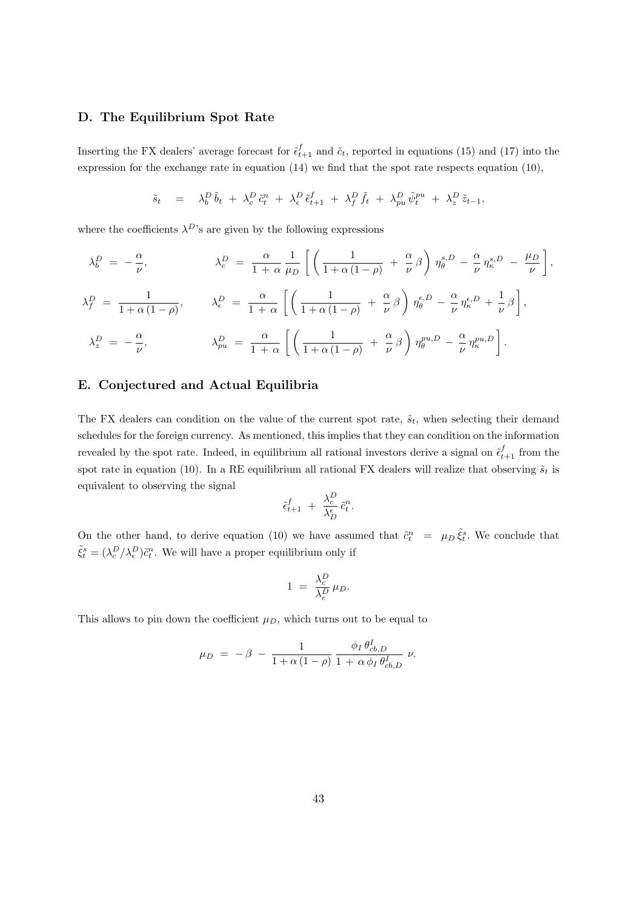## D. The Equilibrium Spot Rate

Inserting the FX dealers' average forecast for $\tilde{\epsilon}^f_{t+1}$ and $\tilde{c}_t$, reported in equations (15) and (17) into the expression for the exchange rate in equation (14) we find that the spot rate respects equation (10),

$$\tilde{s}_t \quad = \quad \lambda^D_b \, \tilde{b}_t \; + \; \lambda^D_c \, \tilde{c}^n_t \; + \; \lambda^D_\epsilon \, \tilde{\epsilon}^f_{t+1} \; + \; \lambda^D_f \, \tilde{f}_t \; + \; \lambda^D_{pu} \, \tilde{\psi}^{pu}_t \; + \; \lambda^D_z \, \tilde{z}_{t-1},$$

where the coefficients $\lambda^D$'s are given by the following expressions

$$\lambda^D_b \; = \; -\frac{\alpha}{\nu}, \qquad \lambda^D_c \; = \; \frac{\alpha}{1 \, + \, \alpha} \, \frac{1}{\mu_D} \left[ \left( \frac{1}{1 + \alpha \, (1 - \rho)} \; + \; \frac{\alpha}{\nu} \, \beta \right) \eta^{s,D}_\theta \; - \; \frac{\alpha}{\nu} \, \eta^{s,D}_\kappa \; - \; \frac{\mu_D}{\nu} \right],$$

$$\lambda^D_f \; = \; \frac{1}{1 + \alpha \, (1 - \rho)}, \qquad \lambda^D_\epsilon \; = \; \frac{\alpha}{1 \, + \, \alpha} \left[ \left( \frac{1}{1 + \alpha \, (1 - \rho)} \; + \; \frac{\alpha}{\nu} \, \beta \right) \eta^{\epsilon,D}_\theta \; - \; \frac{\alpha}{\nu} \, \eta^{\epsilon,D}_\kappa \; + \; \frac{1}{\nu} \, \beta \right],$$

$$\lambda^D_z \; = \; -\frac{\alpha}{\nu}, \qquad \lambda^D_{pu} \; = \; \frac{\alpha}{1 \, + \, \alpha} \left[ \left( \frac{1}{1 + \alpha \, (1 - \rho)} \; + \; \frac{\alpha}{\nu} \, \beta \right) \eta^{pu,D}_\theta \; - \; \frac{\alpha}{\nu} \, \eta^{pu,D}_\kappa \right].$$

## E. Conjectured and Actual Equilibria

The FX dealers can condition on the value of the current spot rate, $\tilde{s}_t$, when selecting their demand schedules for the foreign currency. As mentioned, this implies that they can condition on the information revealed by the spot rate. Indeed, in equilibrium all rational investors derive a signal on $\tilde{\epsilon}^f_{t+1}$ from the spot rate in equation (10). In a RE equilibrium all rational FX dealers will realize that observing $\tilde{s}_t$ is equivalent to observing the signal

$$\tilde{\epsilon}^f_{t+1} \; + \; \frac{\lambda^D_c}{\lambda^\epsilon_D} \, \tilde{c}^n_t.$$

On the other hand, to derive equation (10) we have assumed that $\tilde{c}^n_t \; = \; \mu_D \, \tilde{\xi}^s_t$. We conclude that $\tilde{\xi}^s_t = (\lambda^D_c / \lambda^D_\epsilon) \tilde{c}^n_t$. We will have a proper equilibrium only if

$$1 \; = \; \frac{\lambda^D_c}{\lambda^D_\epsilon} \, \mu_D.$$

This allows to pin down the coefficient $\mu_D$, which turns out to be equal to

$$\mu_D \; = \; -\beta \; - \; \frac{1}{1 + \alpha \, (1 - \rho)} \, \frac{\phi_I \, \theta^I_{cb,D}}{1 \, + \, \alpha \, \phi_I \, \theta^I_{cb,D}} \; \nu.$$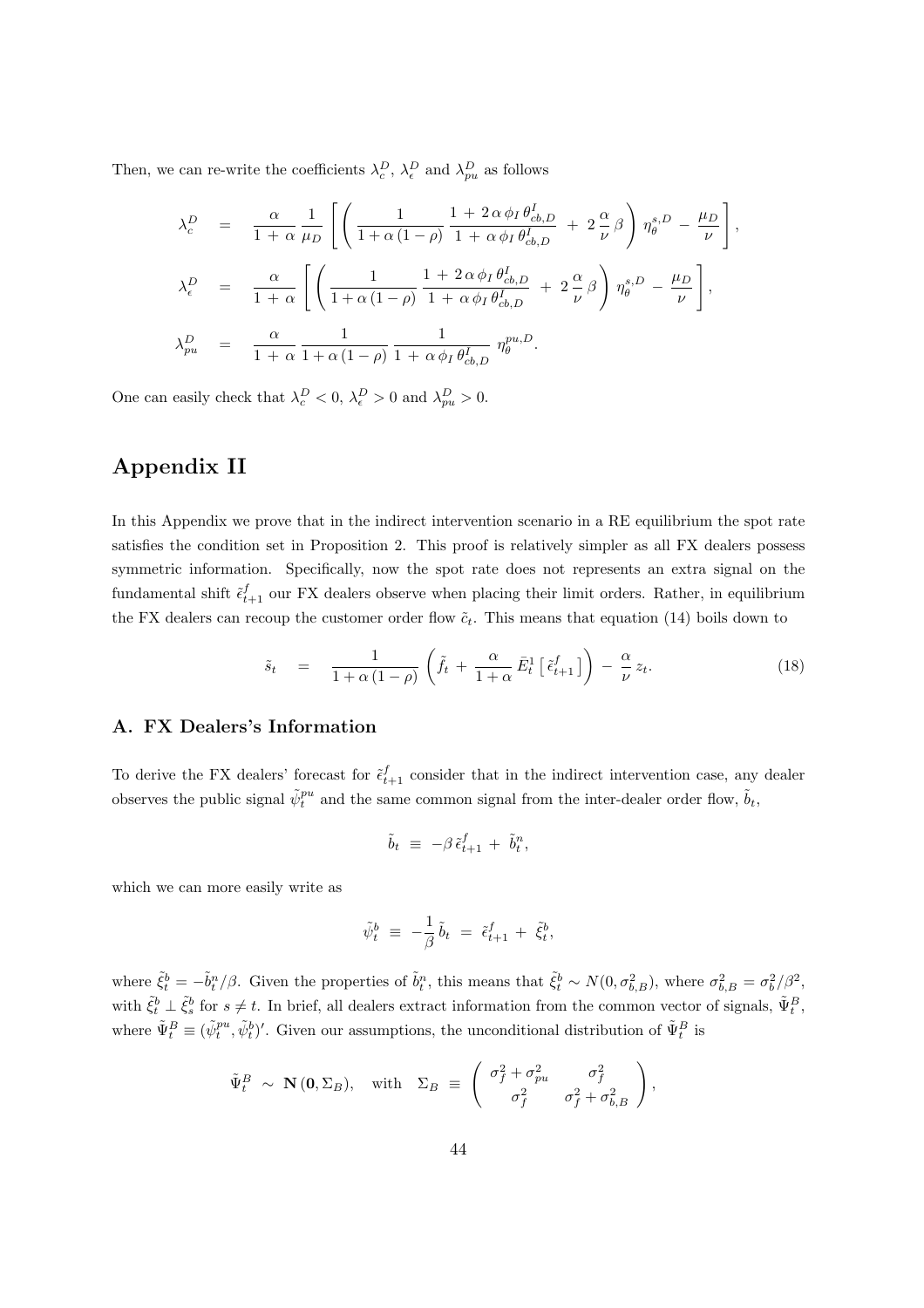Then, we can re-write the coefficients $\lambda_c^D$, $\lambda_\epsilon^D$ and $\lambda_{pu}^D$ as follows

$$
\begin{aligned}
\lambda_c^D &= \frac{\alpha}{1\,+\,\alpha}\,\frac{1}{\mu_D}\left[\left(\frac{1}{1+\alpha\,(1-\rho)}\,\frac{1\,+\,2\,\alpha\,\phi_I\,\theta_{cb,D}^I}{1\,+\,\alpha\,\phi_I\,\theta_{cb,D}^I}\,+\,2\,\frac{\alpha}{\nu}\,\beta\right)\eta_\theta^{s,D}\,-\,\frac{\mu_D}{\nu}\right],\\
\lambda_\epsilon^D &= \frac{\alpha}{1\,+\,\alpha}\left[\left(\frac{1}{1+\alpha\,(1-\rho)}\,\frac{1\,+\,2\,\alpha\,\phi_I\,\theta_{cb,D}^I}{1\,+\,\alpha\,\phi_I\,\theta_{cb,D}^I}\,+\,2\,\frac{\alpha}{\nu}\,\beta\right)\eta_\theta^{s,D}\,-\,\frac{\mu_D}{\nu}\right],\\
\lambda_{pu}^D &= \frac{\alpha}{1\,+\,\alpha}\,\frac{1}{1+\alpha\,(1-\rho)}\,\frac{1}{1\,+\,\alpha\,\phi_I\,\theta_{cb,D}^I}\,\eta_\theta^{pu,D}.
\end{aligned}
$$

One can easily check that $\lambda_c^D < 0$, $\lambda_\epsilon^D > 0$ and $\lambda_{pu}^D > 0$.

# Appendix II

In this Appendix we prove that in the indirect intervention scenario in a RE equilibrium the spot rate satisfies the condition set in Proposition 2. This proof is relatively simpler as all FX dealers possess symmetric information. Specifically, now the spot rate does not represents an extra signal on the fundamental shift $\tilde{\epsilon}_{t+1}^f$ our FX dealers observe when placing their limit orders. Rather, in equilibrium the FX dealers can recoup the customer order flow $\tilde{c}_t$. This means that equation (14) boils down to

$$
\tilde{s}_t \;=\; \frac{1}{1+\alpha\,(1-\rho)}\left(\tilde{f}_t\,+\,\frac{\alpha}{1+\alpha}\,\bar{E}_t^1\left[\,\tilde{\epsilon}_{t+1}^f\,\right]\right)\,-\,\frac{\alpha}{\nu}\,z_t. \tag{18}
$$

## A. FX Dealers's Information

To derive the FX dealers' forecast for $\tilde{\epsilon}_{t+1}^f$ consider that in the indirect intervention case, any dealer observes the public signal $\tilde{\psi}_t^{pu}$ and the same common signal from the inter-dealer order flow, $\tilde{b}_t$,

$$
\tilde{b}_t \;\equiv\; -\beta\,\tilde{\epsilon}_{t+1}^f\,+\,\tilde{b}_t^n,
$$

which we can more easily write as

$$
\tilde{\psi}_t^b \;\equiv\; -\frac{1}{\beta}\,\tilde{b}_t \;=\; \tilde{\epsilon}_{t+1}^f\,+\,\tilde{\xi}_t^b,
$$

where $\tilde{\xi}_t^b = -\tilde{b}_t^n/\beta$. Given the properties of $\tilde{b}_t^n$, this means that $\tilde{\xi}_t^b \sim N(0, \sigma_{b,B}^2)$, where $\sigma_{b,B}^2 = \sigma_b^2/\beta^2$, with $\tilde{\xi}_t^b \perp \tilde{\xi}_s^b$ for $s \neq t$. In brief, all dealers extract information from the common vector of signals, $\tilde{\Psi}_t^B$, where $\tilde{\Psi}_t^B \equiv (\tilde{\psi}_t^{pu}, \tilde{\psi}_t^b)'$. Given our assumptions, the unconditional distribution of $\tilde{\Psi}_t^B$ is

$$
\tilde{\Psi}_t^B \;\sim\; \mathbf{N}\,(\mathbf{0}, \Sigma_B), \quad \text{with} \quad \Sigma_B \;\equiv\; \begin{pmatrix} \sigma_f^2 + \sigma_{pu}^2 & \sigma_f^2 \\ \sigma_f^2 & \sigma_f^2 + \sigma_{b,B}^2 \end{pmatrix},
$$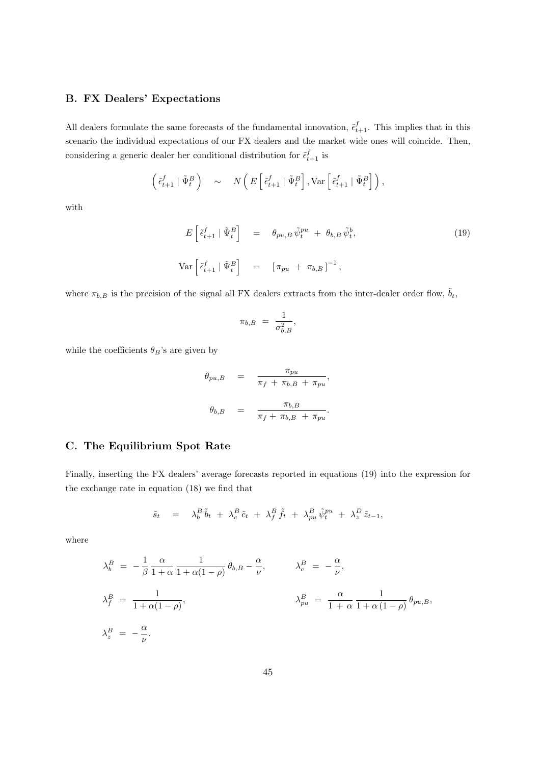### B. FX Dealers' Expectations

All dealers formulate the same forecasts of the fundamental innovation, $\tilde{\epsilon}^f_{t+1}$. This implies that in this scenario the individual expectations of our FX dealers and the market wide ones will coincide. Then, considering a generic dealer her conditional distribution for $\tilde{\epsilon}^f_{t+1}$ is

$$\left( \tilde{\epsilon}^f_{t+1} \mid \tilde{\Psi}^B_t \right) \quad \sim \quad N\left( E\left[ \tilde{\epsilon}^f_{t+1} \mid \tilde{\Psi}^B_t \right], \mathrm{Var}\left[ \tilde{\epsilon}^f_{t+1} \mid \tilde{\Psi}^B_t \right] \right),$$

with

$$E\left[ \tilde{\epsilon}^f_{t+1} \mid \tilde{\Psi}^B_t \right] \quad = \quad \theta_{pu,B}\, \tilde{\psi}^{pu}_t \;+\; \theta_{b,B}\, \tilde{\psi}^b_t, \tag{19}$$

$$\mathrm{Var}\left[ \tilde{\epsilon}^f_{t+1} \mid \tilde{\Psi}^B_t \right] \quad = \quad \left[ \pi_{pu} \;+\; \pi_{b,B} \right]^{-1},$$

where $\pi_{b,B}$ is the precision of the signal all FX dealers extracts from the inter-dealer order flow, $\tilde{b}_t$,

$$\pi_{b,B} \;=\; \frac{1}{\sigma^2_{b,B}},$$

while the coefficients $\theta_B$'s are given by

$$\theta_{pu,B} \quad = \quad \frac{\pi_{pu}}{\pi_f \;+\; \pi_{b,B} \;+\; \pi_{pu}},$$

$$\theta_{b,B} \quad = \quad \frac{\pi_{b,B}}{\pi_f + \pi_{b,B} \;+\; \pi_{pu}}.$$

### C. The Equilibrium Spot Rate

Finally, inserting the FX dealers' average forecasts reported in equations (19) into the expression for the exchange rate in equation (18) we find that

$$\tilde{s}_t \quad = \quad \lambda^B_b\, \tilde{b}_t \;+\; \lambda^B_c\, \tilde{c}_t \;+\; \lambda^B_f\, \tilde{f}_t \;+\; \lambda^B_{pu}\, \tilde{\psi}^{pu}_t \;+\; \lambda^D_z\, \tilde{z}_{t-1},$$

where

$$\lambda^B_b \;=\; -\frac{1}{\beta}\, \frac{\alpha}{1+\alpha}\, \frac{1}{1+\alpha(1-\rho)}\, \theta_{b,B} - \frac{\alpha}{\nu}, \qquad \lambda^B_c \;=\; -\frac{\alpha}{\nu},$$

$$\lambda^B_f \;=\; \frac{1}{1+\alpha(1-\rho)}, \qquad \lambda^B_{pu} \;=\; \frac{\alpha}{1\,+\,\alpha}\, \frac{1}{1+\alpha\,(1-\rho)}\, \theta_{pu,B},$$

$$\lambda^B_z \;=\; -\frac{\alpha}{\nu}.$$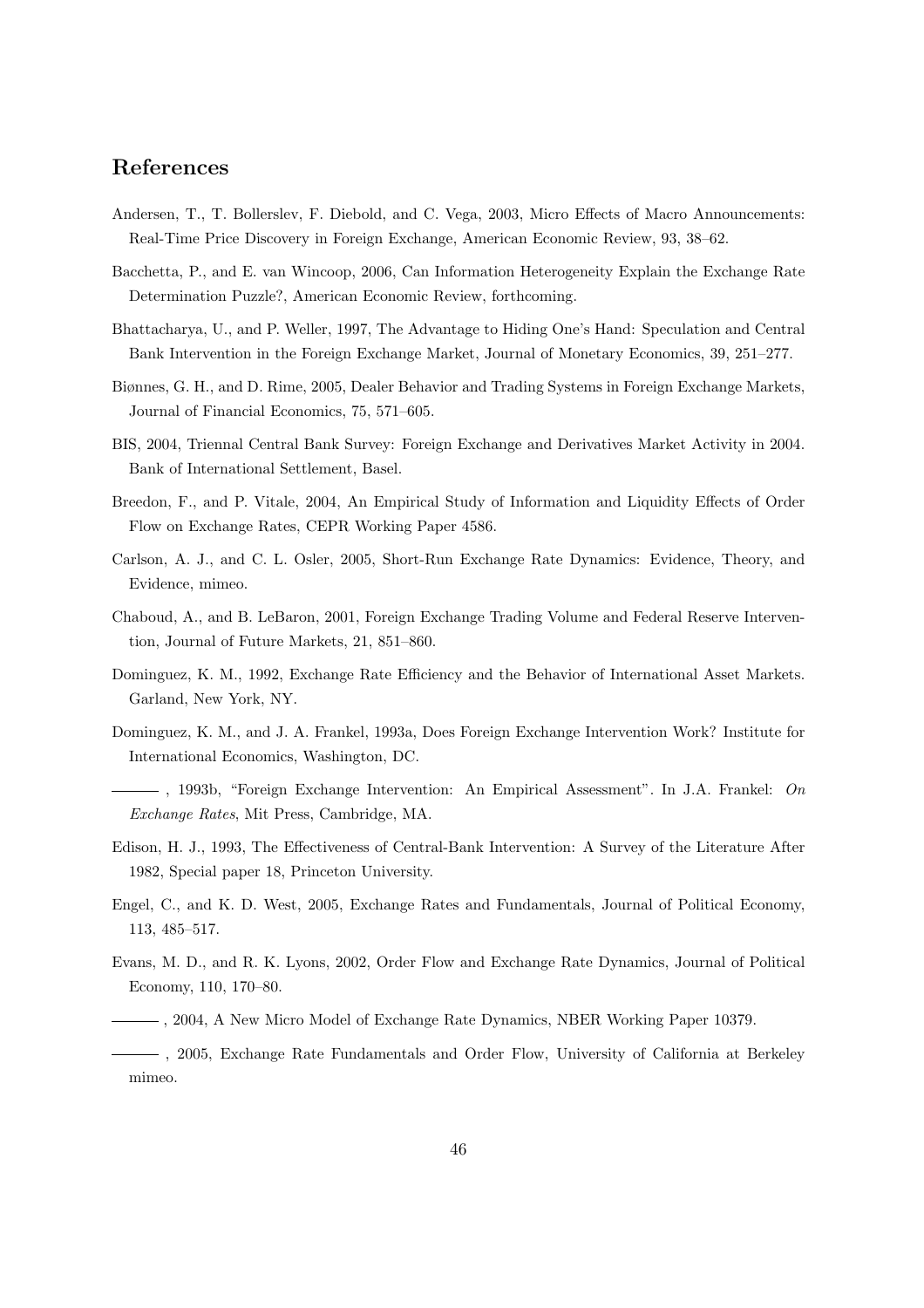## References

Andersen, T., T. Bollerslev, F. Diebold, and C. Vega, 2003, Micro Effects of Macro Announcements: Real-Time Price Discovery in Foreign Exchange, American Economic Review, 93, 38–62.

Bacchetta, P., and E. van Wincoop, 2006, Can Information Heterogeneity Explain the Exchange Rate Determination Puzzle?, American Economic Review, forthcoming.

Bhattacharya, U., and P. Weller, 1997, The Advantage to Hiding One's Hand: Speculation and Central Bank Intervention in the Foreign Exchange Market, Journal of Monetary Economics, 39, 251–277.

Biønnes, G. H., and D. Rime, 2005, Dealer Behavior and Trading Systems in Foreign Exchange Markets, Journal of Financial Economics, 75, 571–605.

BIS, 2004, Triennal Central Bank Survey: Foreign Exchange and Derivatives Market Activity in 2004. Bank of International Settlement, Basel.

Breedon, F., and P. Vitale, 2004, An Empirical Study of Information and Liquidity Effects of Order Flow on Exchange Rates, CEPR Working Paper 4586.

Carlson, A. J., and C. L. Osler, 2005, Short-Run Exchange Rate Dynamics: Evidence, Theory, and Evidence, mimeo.

Chaboud, A., and B. LeBaron, 2001, Foreign Exchange Trading Volume and Federal Reserve Intervention, Journal of Future Markets, 21, 851–860.

Dominguez, K. M., 1992, Exchange Rate Efficiency and the Behavior of International Asset Markets. Garland, New York, NY.

Dominguez, K. M., and J. A. Frankel, 1993a, Does Foreign Exchange Intervention Work? Institute for International Economics, Washington, DC.

——— , 1993b, "Foreign Exchange Intervention: An Empirical Assessment". In J.A. Frankel: *On Exchange Rates*, Mit Press, Cambridge, MA.

Edison, H. J., 1993, The Effectiveness of Central-Bank Intervention: A Survey of the Literature After 1982, Special paper 18, Princeton University.

Engel, C., and K. D. West, 2005, Exchange Rates and Fundamentals, Journal of Political Economy, 113, 485–517.

Evans, M. D., and R. K. Lyons, 2002, Order Flow and Exchange Rate Dynamics, Journal of Political Economy, 110, 170–80.

——— , 2004, A New Micro Model of Exchange Rate Dynamics, NBER Working Paper 10379.

——— , 2005, Exchange Rate Fundamentals and Order Flow, University of California at Berkeley mimeo.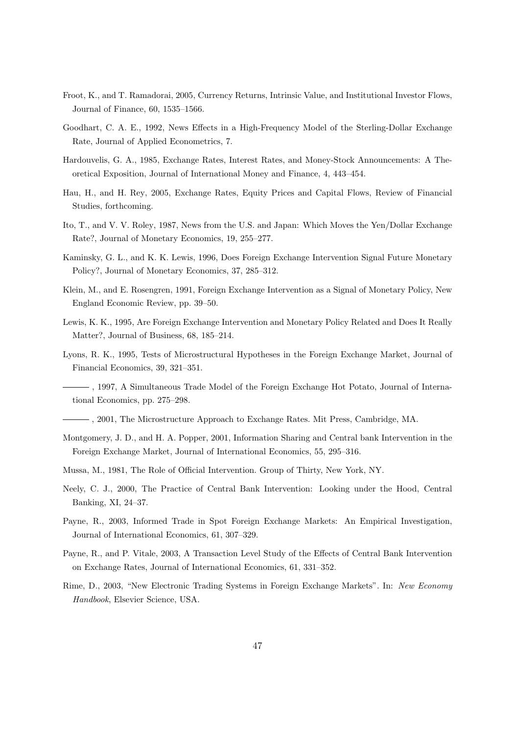Froot, K., and T. Ramadorai, 2005, Currency Returns, Intrinsic Value, and Institutional Investor Flows, Journal of Finance, 60, 1535–1566.

Goodhart, C. A. E., 1992, News Effects in a High-Frequency Model of the Sterling-Dollar Exchange Rate, Journal of Applied Econometrics, 7.

Hardouvelis, G. A., 1985, Exchange Rates, Interest Rates, and Money-Stock Announcements: A Theoretical Exposition, Journal of International Money and Finance, 4, 443–454.

Hau, H., and H. Rey, 2005, Exchange Rates, Equity Prices and Capital Flows, Review of Financial Studies, forthcoming.

Ito, T., and V. V. Roley, 1987, News from the U.S. and Japan: Which Moves the Yen/Dollar Exchange Rate?, Journal of Monetary Economics, 19, 255–277.

Kaminsky, G. L., and K. K. Lewis, 1996, Does Foreign Exchange Intervention Signal Future Monetary Policy?, Journal of Monetary Economics, 37, 285–312.

Klein, M., and E. Rosengren, 1991, Foreign Exchange Intervention as a Signal of Monetary Policy, New England Economic Review, pp. 39–50.

Lewis, K. K., 1995, Are Foreign Exchange Intervention and Monetary Policy Related and Does It Really Matter?, Journal of Business, 68, 185–214.

Lyons, R. K., 1995, Tests of Microstructural Hypotheses in the Foreign Exchange Market, Journal of Financial Economics, 39, 321–351.

———, 1997, A Simultaneous Trade Model of the Foreign Exchange Hot Potato, Journal of International Economics, pp. 275–298.

———, 2001, The Microstructure Approach to Exchange Rates. Mit Press, Cambridge, MA.

Montgomery, J. D., and H. A. Popper, 2001, Information Sharing and Central bank Intervention in the Foreign Exchange Market, Journal of International Economics, 55, 295–316.

Mussa, M., 1981, The Role of Official Intervention. Group of Thirty, New York, NY.

Neely, C. J., 2000, The Practice of Central Bank Intervention: Looking under the Hood, Central Banking, XI, 24–37.

Payne, R., 2003, Informed Trade in Spot Foreign Exchange Markets: An Empirical Investigation, Journal of International Economics, 61, 307–329.

Payne, R., and P. Vitale, 2003, A Transaction Level Study of the Effects of Central Bank Intervention on Exchange Rates, Journal of International Economics, 61, 331–352.

Rime, D., 2003, "New Electronic Trading Systems in Foreign Exchange Markets". In: *New Economy Handbook*, Elsevier Science, USA.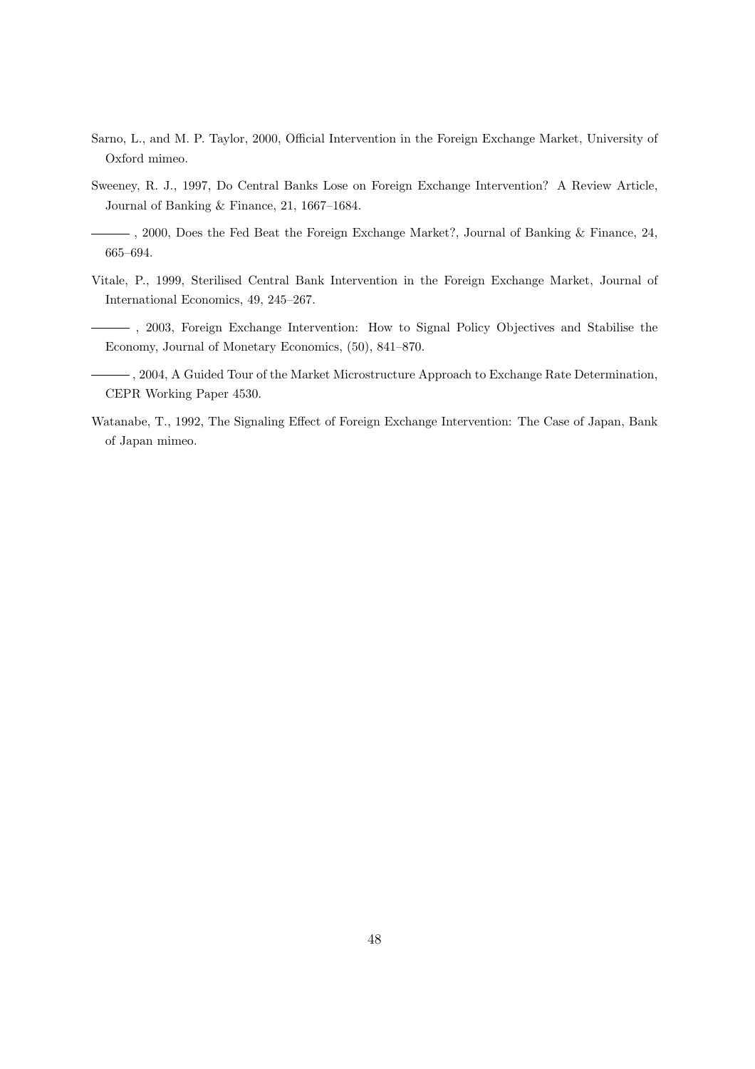Sarno, L., and M. P. Taylor, 2000, Official Intervention in the Foreign Exchange Market, University of Oxford mimeo.

Sweeney, R. J., 1997, Do Central Banks Lose on Foreign Exchange Intervention? A Review Article, Journal of Banking & Finance, 21, 1667–1684.

———, 2000, Does the Fed Beat the Foreign Exchange Market?, Journal of Banking & Finance, 24, 665–694.

Vitale, P., 1999, Sterilised Central Bank Intervention in the Foreign Exchange Market, Journal of International Economics, 49, 245–267.

———, 2003, Foreign Exchange Intervention: How to Signal Policy Objectives and Stabilise the Economy, Journal of Monetary Economics, (50), 841–870.

———, 2004, A Guided Tour of the Market Microstructure Approach to Exchange Rate Determination, CEPR Working Paper 4530.

Watanabe, T., 1992, The Signaling Effect of Foreign Exchange Intervention: The Case of Japan, Bank of Japan mimeo.